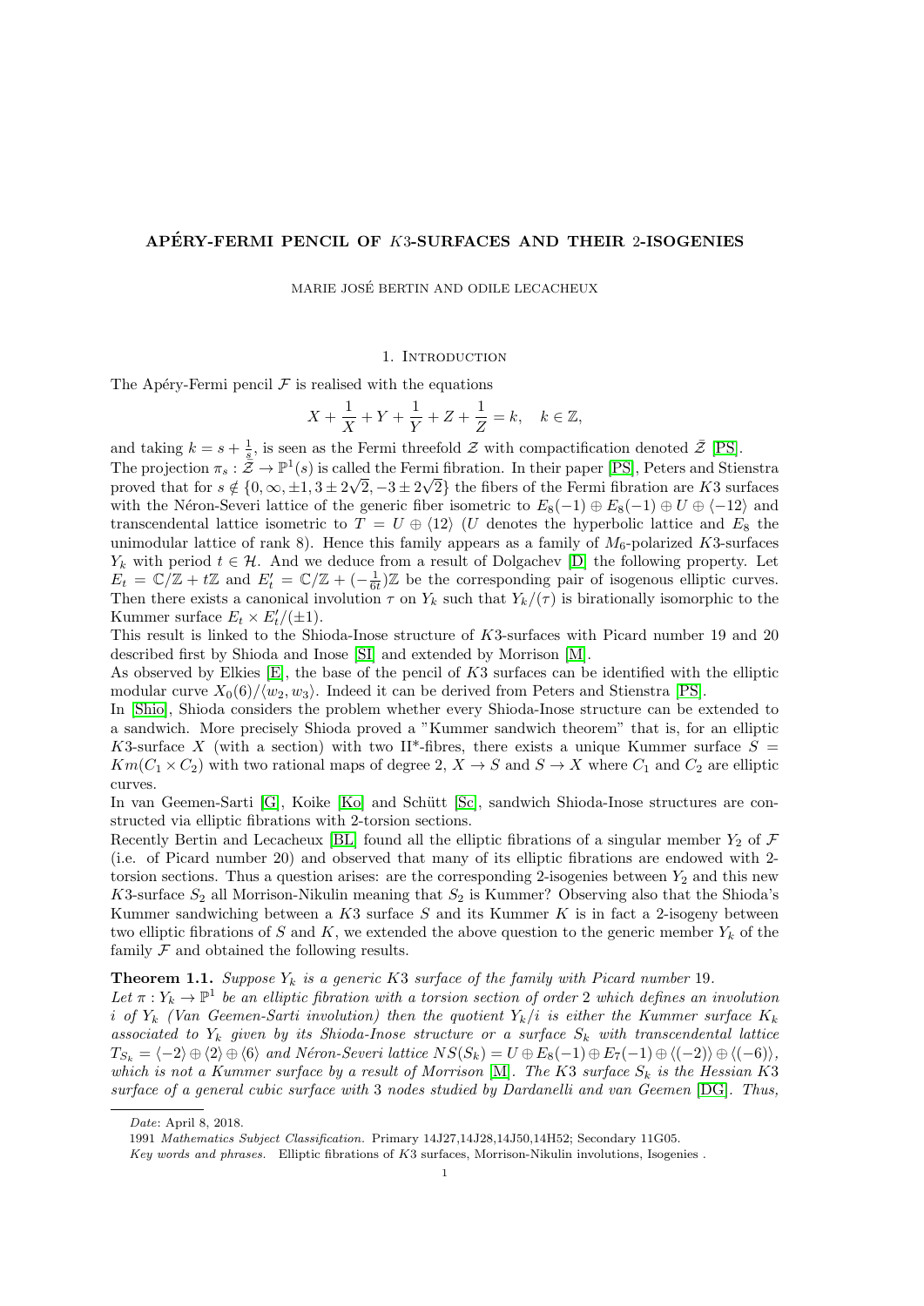# APÉRY-FERMI PENCIL OF $K3$-SURFACES AND THEIR 2-ISOGENIES

MARIE JOSÉ BERTIN AND ODILE LECACHEUX

## 1. Introduction

The Apéry-Fermi pencil $\mathcal{F}$ is realised with the equations

$$X + \frac{1}{X} + Y + \frac{1}{Y} + Z + \frac{1}{Z} = k, \quad k \in \mathbb{Z},$$

and taking $k = s + \frac{1}{s}$, is seen as the Fermi threefold $\mathcal{Z}$ with compactification denoted $\bar{\mathcal{Z}}$ [PS].
The projection $\pi_s : \bar{\mathcal{Z}} \to \mathbb{P}^1(s)$ is called the Fermi fibration. In their paper [PS], Peters and Stienstra proved that for $s \notin \{0, \infty, \pm 1, 3 \pm 2\sqrt{2}, -3 \pm 2\sqrt{2}\}$ the fibers of the Fermi fibration are $K3$ surfaces with the Néron-Severi lattice of the generic fiber isometric to $E_8(-1) \oplus E_8(-1) \oplus U \oplus \langle -12 \rangle$ and transcendental lattice isometric to $T = U \oplus \langle 12 \rangle$ ($U$ denotes the hyperbolic lattice and $E_8$ the unimodular lattice of rank 8). Hence this family appears as a family of $M_6$-polarized $K3$-surfaces $Y_k$ with period $t \in \mathcal{H}$. And we deduce from a result of Dolgachev [D] the following property. Let $E_t = \mathbb{C}/\mathbb{Z} + t\mathbb{Z}$ and $E'_t = \mathbb{C}/\mathbb{Z} + (-\frac{1}{6t})\mathbb{Z}$ be the corresponding pair of isogenous elliptic curves. Then there exists a canonical involution $\tau$ on $Y_k$ such that $Y_k/(\tau)$ is birationally isomorphic to the Kummer surface $E_t \times E'_t/(\pm 1)$.
This result is linked to the Shioda-Inose structure of $K3$-surfaces with Picard number 19 and 20 described first by Shioda and Inose [SI] and extended by Morrison [M].
As observed by Elkies [E], the base of the pencil of $K3$ surfaces can be identified with the elliptic modular curve $X_0(6)/\langle w_2, w_3 \rangle$. Indeed it can be derived from Peters and Stienstra [PS].
In [Shio], Shioda considers the problem whether every Shioda-Inose structure can be extended to a sandwich. More precisely Shioda proved a "Kummer sandwich theorem" that is, for an elliptic $K3$-surface $X$ (with a section) with two II*-fibres, there exists a unique Kummer surface $S = Km(C_1 \times C_2)$ with two rational maps of degree 2, $X \to S$ and $S \to X$ where $C_1$ and $C_2$ are elliptic curves.
In van Geemen-Sarti [G], Koike [Ko] and Schütt [Sc], sandwich Shioda-Inose structures are constructed via elliptic fibrations with 2-torsion sections.
Recently Bertin and Lecacheux [BL] found all the elliptic fibrations of a singular member $Y_2$ of $\mathcal{F}$ (i.e. of Picard number 20) and observed that many of its elliptic fibrations are endowed with 2-torsion sections. Thus a question arises: are the corresponding 2-isogenies between $Y_2$ and this new $K3$-surface $S_2$ all Morrison-Nikulin meaning that $S_2$ is Kummer? Observing also that the Shioda's Kummer sandwiching between a $K3$ surface $S$ and its Kummer $K$ is in fact a 2-isogeny between two elliptic fibrations of $S$ and $K$, we extended the above question to the generic member $Y_k$ of the family $\mathcal{F}$ and obtained the following results.

**Theorem 1.1.** *Suppose $Y_k$ is a generic $K3$ surface of the family with Picard number 19.
Let $\pi : Y_k \to \mathbb{P}^1$ be an elliptic fibration with a torsion section of order 2 which defines an involution $i$ of $Y_k$ (Van Geemen-Sarti involution) then the quotient $Y_k/i$ is either the Kummer surface $K_k$ associated to $Y_k$ given by its Shioda-Inose structure or a surface $S_k$ with transcendental lattice $T_{S_k} = \langle -2 \rangle \oplus \langle 2 \rangle \oplus \langle 6 \rangle$ and Néron-Severi lattice $NS(S_k) = U \oplus E_8(-1) \oplus E_7(-1) \oplus \langle (-2) \rangle \oplus \langle (-6) \rangle$, which is not a Kummer surface by a result of Morrison [M]. The $K3$ surface $S_k$ is the Hessian $K3$ surface of a general cubic surface with 3 nodes studied by Dardanelli and van Geemen [DG]. Thus,*

---

*Date*: April 8, 2018.
1991 *Mathematics Subject Classification.* Primary 14J27,14J28,14J50,14H52; Secondary 11G05.
*Key words and phrases.* Elliptic fibrations of $K3$ surfaces, Morrison-Nikulin involutions, Isogenies .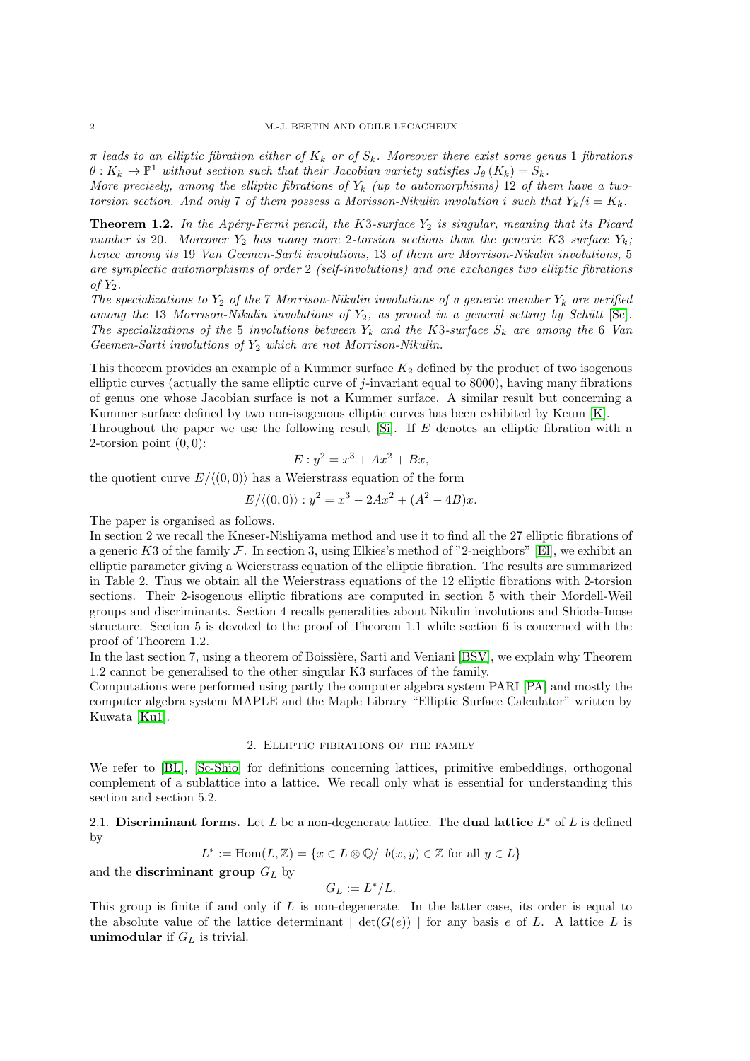*$\pi$ leads to an elliptic fibration either of $K_k$ or of $S_k$. Moreover there exist some genus 1 fibrations $\theta : K_k \to \mathbb{P}^1$ without section such that their Jacobian variety satisfies $J_\theta(K_k) = S_k$.*
*More precisely, among the elliptic fibrations of $Y_k$ (up to automorphisms) 12 of them have a two-torsion section. And only 7 of them possess a Morisson-Nikulin involution $i$ such that $Y_k/i = K_k$.*

**Theorem 1.2.** *In the Apéry-Fermi pencil, the K3-surface $Y_2$ is singular, meaning that its Picard number is 20. Moreover $Y_2$ has many more 2-torsion sections than the generic K3 surface $Y_k$; hence among its 19 Van Geemen-Sarti involutions, 13 of them are Morrison-Nikulin involutions, 5 are symplectic automorphisms of order 2 (self-involutions) and one exchanges two elliptic fibrations of $Y_2$.*
*The specializations to $Y_2$ of the 7 Morrison-Nikulin involutions of a generic member $Y_k$ are verified among the 13 Morrison-Nikulin involutions of $Y_2$, as proved in a general setting by Schütt [Sc]. The specializations of the 5 involutions between $Y_k$ and the K3-surface $S_k$ are among the 6 Van Geemen-Sarti involutions of $Y_2$ which are not Morrison-Nikulin.*

This theorem provides an example of a Kummer surface $K_2$ defined by the product of two isogenous elliptic curves (actually the same elliptic curve of $j$-invariant equal to 8000), having many fibrations of genus one whose Jacobian surface is not a Kummer surface. A similar result but concerning a Kummer surface defined by two non-isogenous elliptic curves has been exhibited by Keum [K].
Throughout the paper we use the following result [Si]. If $E$ denotes an elliptic fibration with a 2-torsion point $(0, 0)$:

$$E : y^2 = x^3 + Ax^2 + Bx,$$

the quotient curve $E/\langle(0, 0)\rangle$ has a Weierstrass equation of the form

$$E/\langle(0, 0)\rangle : y^2 = x^3 - 2Ax^2 + (A^2 - 4B)x.$$

The paper is organised as follows.
In section 2 we recall the Kneser-Nishiyama method and use it to find all the 27 elliptic fibrations of a generic $K3$ of the family $\mathcal{F}$. In section 3, using Elkies's method of "2-neighbors" [El], we exhibit an elliptic parameter giving a Weierstrass equation of the elliptic fibration. The results are summarized in Table 2. Thus we obtain all the Weierstrass equations of the 12 elliptic fibrations with 2-torsion sections. Their 2-isogenous elliptic fibrations are computed in section 5 with their Mordell-Weil groups and discriminants. Section 4 recalls generalities about Nikulin involutions and Shioda-Inose structure. Section 5 is devoted to the proof of Theorem 1.1 while section 6 is concerned with the proof of Theorem 1.2.
In the last section 7, using a theorem of Boissière, Sarti and Veniani [BSV], we explain why Theorem 1.2 cannot be generalised to the other singular K3 surfaces of the family.
Computations were performed using partly the computer algebra system PARI [PA] and mostly the computer algebra system MAPLE and the Maple Library "Elliptic Surface Calculator" written by Kuwata [Ku1].

## 2. Elliptic fibrations of the family

We refer to [BL], [Sc-Shio] for definitions concerning lattices, primitive embeddings, orthogonal complement of a sublattice into a lattice. We recall only what is essential for understanding this section and section 5.2.

### 2.1. Discriminant forms.

Let $L$ be a non-degenerate lattice. The **dual lattice** $L^*$ of $L$ is defined by

$$L^* := \mathrm{Hom}(L, \mathbb{Z}) = \{x \in L \otimes \mathbb{Q} / \ b(x, y) \in \mathbb{Z} \text{ for all } y \in L\}$$

and the **discriminant group** $G_L$ by

$$G_L := L^*/L.$$

This group is finite if and only if $L$ is non-degenerate. In the latter case, its order is equal to the absolute value of the lattice determinant $\mid \det(G(e)) \mid$ for any basis $e$ of $L$. A lattice $L$ is **unimodular** if $G_L$ is trivial.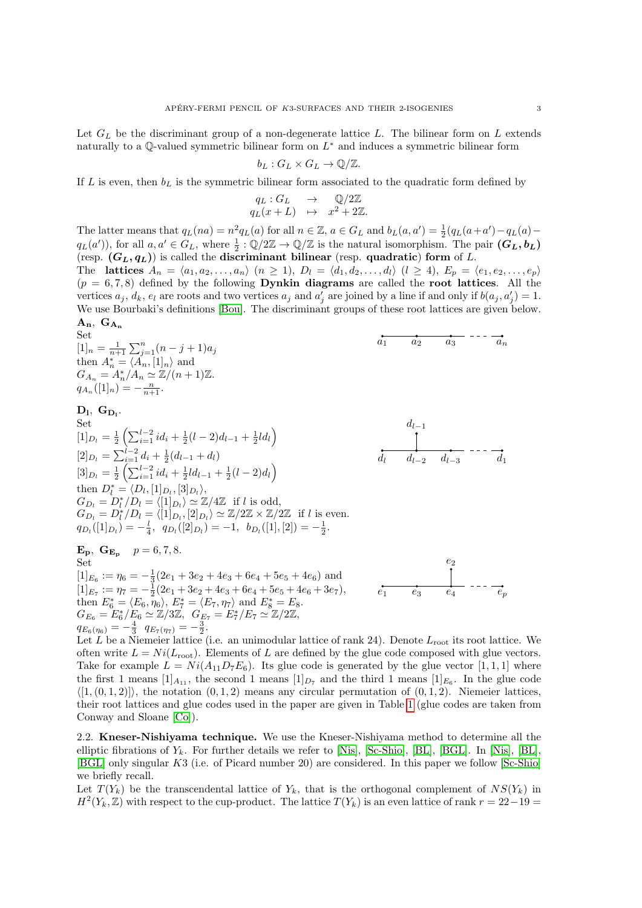Let $G_L$ be the discriminant group of a non-degenerate lattice $L$. The bilinear form on $L$ extends naturally to a $\mathbb{Q}$-valued symmetric bilinear form on $L^*$ and induces a symmetric bilinear form

$$b_L : G_L \times G_L \to \mathbb{Q}/\mathbb{Z}.$$

If $L$ is even, then $b_L$ is the symmetric bilinear form associated to the quadratic form defined by

$$\begin{array}{ccc} q_L : G_L & \to & \mathbb{Q}/2\mathbb{Z} \\ q_L(x+L) & \mapsto & x^2 + 2\mathbb{Z}. \end{array}$$

The latter means that $q_L(na) = n^2 q_L(a)$ for all $n \in \mathbb{Z}$, $a \in G_L$ and $b_L(a, a') = \frac{1}{2}(q_L(a+a') - q_L(a) - q_L(a'))$, for all $a, a' \in G_L$, where $\frac{1}{2} : \mathbb{Q}/2\mathbb{Z} \to \mathbb{Q}/\mathbb{Z}$ is the natural isomorphism. The pair $\boldsymbol{(G_L, b_L)}$ (resp. $\boldsymbol{(G_L, q_L)}$) is called the **discriminant bilinear** (resp. **quadratic**) **form** of $L$.

The **lattices** $A_n = \langle a_1, a_2, \ldots, a_n \rangle$ $(n \geq 1)$, $D_l = \langle d_1, d_2, \ldots, d_l \rangle$ $(l \geq 4)$, $E_p = \langle e_1, e_2, \ldots, e_p \rangle$ $(p = 6, 7, 8)$ defined by the following **Dynkin diagrams** are called the **root lattices**. All the vertices $a_j$, $d_k$, $e_l$ are roots and two vertices $a_j$ and $a'_j$ are joined by a line if and only if $b(a_j, a'_j) = 1$. We use Bourbaki's definitions [Bou]. The discriminant groups of these root lattices are given below.

$\mathbf{A_n}$, $\mathbf{G_{A_n}}$

Set
$[1]_n = \frac{1}{n+1} \sum_{j=1}^{n} (n-j+1) a_j$
then $A_n^* = \langle A_n, [1]_n \rangle$ and
$G_{A_n} = A_n^*/A_n \simeq \mathbb{Z}/(n+1)\mathbb{Z}$.
$q_{A_n}([1]_n) = -\frac{n}{n+1}$.

$a_1 \quad a_2 \quad a_3 \quad \cdots \quad a_n$

$\mathbf{D_l}$, $\mathbf{G_{D_l}}$.

Set
$[1]_{D_l} = \frac{1}{2} \left( \sum_{i=1}^{l-2} i d_i + \frac{1}{2}(l-2) d_{l-1} + \frac{1}{2} l d_l \right)$
$[2]_{D_l} = \sum_{i=1}^{l-2} d_i + \frac{1}{2}(d_{l-1} + d_l)$
$[3]_{D_l} = \frac{1}{2} \left( \sum_{i=1}^{l-2} i d_i + \frac{1}{2} l d_{l-1} + \frac{1}{2}(l-2) d_l \right)$
then $D_l^* = \langle D_l, [1]_{D_l}, [3]_{D_l} \rangle$,
$G_{D_l} = D_l^*/D_l = \langle [1]_{D_l} \rangle \simeq \mathbb{Z}/4\mathbb{Z}$ if $l$ is odd,
$G_{D_l} = D_l^*/D_l = \langle [1]_{D_l}, [2]_{D_l} \rangle \simeq \mathbb{Z}/2\mathbb{Z} \times \mathbb{Z}/2\mathbb{Z}$ if $l$ is even.
$q_{D_l}([1]_{D_l}) = -\frac{l}{4}$, $q_{D_l}([2]_{D_l}) = -1$, $b_{D_l}([1], [2]) = -\frac{1}{2}$.

$d_{l-1}$
$d_l \quad d_{l-2} \quad d_{l-3} \quad \cdots \quad d_1$

$\mathbf{E_p}$, $\mathbf{G_{E_p}}$ $\quad p = 6, 7, 8$.

Set
$[1]_{E_6} := \eta_6 = -\frac{1}{3}(2e_1 + 3e_2 + 4e_3 + 6e_4 + 5e_5 + 4e_6)$ and
$[1]_{E_7} := \eta_7 = -\frac{1}{2}(2e_1 + 3e_2 + 4e_3 + 6e_4 + 5e_5 + 4e_6 + 3e_7)$,
then $E_6^* = \langle E_6, \eta_6 \rangle$, $E_7^* = \langle E_7, \eta_7 \rangle$ and $E_8^* = E_8$.
$G_{E_6} = E_6^*/E_6 \simeq \mathbb{Z}/3\mathbb{Z}$, $G_{E_7} = E_7^*/E_7 \simeq \mathbb{Z}/2\mathbb{Z}$,
$q_{E_6(\eta_6)} = -\frac{4}{3}$ $\quad q_{E_7(\eta_7)} = -\frac{3}{2}$.

$e_2$
$e_1 \quad e_3 \quad e_4 \quad \cdots \quad e_p$

Let $L$ be a Niemeier lattice (i.e. an unimodular lattice of rank 24). Denote $L_{\text{root}}$ its root lattice. We often write $L = Ni(L_{\text{root}})$. Elements of $L$ are defined by the glue code composed with glue vectors. Take for example $L = Ni(A_{11}D_7E_6)$. Its glue code is generated by the glue vector $[1, 1, 1]$ where the first 1 means $[1]_{A_{11}}$, the second 1 means $[1]_{D_7}$ and the third 1 means $[1]_{E_6}$. In the glue code $\langle [1, (0, 1, 2)] \rangle$, the notation $(0, 1, 2)$ means any circular permutation of $(0, 1, 2)$. Niemeier lattices, their root lattices and glue codes used in the paper are given in Table 1 (glue codes are taken from Conway and Sloane [Co]).

**2.2. Kneser-Nishiyama technique.** We use the Kneser-Nishiyama method to determine all the elliptic fibrations of $Y_k$. For further details we refer to [Nis], [Sc-Shio], [BL], [BGL]. In [Nis], [BL], [BGL] only singular $K3$ (i.e. of Picard number 20) are considered. In this paper we follow [Sc-Shio] we briefly recall.

Let $T(Y_k)$ be the transcendental lattice of $Y_k$, that is the orthogonal complement of $NS(Y_k)$ in $H^2(Y_k, \mathbb{Z})$ with respect to the cup-product. The lattice $T(Y_k)$ is an even lattice of rank $r = 22 - 19 =$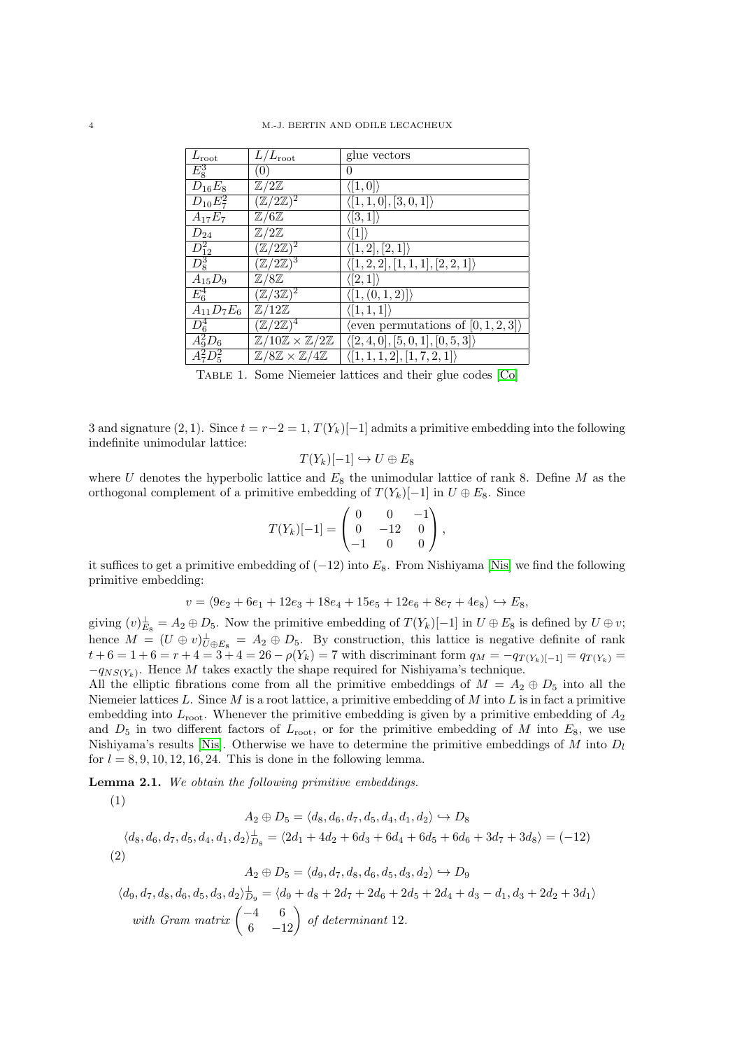| $L_{\text{root}}$ | $L/L_{\text{root}}$ | glue vectors |
|---|---|---|
| $E_8^3$ | $(0)$ | $0$ |
| $D_{16}E_8$ | $\mathbb{Z}/2\mathbb{Z}$ | $\langle [1,0] \rangle$ |
| $D_{10}E_7^2$ | $(\mathbb{Z}/2\mathbb{Z})^2$ | $\langle [1,1,0],[3,0,1] \rangle$ |
| $A_{17}E_7$ | $\mathbb{Z}/6\mathbb{Z}$ | $\langle [3,1] \rangle$ |
| $D_{24}$ | $\mathbb{Z}/2\mathbb{Z}$ | $\langle [1] \rangle$ |
| $D_{12}^2$ | $(\mathbb{Z}/2\mathbb{Z})^2$ | $\langle [1,2],[2,1] \rangle$ |
| $D_8^3$ | $(\mathbb{Z}/2\mathbb{Z})^3$ | $\langle [1,2,2],[1,1,1],[2,2,1] \rangle$ |
| $A_{15}D_9$ | $\mathbb{Z}/8\mathbb{Z}$ | $\langle [2,1] \rangle$ |
| $E_6^4$ | $(\mathbb{Z}/3\mathbb{Z})^2$ | $\langle [1,(0,1,2)] \rangle$ |
| $A_{11}D_7E_6$ | $\mathbb{Z}/12\mathbb{Z}$ | $\langle [1,1,1] \rangle$ |
| $D_6^4$ | $(\mathbb{Z}/2\mathbb{Z})^4$ | $\langle$even permutations of $[0,1,2,3]\rangle$ |
| $A_9^2D_6$ | $\mathbb{Z}/10\mathbb{Z}\times\mathbb{Z}/2\mathbb{Z}$ | $\langle [2,4,0],[5,0,1],[0,5,3] \rangle$ |
| $A_7^2D_5^2$ | $\mathbb{Z}/8\mathbb{Z}\times\mathbb{Z}/4\mathbb{Z}$ | $\langle [1,1,1,2],[1,7,2,1] \rangle$ |

TABLE 1. Some Niemeier lattices and their glue codes [Co]

3 and signature $(2,1)$. Since $t=r-2=1$, $T(Y_k)[-1]$ admits a primitive embedding into the following indefinite unimodular lattice:

$$T(Y_k)[-1] \hookrightarrow U \oplus E_8$$

where $U$ denotes the hyperbolic lattice and $E_8$ the unimodular lattice of rank 8. Define $M$ as the orthogonal complement of a primitive embedding of $T(Y_k)[-1]$ in $U \oplus E_8$. Since

$$T(Y_k)[-1] = \begin{pmatrix} 0 & 0 & -1 \\ 0 & -12 & 0 \\ -1 & 0 & 0 \end{pmatrix},$$

it suffices to get a primitive embedding of $(-12)$ into $E_8$. From Nishiyama [Nis] we find the following primitive embedding:

$$v = \langle 9e_2 + 6e_1 + 12e_3 + 18e_4 + 15e_5 + 12e_6 + 8e_7 + 4e_8 \rangle \hookrightarrow E_8,$$

giving $(v)^{\perp}_{E_8} = A_2 \oplus D_5$. Now the primitive embedding of $T(Y_k)[-1]$ in $U \oplus E_8$ is defined by $U \oplus v$; hence $M = (U \oplus v)^{\perp}_{U \oplus E_8} = A_2 \oplus D_5$. By construction, this lattice is negative definite of rank $t+6 = 1+6 = r+4 = 3+4 = 26-\rho(Y_k) = 7$ with discriminant form $q_M = -q_{T(Y_k)[-1]} = q_{T(Y_k)} = -q_{NS(Y_k)}$. Hence $M$ takes exactly the shape required for Nishiyama's technique.

All the elliptic fibrations come from all the primitive embeddings of $M = A_2 \oplus D_5$ into all the Niemeier lattices $L$. Since $M$ is a root lattice, a primitive embedding of $M$ into $L$ is in fact a primitive embedding into $L_{\text{root}}$. Whenever the primitive embedding is given by a primitive embedding of $A_2$ and $D_5$ in two different factors of $L_{\text{root}}$, or for the primitive embedding of $M$ into $E_8$, we use Nishiyama's results [Nis]. Otherwise we have to determine the primitive embeddings of $M$ into $D_l$ for $l = 8, 9, 10, 12, 16, 24$. This is done in the following lemma.

**Lemma 2.1.** *We obtain the following primitive embeddings.*

(1)

$$A_2 \oplus D_5 = \langle d_8, d_6, d_7, d_5, d_4, d_1, d_2 \rangle \hookrightarrow D_8$$

$$\langle d_8, d_6, d_7, d_5, d_4, d_1, d_2 \rangle^{\perp}_{D_8} = \langle 2d_1 + 4d_2 + 6d_3 + 6d_4 + 6d_5 + 6d_6 + 3d_7 + 3d_8 \rangle = (-12)$$

(2)

$$A_2 \oplus D_5 = \langle d_9, d_7, d_8, d_6, d_5, d_3, d_2 \rangle \hookrightarrow D_9$$

$$\langle d_9, d_7, d_8, d_6, d_5, d_3, d_2 \rangle^{\perp}_{D_9} = \langle d_9 + d_8 + 2d_7 + 2d_6 + 2d_5 + 2d_4 + d_3 - d_1, d_3 + 2d_2 + 3d_1 \rangle$$

*with Gram matrix* $\begin{pmatrix} -4 & 6 \\ 6 & -12 \end{pmatrix}$ *of determinant* 12.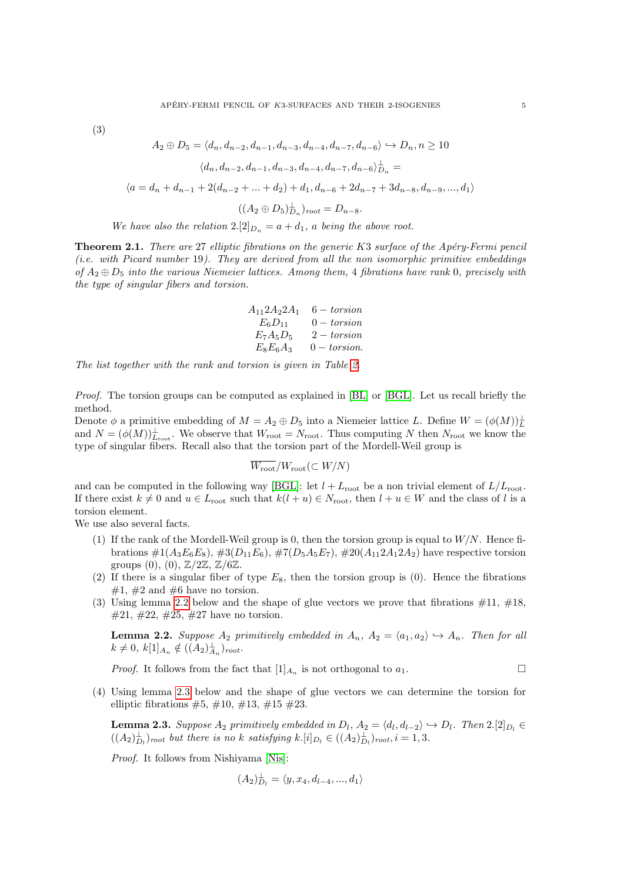(3)

$$A_2 \oplus D_5 = \langle d_n, d_{n-2}, d_{n-1}, d_{n-3}, d_{n-4}, d_{n-7}, d_{n-6} \rangle \hookrightarrow D_n, n \geq 10$$

$$\langle d_n, d_{n-2}, d_{n-1}, d_{n-3}, d_{n-4}, d_{n-7}, d_{n-6} \rangle^{\perp}_{D_n} =$$

$$\langle a = d_n + d_{n-1} + 2(d_{n-2} + ... + d_2) + d_1, d_{n-6} + 2d_{n-7} + 3d_{n-8}, d_{n-9}, ..., d_1 \rangle$$

$$((A_2 \oplus D_5)^{\perp}_{D_n})_{root} = D_{n-8}.$$

*We have also the relation* $2.[2]_{D_n} = a + d_1$, *a being the above root.*

**Theorem 2.1.** *There are 27 elliptic fibrations on the generic K3 surface of the Apéry-Fermi pencil (i.e. with Picard number 19). They are derived from all the non isomorphic primitive embeddings of $A_2 \oplus D_5$ into the various Niemeier lattices. Among them, 4 fibrations have rank 0, precisely with the type of singular fibers and torsion.*

| | |
|---|---|
| $A_{11}2A_22A_1$ | $6 - torsion$ |
| $E_6D_{11}$ | $0 - torsion$ |
| $E_7A_5D_5$ | $2 - torsion$ |
| $E_8E_6A_3$ | $0 - torsion.$ |

*The list together with the rank and torsion is given in Table 2.*

*Proof.* The torsion groups can be computed as explained in [BL] or [BGL]. Let us recall briefly the method.
Denote $\phi$ a primitive embedding of $M = A_2 \oplus D_5$ into a Niemeier lattice $L$. Define $W = (\phi(M))^{\perp}_{L}$ and $N = (\phi(M))^{\perp}_{L_{\text{root}}}$. We observe that $W_{\text{root}} = N_{\text{root}}$. Thus computing $N$ then $N_{\text{root}}$ we know the type of singular fibers. Recall also that the torsion part of the Mordell-Weil group is

$$\overline{W_{\text{root}}}/W_{\text{root}}(\subset W/N)$$

and can be computed in the following way [BGL]: let $l + L_{\text{root}}$ be a non trivial element of $L/L_{\text{root}}$. If there exist $k \neq 0$ and $u \in L_{\text{root}}$ such that $k(l + u) \in N_{\text{root}}$, then $l + u \in W$ and the class of $l$ is a torsion element.
We use also several facts.

1. If the rank of the Mordell-Weil group is 0, then the torsion group is equal to $W/N$. Hence fibrations #1($A_3E_6E_8$), #3($D_{11}E_6$), #7($D_5A_5E_7$), #20($A_{11}2A_12A_2$) have respective torsion groups (0), (0), $\mathbb{Z}/2\mathbb{Z}$, $\mathbb{Z}/6\mathbb{Z}$.
2. If there is a singular fiber of type $E_8$, then the torsion group is (0). Hence the fibrations #1, #2 and #6 have no torsion.
3. Using lemma 2.2 below and the shape of glue vectors we prove that fibrations #11, #18, #21, #22, #25, #27 have no torsion.

   **Lemma 2.2.** *Suppose $A_2$ primitively embedded in $A_n$, $A_2 = \langle a_1, a_2 \rangle \hookrightarrow A_n$. Then for all $k \neq 0$, $k[1]_{A_n} \notin ((A_2)^{\perp}_{A_n})_{root}$.*

   *Proof.* It follows from the fact that $[1]_{A_n}$ is not orthogonal to $a_1$. □

4. Using lemma 2.3 below and the shape of glue vectors we can determine the torsion for elliptic fibrations #5, #10, #13, #15 #23.

   **Lemma 2.3.** *Suppose $A_2$ primitively embedded in $D_l$, $A_2 = \langle d_l, d_{l-2} \rangle \hookrightarrow D_l$. Then $2.[2]_{D_l} \in ((A_2)^{\perp}_{D_l})_{root}$ but there is no $k$ satisfying $k.[i]_{D_l} \in ((A_2)^{\perp}_{D_l})_{root}, i = 1, 3$.*

   *Proof.* It follows from Nishiyama [Nis]:

$$(A_2)^{\perp}_{D_l} = \langle y, x_4, d_{l-4}, ..., d_1 \rangle$$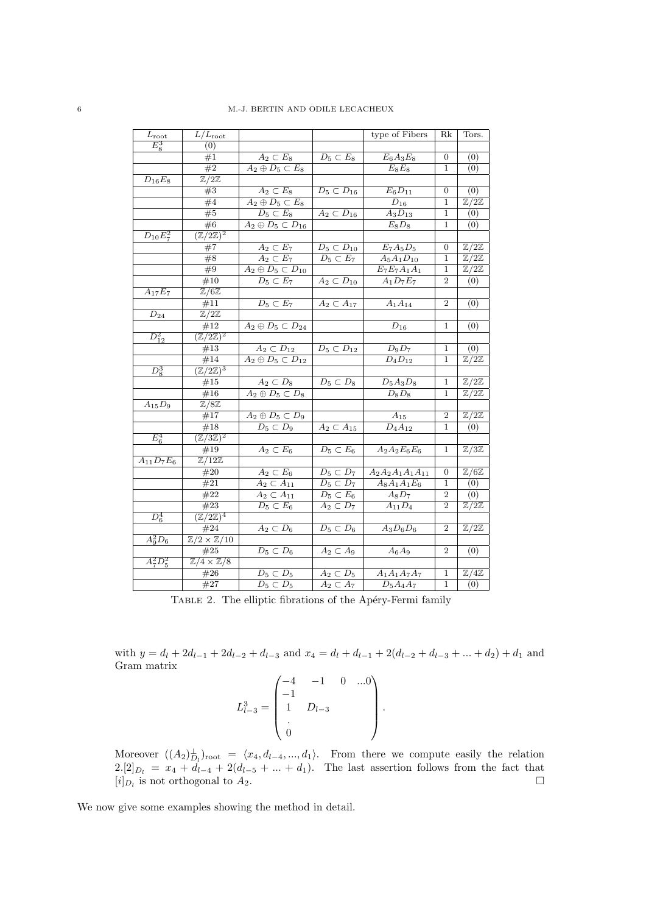| $L_{\text{root}}$ | $L/L_{\text{root}}$ | | | type of Fibers | Rk | Tors. |
|---|---|---|---|---|---|---|
| $E_8^3$ | $(0)$ | | | | | |
| | $\#1$ | $A_2 \subset E_8$ | $D_5 \subset E_8$ | $E_6A_3E_8$ | 0 | $(0)$ |
| | $\#2$ | $A_2 \oplus D_5 \subset E_8$ | | $E_8E_8$ | 1 | $(0)$ |
| $D_{16}E_8$ | $\mathbb{Z}/2\mathbb{Z}$ | | | | | |
| | $\#3$ | $A_2 \subset E_8$ | $D_5 \subset D_{16}$ | $E_6D_{11}$ | 0 | $(0)$ |
| | $\#4$ | $A_2 \oplus D_5 \subset E_8$ | | $D_{16}$ | 1 | $\mathbb{Z}/2\mathbb{Z}$ |
| | $\#5$ | $D_5 \subset E_8$ | $A_2 \subset D_{16}$ | $A_3D_{13}$ | 1 | $(0)$ |
| | $\#6$ | $A_2 \oplus D_5 \subset D_{16}$ | | $E_8D_8$ | 1 | $(0)$ |
| $D_{10}E_7^2$ | $(\mathbb{Z}/2\mathbb{Z})^2$ | | | | | |
| | $\#7$ | $A_2 \subset E_7$ | $D_5 \subset D_{10}$ | $E_7A_5D_5$ | 0 | $\mathbb{Z}/2\mathbb{Z}$ |
| | $\#8$ | $A_2 \subset E_7$ | $D_5 \subset E_7$ | $A_5A_1D_{10}$ | 1 | $\mathbb{Z}/2\mathbb{Z}$ |
| | $\#9$ | $A_2 \oplus D_5 \subset D_{10}$ | | $E_7E_7A_1A_1$ | 1 | $\mathbb{Z}/2\mathbb{Z}$ |
| | $\#10$ | $D_5 \subset E_7$ | $A_2 \subset D_{10}$ | $A_1D_7E_7$ | 2 | $(0)$ |
| $A_{17}E_7$ | $\mathbb{Z}/6\mathbb{Z}$ | | | | | |
| | $\#11$ | $D_5 \subset E_7$ | $A_2 \subset A_{17}$ | $A_1A_{14}$ | 2 | $(0)$ |
| $D_{24}$ | $\mathbb{Z}/2\mathbb{Z}$ | | | | | |
| | $\#12$ | $A_2 \oplus D_5 \subset D_{24}$ | | $D_{16}$ | 1 | $(0)$ |
| $D_{12}^2$ | $(\mathbb{Z}/2\mathbb{Z})^2$ | | | | | |
| | $\#13$ | $A_2 \subset D_{12}$ | $D_5 \subset D_{12}$ | $D_9D_7$ | 1 | $(0)$ |
| | $\#14$ | $A_2 \oplus D_5 \subset D_{12}$ | | $D_4D_{12}$ | 1 | $\mathbb{Z}/2\mathbb{Z}$ |
| $D_8^3$ | $(\mathbb{Z}/2\mathbb{Z})^3$ | | | | | |
| | $\#15$ | $A_2 \subset D_8$ | $D_5 \subset D_8$ | $D_5A_3D_8$ | 1 | $\mathbb{Z}/2\mathbb{Z}$ |
| | $\#16$ | $A_2 \oplus D_5 \subset D_8$ | | $D_8D_8$ | 1 | $\mathbb{Z}/2\mathbb{Z}$ |
| $A_{15}D_9$ | $\mathbb{Z}/8\mathbb{Z}$ | | | | | |
| | $\#17$ | $A_2 \oplus D_5 \subset D_9$ | | $A_{15}$ | 2 | $\mathbb{Z}/2\mathbb{Z}$ |
| | $\#18$ | $D_5 \subset D_9$ | $A_2 \subset A_{15}$ | $D_4A_{12}$ | 1 | $(0)$ |
| $E_6^4$ | $(\mathbb{Z}/3\mathbb{Z})^2$ | | | | | |
| | $\#19$ | $A_2 \subset E_6$ | $D_5 \subset E_6$ | $A_2A_2E_6E_6$ | 1 | $\mathbb{Z}/3\mathbb{Z}$ |
| $A_{11}D_7E_6$ | $\mathbb{Z}/12\mathbb{Z}$ | | | | | |
| | $\#20$ | $A_2 \subset E_6$ | $D_5 \subset D_7$ | $A_2A_2A_1A_1A_{11}$ | 0 | $\mathbb{Z}/6\mathbb{Z}$ |
| | $\#21$ | $A_2 \subset A_{11}$ | $D_5 \subset D_7$ | $A_8A_1A_1E_6$ | 1 | $(0)$ |
| | $\#22$ | $A_2 \subset A_{11}$ | $D_5 \subset E_6$ | $A_8D_7$ | 2 | $(0)$ |
| | $\#23$ | $D_5 \subset E_6$ | $A_2 \subset D_7$ | $A_{11}D_4$ | 2 | $\mathbb{Z}/2\mathbb{Z}$ |
| $D_6^4$ | $(\mathbb{Z}/2\mathbb{Z})^4$ | | | | | |
| | $\#24$ | $A_2 \subset D_6$ | $D_5 \subset D_6$ | $A_3D_6D_6$ | 2 | $\mathbb{Z}/2\mathbb{Z}$ |
| $A_9^2D_6$ | $\mathbb{Z}/2 \times \mathbb{Z}/10$ | | | | | |
| | $\#25$ | $D_5 \subset D_6$ | $A_2 \subset A_9$ | $A_6A_9$ | 2 | $(0)$ |
| $A_7^2D_5^2$ | $\mathbb{Z}/4 \times \mathbb{Z}/8$ | | | | | |
| | $\#26$ | $D_5 \subset D_5$ | $A_2 \subset D_5$ | $A_1A_1A_7A_7$ | 1 | $\mathbb{Z}/4\mathbb{Z}$ |
| | $\#27$ | $D_5 \subset D_5$ | $A_2 \subset A_7$ | $D_5A_4A_7$ | 1 | $(0)$ |

TABLE 2. The elliptic fibrations of the Apéry-Fermi family

with $y = d_l + 2d_{l-1} + 2d_{l-2} + d_{l-3}$ and $x_4 = d_l + d_{l-1} + 2(d_{l-2} + d_{l-3} + ... + d_2) + d_1$ and Gram matrix

$$L_{l-3}^3 = \begin{pmatrix} -4 & -1 & 0 & ...0 \\ -1 & & & \\ 1 & D_{l-3} & & \\ . & & & \\ 0 & & & \end{pmatrix}.$$

Moreover $((A_2)_{D_l}^{\perp})_{\text{root}} = \langle x_4, d_{l-4}, ..., d_1 \rangle$. From there we compute easily the relation $2.[2]_{D_l} = x_4 + d_{l-4} + 2(d_{l-5} + ... + d_1)$. The last assertion follows from the fact that $[i]_{D_l}$ is not orthogonal to $A_2$. $\square$

We now give some examples showing the method in detail.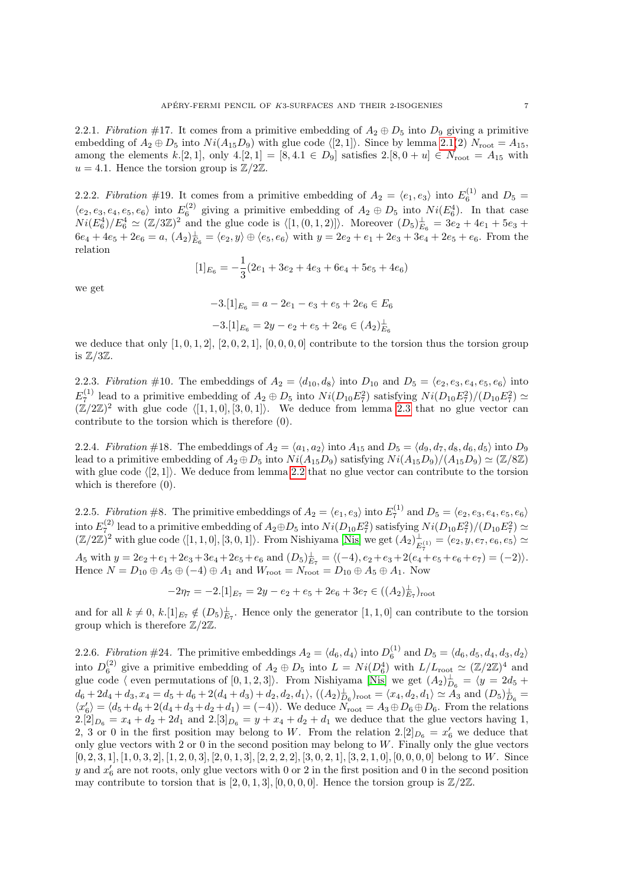2.2.1. *Fibration #17.* It comes from a primitive embedding of $A_2 \oplus D_5$ into $D_9$ giving a primitive embedding of $A_2 \oplus D_5$ into $Ni(A_{15}D_9)$ with glue code $\langle [2,1] \rangle$. Since by lemma 2.1(2) $N_{\text{root}} = A_{15}$, among the elements $k.[2,1]$, only $4.[2,1] = [8, 4.1 \in D_9]$ satisfies $2.[8, 0+u] \in N_{\text{root}} = A_{15}$ with $u = 4.1$. Hence the torsion group is $\mathbb{Z}/2\mathbb{Z}$.

2.2.2. *Fibration #19.* It comes from a primitive embedding of $A_2 = \langle e_1, e_3 \rangle$ into $E_6^{(1)}$ and $D_5 = \langle e_2, e_3, e_4, e_5, e_6 \rangle$ into $E_6^{(2)}$ giving a primitive embedding of $A_2 \oplus D_5$ into $Ni(E_6^4)$. In that case $Ni(E_6^4)/E_6^4 \simeq (\mathbb{Z}/3\mathbb{Z})^2$ and the glue code is $\langle [1,(0,1,2)] \rangle$. Moreover $(D_5)^{\perp}_{E_6} = 3e_2 + 4e_1 + 5e_3 + 6e_4 + 4e_5 + 2e_6 = a$, $(A_2)^{\perp}_{E_6} = \langle e_2, y \rangle \oplus \langle e_5, e_6 \rangle$ with $y = 2e_2 + e_1 + 2e_3 + 3e_4 + 2e_5 + e_6$. From the relation

$$[1]_{E_6} = -\frac{1}{3}(2e_1 + 3e_2 + 4e_3 + 6e_4 + 5e_5 + 4e_6)$$

we get

$$-3.[1]_{E_6} = a - 2e_1 - e_3 + e_5 + 2e_6 \in E_6$$

$$-3.[1]_{E_6} = 2y - e_2 + e_5 + 2e_6 \in (A_2)^{\perp}_{E_6}$$

we deduce that only $[1,0,1,2]$, $[2,0,2,1]$, $[0,0,0,0]$ contribute to the torsion thus the torsion group is $\mathbb{Z}/3\mathbb{Z}$.

2.2.3. *Fibration #10.* The embeddings of $A_2 = \langle d_{10}, d_8 \rangle$ into $D_{10}$ and $D_5 = \langle e_2, e_3, e_4, e_5, e_6 \rangle$ into $E_7^{(1)}$ lead to a primitive embedding of $A_2 \oplus D_5$ into $Ni(D_{10}E_7^2)$ satisfying $Ni(D_{10}E_7^2)/(D_{10}E_7^2) \simeq (\mathbb{Z}/2\mathbb{Z})^2$ with glue code $\langle [1,1,0], [3,0,1] \rangle$. We deduce from lemma 2.3 that no glue vector can contribute to the torsion which is therefore $(0)$.

2.2.4. *Fibration #18.* The embeddings of $A_2 = \langle a_1, a_2 \rangle$ into $A_{15}$ and $D_5 = \langle d_9, d_7, d_8, d_6, d_5 \rangle$ into $D_9$ lead to a primitive embedding of $A_2 \oplus D_5$ into $Ni(A_{15}D_9)$ satisfying $Ni(A_{15}D_9)/(A_{15}D_9) \simeq (\mathbb{Z}/8\mathbb{Z})$ with glue code $\langle [2,1] \rangle$. We deduce from lemma 2.2 that no glue vector can contribute to the torsion which is therefore $(0)$.

2.2.5. *Fibration #8.* The primitive embeddings of $A_2 = \langle e_1, e_3 \rangle$ into $E_7^{(1)}$ and $D_5 = \langle e_2, e_3, e_4, e_5, e_6 \rangle$ into $E_7^{(2)}$ lead to a primitive embedding of $A_2 \oplus D_5$ into $Ni(D_{10}E_7^2)$ satisfying $Ni(D_{10}E_7^2)/(D_{10}E_7^2) \simeq (\mathbb{Z}/2\mathbb{Z})^2$ with glue code $\langle [1,1,0], [3,0,1] \rangle$. From Nishiyama [Nis] we get $(A_2)^{\perp}_{E_7^{(1)}} = \langle e_2, y, e_7, e_6, e_5 \rangle \simeq A_5$ with $y = 2e_2 + e_1 + 2e_3 + 3e_4 + 2e_5 + e_6$ and $(D_5)^{\perp}_{E_7} = \langle (-4), e_2 + e_3 + 2(e_4 + e_5 + e_6 + e_7) = (-2) \rangle$. Hence $N = D_{10} \oplus A_5 \oplus (-4) \oplus A_1$ and $W_{\text{root}} = N_{\text{root}} = D_{10} \oplus A_5 \oplus A_1$. Now

$$-2\eta_7 = -2.[1]_{E_7} = 2y - e_2 + e_5 + 2e_6 + 3e_7 \in ((A_2)^{\perp}_{E_7})_{\text{root}}$$

and for all $k \neq 0$, $k.[1]_{E_7} \notin (D_5)^{\perp}_{E_7}$. Hence only the generator $[1,1,0]$ can contribute to the torsion group which is therefore $\mathbb{Z}/2\mathbb{Z}$.

2.2.6. *Fibration #24.* The primitive embeddings $A_2 = \langle d_6, d_4 \rangle$ into $D_6^{(1)}$ and $D_5 = \langle d_6, d_5, d_4, d_3, d_2 \rangle$ into $D_6^{(2)}$ give a primitive embedding of $A_2 \oplus D_5$ into $L = Ni(D_6^4)$ with $L/L_{\text{root}} \simeq (\mathbb{Z}/2\mathbb{Z})^4$ and glue code $\langle$ even permutations of $[0,1,2,3] \rangle$. From Nishiyama [Nis] we get $(A_2)^{\perp}_{D_6} = \langle y = 2d_5 + d_6 + 2d_4 + d_3, x_4 = d_5 + d_6 + 2(d_4 + d_3) + d_2, d_2, d_1 \rangle$, $((A_2)^{\perp}_{D_6})_{\text{root}} = \langle x_4, d_2, d_1 \rangle \simeq A_3$ and $(D_5)^{\perp}_{D_6} = \langle x_6' \rangle = \langle d_5 + d_6 + 2(d_4 + d_3 + d_2 + d_1) = (-4) \rangle$. We deduce $N_{\text{root}} = A_3 \oplus D_6 \oplus D_6$. From the relations $2.[2]_{D_6} = x_4 + d_2 + 2d_1$ and $2.[3]_{D_6} = y + x_4 + d_2 + d_1$ we deduce that the glue vectors having 1, 2, 3 or 0 in the first position may belong to $W$. From the relation $2.[2]_{D_6} = x_6'$ we deduce that only glue vectors with 2 or 0 in the second position may belong to $W$. Finally only the glue vectors $[0,2,3,1], [1,0,3,2], [1,2,0,3], [2,0,1,3], [2,2,2,2], [3,0,2,1], [3,2,1,0], [0,0,0,0]$ belong to $W$. Since $y$ and $x_6'$ are not roots, only glue vectors with 0 or 2 in the first position and 0 in the second position may contribute to torsion that is $[2,0,1,3], [0,0,0,0]$. Hence the torsion group is $\mathbb{Z}/2\mathbb{Z}$.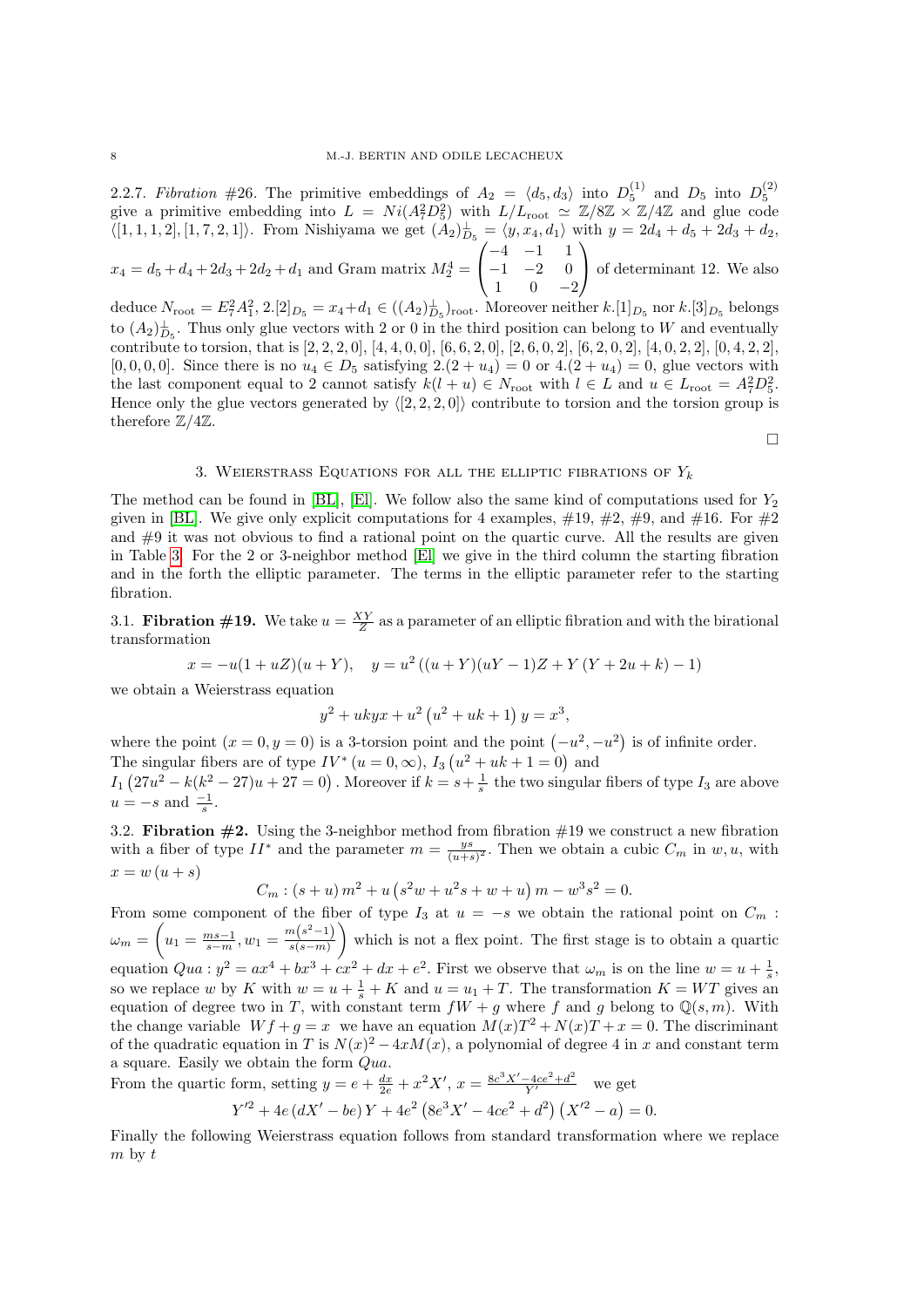2.2.7. *Fibration #26.* The primitive embeddings of $A_2 = \langle d_5, d_3 \rangle$ into $D_5^{(1)}$ and $D_5$ into $D_5^{(2)}$ give a primitive embedding into $L = Ni(A_7^2 D_5^2)$ with $L/L_{\text{root}} \simeq \mathbb{Z}/8\mathbb{Z} \times \mathbb{Z}/4\mathbb{Z}$ and glue code $\langle [1,1,1,2], [1,7,2,1] \rangle$. From Nishiyama we get $(A_2)^{\perp}_{D_5} = \langle y, x_4, d_1 \rangle$ with $y = 2d_4 + d_5 + 2d_3 + d_2$, $x_4 = d_5 + d_4 + 2d_3 + 2d_2 + d_1$ and Gram matrix $M_2^4 = \begin{pmatrix} -4 & -1 & 1 \\ -1 & -2 & 0 \\ 1 & 0 & -2 \end{pmatrix}$ of determinant 12. We also deduce $N_{\text{root}} = E_7^2 A_1^2$, $2.[2]_{D_5} = x_4 + d_1 \in ((A_2)^{\perp}_{D_5})_{\text{root}}$. Moreover neither $k.[1]_{D_5}$ nor $k.[3]_{D_5}$ belongs to $(A_2)^{\perp}_{D_5}$. Thus only glue vectors with 2 or 0 in the third position can belong to $W$ and eventually contribute to torsion, that is $[2,2,2,0]$, $[4,4,0,0]$, $[6,6,2,0]$, $[2,6,0,2]$, $[6,2,0,2]$, $[4,0,2,2]$, $[0,4,2,2]$, $[0,0,0,0]$. Since there is no $u_4 \in D_5$ satisfying $2.(2+u_4) = 0$ or $4.(2+u_4) = 0$, glue vectors with the last component equal to 2 cannot satisfy $k(l+u) \in N_{\text{root}}$ with $l \in L$ and $u \in L_{\text{root}} = A_7^2 D_5^2$. Hence only the glue vectors generated by $\langle [2,2,2,0] \rangle$ contribute to torsion and the torsion group is therefore $\mathbb{Z}/4\mathbb{Z}$.

□

## 3. Weierstrass Equations for all the elliptic fibrations of $Y_k$

The method can be found in [BL], [El]. We follow also the same kind of computations used for $Y_2$ given in [BL]. We give only explicit computations for 4 examples, #19, #2, #9, and #16. For #2 and #9 it was not obvious to find a rational point on the quartic curve. All the results are given in Table 3. For the 2 or 3-neighbor method [El] we give in the third column the starting fibration and in the forth the elliptic parameter. The terms in the elliptic parameter refer to the starting fibration.

3.1. **Fibration #19.** We take $u = \frac{XY}{Z}$ as a parameter of an elliptic fibration and with the birational transformation

$$x = -u(1+uZ)(u+Y), \quad y = u^2\left((u+Y)(uY-1)Z + Y\left(Y+2u+k\right) - 1\right)$$

we obtain a Weierstrass equation

$$y^2 + ukyx + u^2\left(u^2+uk+1\right)y = x^3,$$

where the point $(x=0, y=0)$ is a 3-torsion point and the point $\left(-u^2, -u^2\right)$ is of infinite order. The singular fibers are of type $IV^*$ $(u = 0, \infty)$, $I_3$ $\left(u^2+uk+1=0\right)$ and $I_1$ $\left(27u^2 - k(k^2-27)u + 27 = 0\right)$. Moreover if $k = s + \frac{1}{s}$ the two singular fibers of type $I_3$ are above $u = -s$ and $\frac{-1}{s}$.

3.2. **Fibration #2.** Using the 3-neighbor method from fibration #19 we construct a new fibration with a fiber of type $II^*$ and the parameter $m = \frac{ys}{(u+s)^2}$. Then we obtain a cubic $C_m$ in $w, u$, with $x = w\left(u+s\right)$

$$C_m : (s+u)\, m^2 + u\left(s^2 w + u^2 s + w + u\right) m - w^3 s^2 = 0.$$

From some component of the fiber of type $I_3$ at $u = -s$ we obtain the rational point on $C_m$ : $\omega_m = \left(u_1 = \frac{ms-1}{s-m}, w_1 = \frac{m\left(s^2-1\right)}{s(s-m)}\right)$ which is not a flex point. The first stage is to obtain a quartic equation $Qua : y^2 = ax^4 + bx^3 + cx^2 + dx + e^2$. First we observe that $\omega_m$ is on the line $w = u + \frac{1}{s}$, so we replace $w$ by $K$ with $w = u + \frac{1}{s} + K$ and $u = u_1 + T$. The transformation $K = WT$ gives an equation of degree two in $T$, with constant term $fW + g$ where $f$ and $g$ belong to $\mathbb{Q}(s,m)$. With the change variable $Wf + g = x$ we have an equation $M(x)T^2 + N(x)T + x = 0$. The discriminant of the quadratic equation in $T$ is $N(x)^2 - 4xM(x)$, a polynomial of degree 4 in $x$ and constant term a square. Easily we obtain the form $Qua$.

From the quartic form, setting $y = e + \frac{dx}{2e} + x^2 X'$, $x = \frac{8c^3X' - 4ce^2 + d^2}{Y'}$ we get

$$Y'^2 + 4e\left(dX' - be\right)Y + 4e^2\left(8e^3X' - 4ce^2 + d^2\right)\left(X'^2 - a\right) = 0.$$

Finally the following Weierstrass equation follows from standard transformation where we replace $m$ by $t$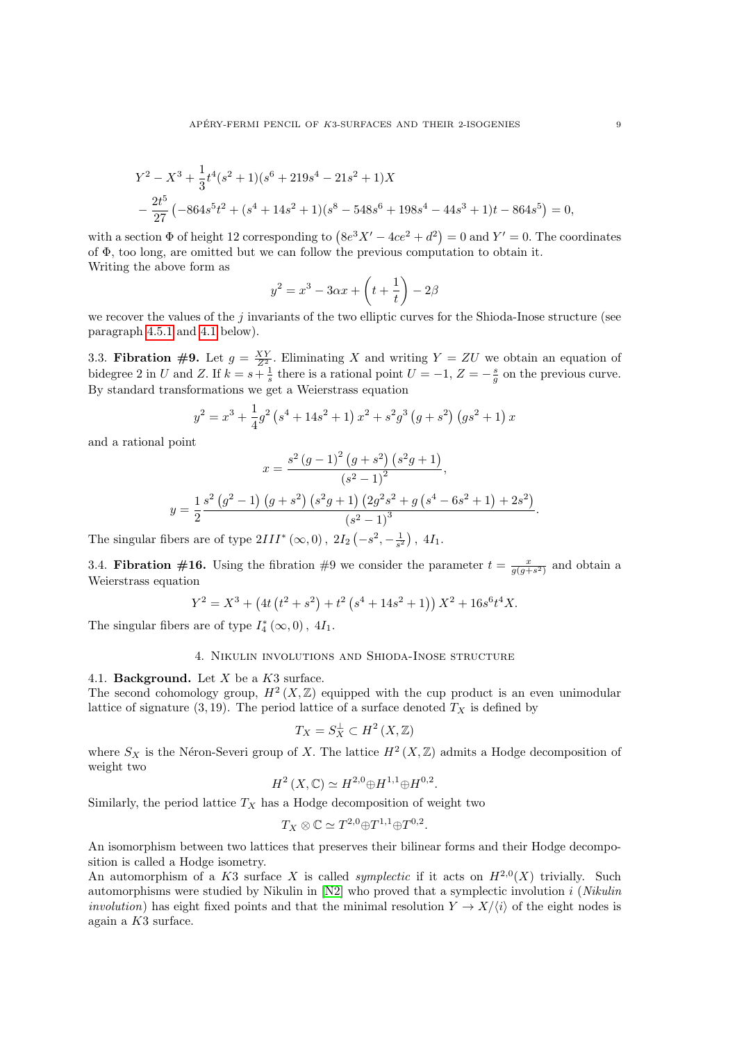$$Y^2 - X^3 + \frac{1}{3}t^4(s^2+1)(s^6+219s^4-21s^2+1)X$$
$$-\frac{2t^5}{27}\left(-864s^5t^2+(s^4+14s^2+1)(s^8-548s^6+198s^4-44s^3+1)t-864s^5\right)=0,$$

with a section $\Phi$ of height 12 corresponding to $\left(8e^3X'-4ce^2+d^2\right)=0$ and $Y'=0$. The coordinates of $\Phi$, too long, are omitted but we can follow the previous computation to obtain it.
Writing the above form as

$$y^2 = x^3 - 3\alpha x + \left(t+\frac{1}{t}\right) - 2\beta$$

we recover the values of the $j$ invariants of the two elliptic curves for the Shioda-Inose structure (see paragraph 4.5.1 and 4.1 below).

3.3. **Fibration #9.** Let $g=\frac{XY}{Z^2}$. Eliminating $X$ and writing $Y=ZU$ we obtain an equation of bidegree 2 in $U$ and $Z$. If $k=s+\frac{1}{s}$ there is a rational point $U=-1$, $Z=-\frac{s}{g}$ on the previous curve. By standard transformations we get a Weierstrass equation

$$y^2 = x^3 + \frac{1}{4}g^2\left(s^4+14s^2+1\right)x^2 + s^2g^3\left(g+s^2\right)\left(gs^2+1\right)x$$

and a rational point

$$x = \frac{s^2\left(g-1\right)^2\left(g+s^2\right)\left(s^2g+1\right)}{\left(s^2-1\right)^2},$$

$$y = \frac{1}{2}\frac{s^2\left(g^2-1\right)\left(g+s^2\right)\left(s^2g+1\right)\left(2g^2s^2+g\left(s^4-6s^2+1\right)+2s^2\right)}{\left(s^2-1\right)^3}.$$

The singular fibers are of type $2III^*\left(\infty,0\right),\ 2I_2\left(-s^2,-\frac{1}{s^2}\right),\ 4I_1$.

3.4. **Fibration #16.** Using the fibration #9 we consider the parameter $t=\frac{x}{g(g+s^2)}$ and obtain a Weierstrass equation

$$Y^2 = X^3 + \left(4t\left(t^2+s^2\right)+t^2\left(s^4+14s^2+1\right)\right)X^2 + 16s^6t^4X.$$

The singular fibers are of type $I_4^*\left(\infty,0\right),\ 4I_1$.

## 4. Nikulin involutions and Shioda-Inose structure

4.1. **Background.** Let $X$ be a $K3$ surface.
The second cohomology group, $H^2\left(X,\mathbb{Z}\right)$ equipped with the cup product is an even unimodular lattice of signature $(3,19)$. The period lattice of a surface denoted $T_X$ is defined by

$$T_X = S_X^{\perp} \subset H^2\left(X,\mathbb{Z}\right)$$

where $S_X$ is the Néron-Severi group of $X$. The lattice $H^2\left(X,\mathbb{Z}\right)$ admits a Hodge decomposition of weight two

$$H^2\left(X,\mathbb{C}\right) \simeq H^{2,0}\oplus H^{1,1}\oplus H^{0,2}.$$

Similarly, the period lattice $T_X$ has a Hodge decomposition of weight two

$$T_X\otimes\mathbb{C} \simeq T^{2,0}\oplus T^{1,1}\oplus T^{0,2}.$$

An isomorphism between two lattices that preserves their bilinear forms and their Hodge decomposition is called a Hodge isometry.
An automorphism of a $K3$ surface $X$ is called *symplectic* if it acts on $H^{2,0}(X)$ trivially. Such automorphisms were studied by Nikulin in [N2] who proved that a symplectic involution $i$ (*Nikulin involution*) has eight fixed points and that the minimal resolution $Y\to X/\langle i\rangle$ of the eight nodes is again a $K3$ surface.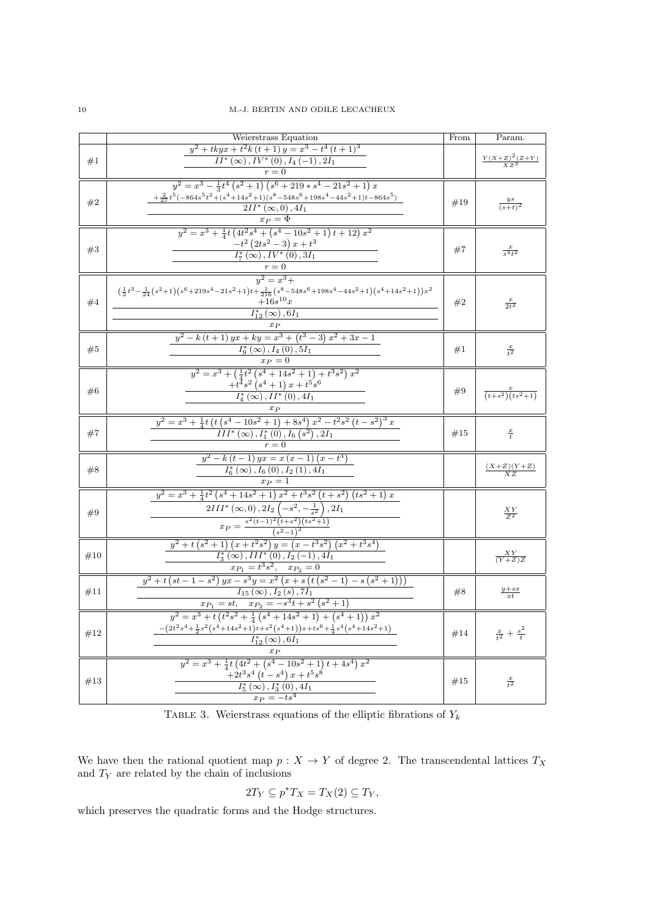| | Weierstrass Equation | From | Param. |
|---|---|---|---|
| #1 | $y^2+tkyx+t^2k(t+1)y=x^3-t^4(t+1)^3$ <br> $II^*(\infty), IV^*(0), I_4(-1), 2I_1$ <br> $r=0$ | | $\frac{Y(X+Z)^2(Z+Y)}{XZ^3}$ |
| #2 | $y^2=x^3-\frac{1}{3}t^4(s^2+1)(s^6+219*s^4-21s^2+1)x$ <br> $+\frac{2}{27}t^5(-864s^5t^2+(s^4+14s^2+1)(s^8-548s^6+198s^4-44s^2+1)t-864s^5)$ <br> $2II^*(\infty,0), 4I_1$ <br> $x_P=\Phi$ | #19 | $\frac{ys}{(s+t)^2}$ |
| #3 | $y^2=x^3+\frac{1}{4}t(4t^2s^4+(s^4-10s^2+1)t+12)x^2$ <br> $-t^2(2ts^2-3)x+t^3$ <br> $I_7^*(\infty), IV^*(0), 3I_1$ <br> $r=0$ | #7 | $\frac{x}{s^4t^2}$ |
| #4 | $y^2=x^3+$ <br> $(\frac{1}{2}t^3-\frac{1}{24}(s^2+1)(s^6+219s^4-21s^2+1)t+\frac{1}{216}(s^8-548s^6+198s^4-44s^2+1)(s^4+14s^2+1))x^2$ <br> $+16s^{10}x$ <br> $I_{12}^*(\infty), 6I_1$ <br> $x_P$ | #2 | $\frac{x}{2t^2}$ |
| #5 | $y^2-k(t+1)yx+ky=x^3+(t^3-3)x^2+3x-1$ <br> $I_9^*(\infty), I_4(0), 5I_1$ <br> $x_P=0$ | #1 | $\frac{x}{t^2}$ |
| #6 | $y^2=x^3+(\frac{1}{4}t^2(s^4+14s^2+1)+t^3s^2)x^2$ <br> $+t^4s^2(s^4+1)x+t^5s^6$ <br> $I_4^*(\infty), II^*(0), 4I_1$ <br> $x_P$ | #9 | $\frac{x}{(t+s^2)(ts^2+1)}$ |
| #7 | $y^2=x^3+\frac{1}{4}t(t(s^4-10s^2+1)+8s^4)x^2-t^2s^2(t-s^2)^3x$ <br> $III^*(\infty), I_1^*(0), I_6(s^2), 2I_1$ <br> $r=0$ | #15 | $\frac{x}{t}$ |
| #8 | $y^2-k(t-1)yx=x(x-1)(x-t^3)$ <br> $I_6^*(\infty), I_6(0), I_2(1), 4I_1$ <br> $x_P=1$ | | $\frac{(X+Z)(Y+Z)}{XZ}$ |
| #9 | $y^2=x^3+\frac{1}{4}t^2(s^4+14s^2+1)x^2+t^3s^2(t+s^2)(ts^2+1)x$ <br> $2III^*(\infty,0), 2I_2\left(-s^2,-\frac{1}{s^2}\right), 2I_1$ <br> $x_P=\frac{s^2(t-1)^2(t+s^2)(ts^2+1)}{(s^2-1)^2}$ | | $\frac{XY}{Z^2}$ |
| #10 | $y^2+t(s^2+1)(x+t^2s^2)y=(x-t^3s^2)(x^2+t^3s^4)$ <br> $I_3^*(\infty), III^*(0), I_2(-1), 4I_1$ <br> $x_{P_1}=t^3s^2, \quad x_{P_2}=0$ | | $\frac{XY}{(Y+Z)Z}$ |
| #11 | $y^2+t(st-1-s^2)yx-s^3y=x^2(x+s(t(s^2-1)-s(s^2+1)))$ <br> $I_{15}(\infty), I_2(s), 7I_1$ <br> $x_{P_1}=st, \quad x_{P_2}=-s^3t+s^2(s^2+1)$ | #8 | $\frac{y+sx}{xt}$ |
| #12 | $y^2=x^3+t(t^2s^2+\frac{1}{4}(s^4+14s^2+1)+(s^4+1))x^2$ <br> $-(2t^2s^4+\frac{1}{2}s^2(s^4+14s^2+1)t+s^2(s^4+1))x+ts^6+\frac{1}{4}s^4(s^4+14s^2+1)$ <br> $I_{12}^*(\infty), 6I_1$ <br> $x_P$ | #14 | $\frac{x}{t^2}+\frac{s^2}{t}$ |
| #13 | $y^2=x^3+\frac{1}{4}t(4t^2+(s^4-10s^2+1)t+4s^4)x^2$ <br> $+2t^3s^4(t-s^4)x+t^5s^8$ <br> $I_5^*(\infty), I_3^*(0), 4I_1$ <br> $x_P=-ts^4$ | #15 | $\frac{x}{t^2}$ |

Table 3. Weierstrass equations of the elliptic fibrations of $Y_k$

We have then the rational quotient map $p: X \to Y$ of degree 2. The transcendental lattices $T_X$ and $T_Y$ are related by the chain of inclusions

$$2T_Y \subseteq p^*T_X = T_X(2) \subseteq T_Y,$$

which preserves the quadratic forms and the Hodge structures.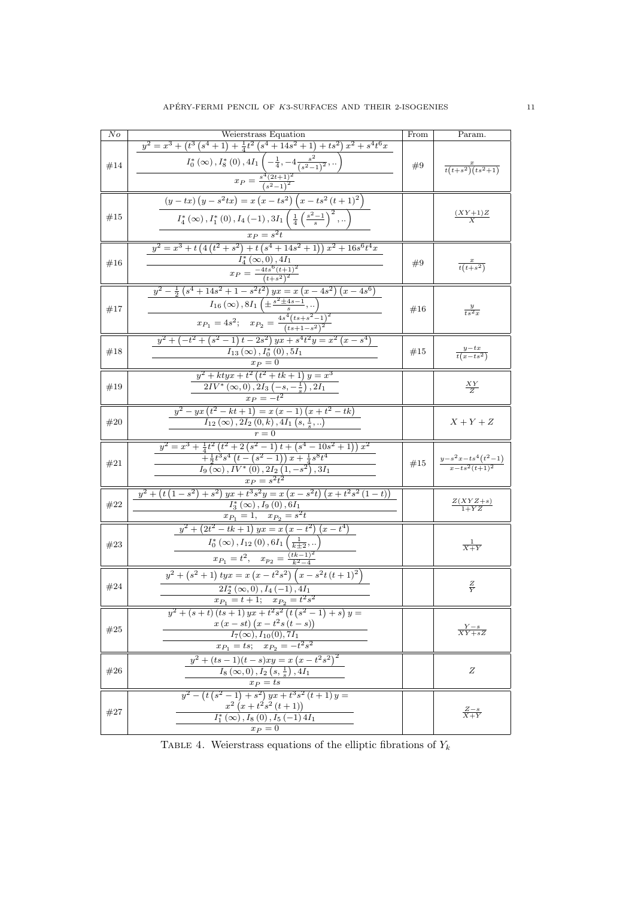| No | Weierstrass Equation | From | Param. |
|---|---|---|---|
| #14 | $y^2 = x^3 + \left(t^3\left(s^4+1\right)+\frac{1}{4}t^2\left(s^4+14s^2+1\right)+ts^2\right)x^2 + s^4t^6x$ <br> $I_0^*\left(\infty\right), I_8^*\left(0\right), 4I_1\left(-\frac{1}{4}, -4\frac{s^2}{\left(s^2-1\right)^2}, ..\right)$ <br> $x_P = \frac{s^4(2t+1)^2}{\left(s^2-1\right)^2}$ | #9 | $\frac{x}{t\left(t+s^2\right)\left(ts^2+1\right)}$ |
| #15 | $(y-tx)\left(y-s^2tx\right) = x\left(x-ts^2\right)\left(x-ts^2\left(t+1\right)^2\right)$ <br> $I_4^*\left(\infty\right), I_1^*\left(0\right), I_4\left(-1\right), 3I_1\left(\frac{1}{4}\left(\frac{s^2-1}{s}\right)^2, ..\right)$ <br> $x_P = s^2t$ | | $\frac{(XY+1)Z}{X}$ |
| #16 | $y^2 = x^3 + t\left(4\left(t^2+s^2\right)+t\left(s^4+14s^2+1\right)\right)x^2 + 16s^6t^4x$ <br> $I_4^*\left(\infty, 0\right), 4I_1$ <br> $x_P = \frac{-4ts^6(t+1)^2}{\left(t+s^2\right)^2}$ | #9 | $\frac{x}{t\left(t+s^2\right)}$ |
| #17 | $y^2 - \frac{1}{2}\left(s^4+14s^2+1-s^2t^2\right)yx = x\left(x-4s^2\right)\left(x-4s^6\right)$ <br> $I_{16}\left(\infty\right), 8I_1\left(\pm\frac{s^2\pm4s-1}{s}, ..\right)$ <br> $x_{P_1} = 4s^2; \quad x_{P_2} = \frac{4s^4\left(ts+s^2-1\right)^2}{\left(ts+1-s^2\right)^2}$ | #16 | $\frac{y}{ts^2x}$ |
| #18 | $y^2 + \left(-t^2+\left(s^2-1\right)t-2s^2\right)yx + s^4t^2y = x^2\left(x-s^4\right)$ <br> $I_{13}\left(\infty\right), I_0^*\left(0\right), 5I_1$ <br> $x_P = 0$ | #15 | $\frac{y-tx}{t\left(x-ts^2\right)}$ |
| #19 | $y^2 + ktyx + t^2\left(t^2+tk+1\right)y = x^3$ <br> $2IV^*\left(\infty, 0\right), 2I_3\left(-s, -\frac{1}{s}\right), 2I_1$ <br> $x_P = -t^2$ | | $\frac{XY}{Z}$ |
| #20 | $y^2 - yx\left(t^2-kt+1\right) = x\left(x-1\right)\left(x+t^2-tk\right)$ <br> $I_{12}\left(\infty\right), 2I_2\left(0,k\right), 4I_1\left(s, \frac{1}{s}, ..\right)$ <br> $r = 0$ | | $X+Y+Z$ |
| #21 | $y^2 = x^3 + \frac{1}{4}t^2\left(t^2+2\left(s^2-1\right)t+\left(s^4-10s^2+1\right)\right)x^2$ <br> $+\frac{1}{2}t^3s^4\left(t-\left(s^2-1\right)\right)x + \frac{1}{4}s^8t^4$ <br> $I_9\left(\infty\right), IV^*\left(0\right), 2I_2\left(1, -s^2\right), 3I_1$ <br> $x_P = s^2t^2$ | #15 | $\frac{y-s^2x-ts^4\left(t^2-1\right)}{x-ts^2(t+1)^2}$ |
| #22 | $y^2 + \left(t\left(1-s^2\right)+s^2\right)yx + t^3s^2y = x\left(x-s^2t\right)\left(x+t^2s^2\left(1-t\right)\right)$ <br> $I_3^*\left(\infty\right), I_9\left(0\right), 6I_1$ <br> $x_{P_1} = 1, \quad x_{P_2} = s^2t$ | | $\frac{Z(XYZ+s)}{1+YZ}$ |
| #23 | $y^2 + \left(2t^2-tk+1\right)yx = x\left(x-t^2\right)\left(x-t^4\right)$ <br> $I_0^*\left(\infty\right), I_{12}\left(0\right), 6I_1\left(\frac{1}{k\pm2}, ..\right)$ <br> $x_{P_1} = t^2, \quad x_{p_2} = \frac{(tk-1)^2}{k^2-4}$ | | $\frac{1}{X+Y}$ |
| #24 | $y^2 + \left(s^2+1\right)tyx = x\left(x-t^2s^2\right)\left(x-s^2t\left(t+1\right)^2\right)$ <br> $2I_2^*\left(\infty, 0\right), I_4\left(-1\right), 4I_1$ <br> $x_{P_1} = t+1; \quad x_{P_2} = t^2s^2$ | | $\frac{Z}{Y}$ |
| #25 | $y^2 + (s+t)(ts+1)yx + t^2s^2\left(t\left(s^2-1\right)+s\right)y =$ <br> $x\left(x-st\right)\left(x-t^2s\left(t-s\right)\right)$ <br> $I_7(\infty), I_{10}(0), 7I_1$ <br> $x_{P_1} = ts; \quad x_{P_2} = -t^2s^2$ | | $\frac{Y-s}{XY+sZ}$ |
| #26 | $y^2 + (ts-1)(t-s)xy = x\left(x-t^2s^2\right)^2$ <br> $I_8\left(\infty, 0\right), I_2\left(s, \frac{1}{s}\right), 4I_1$ <br> $x_P = ts$ | | $Z$ |
| #27 | $y^2 - \left(t\left(s^2-1\right)+s^2\right)yx + t^3s^2\left(t+1\right)y =$ <br> $x^2\left(x+t^2s^2\left(t+1\right)\right)$ <br> $I_1^*\left(\infty\right), I_8\left(0\right), I_5\left(-1\right)4I_1$ <br> $x_P = 0$ | | $\frac{Z-s}{X+Y}$ |

Table 4. Weierstrass equations of the elliptic fibrations of $Y_k$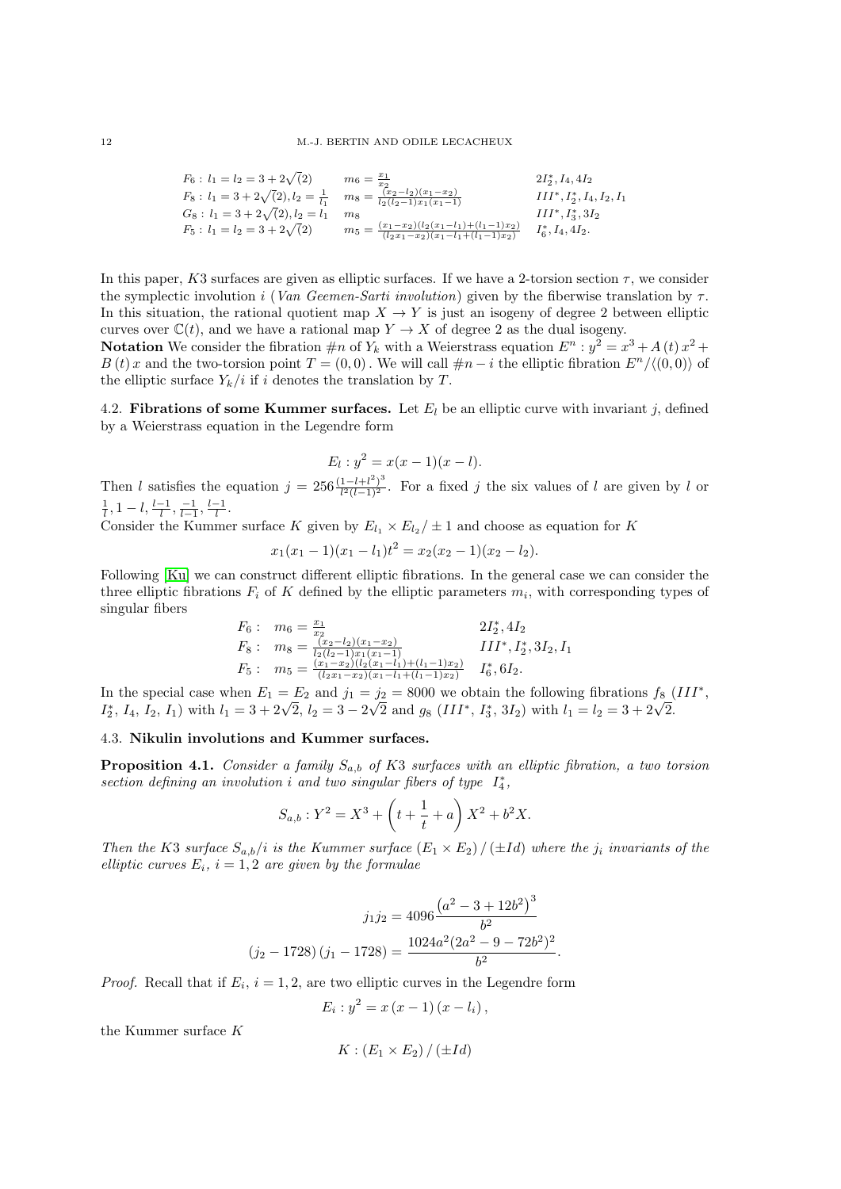| | | |
|---|---|---|
| $F_6: l_1 = l_2 = 3 + 2\sqrt(2)$ | $m_6 = \frac{x_1}{x_2}$ | $2I_2^*, I_4, 4I_2$ |
| $F_8: l_1 = 3 + 2\sqrt(2), l_2 = \frac{1}{l_1}$ | $m_8 = \frac{(x_2 - l_2)(x_1 - x_2)}{l_2(l_2-1)x_1(x_1-1)}$ | $III^*, I_2^*, I_4, I_2, I_1$ |
| $G_8: l_1 = 3 + 2\sqrt(2), l_2 = l_1$ | $m_8$ | $III^*, I_3^*, 3I_2$ |
| $F_5: l_1 = l_2 = 3 + 2\sqrt(2)$ | $m_5 = \frac{(x_1-x_2)(l_2(x_1-l_1)+(l_1-1)x_2)}{(l_2x_1-x_2)(x_1-l_1+(l_1-1)x_2)}$ | $I_6^*, I_4, 4I_2.$ |

In this paper, $K3$ surfaces are given as elliptic surfaces. If we have a 2-torsion section $\tau$, we consider the symplectic involution $i$ (*Van Geemen-Sarti involution*) given by the fiberwise translation by $\tau$. In this situation, the rational quotient map $X \to Y$ is just an isogeny of degree 2 between elliptic curves over $\mathbb{C}(t)$, and we have a rational map $Y \to X$ of degree 2 as the dual isogeny.

**Notation** We consider the fibration $\#n$ of $Y_k$ with a Weierstrass equation $E^n : y^2 = x^3 + A(t)x^2 + B(t)x$ and the two-torsion point $T = (0,0)$. We will call $\#n - i$ the elliptic fibration $E^n/\langle(0,0)\rangle$ of the elliptic surface $Y_k/i$ if $i$ denotes the translation by $T$.

### 4.2. Fibrations of some Kummer surfaces.

Let $E_l$ be an elliptic curve with invariant $j$, defined by a Weierstrass equation in the Legendre form

$$E_l : y^2 = x(x-1)(x-l).$$

Then $l$ satisfies the equation $j = 256\frac{(1-l+l^2)^3}{l^2(l-1)^2}$. For a fixed $j$ the six values of $l$ are given by $l$ or $\frac{1}{l}, 1-l, \frac{l-1}{l}, \frac{-1}{l-1}, \frac{l-1}{l}$.

Consider the Kummer surface $K$ given by $E_{l_1} \times E_{l_2}/\pm 1$ and choose as equation for $K$

$$x_1(x_1-1)(x_1-l_1)t^2 = x_2(x_2-1)(x_2-l_2).$$

Following [Ku] we can construct different elliptic fibrations. In the general case we can consider the three elliptic fibrations $F_i$ of $K$ defined by the elliptic parameters $m_i$, with corresponding types of singular fibers

| | | |
|---|---|---|
| $F_6:$ | $m_6 = \frac{x_1}{x_2}$ | $2I_2^*, 4I_2$ |
| $F_8:$ | $m_8 = \frac{(x_2-l_2)(x_1-x_2)}{l_2(l_2-1)x_1(x_1-1)}$ | $III^*, I_2^*, 3I_2, I_1$ |
| $F_5:$ | $m_5 = \frac{(x_1-x_2)(l_2(x_1-l_1)+(l_1-1)x_2)}{(l_2x_1-x_2)(x_1-l_1+(l_1-1)x_2)}$ | $I_6^*, 6I_2.$ |

In the special case when $E_1 = E_2$ and $j_1 = j_2 = 8000$ we obtain the following fibrations $f_8$ ($III^*$, $I_2^*$, $I_4$, $I_2$, $I_1$) with $l_1 = 3 + 2\sqrt{2}$, $l_2 = 3 - 2\sqrt{2}$ and $g_8$ ($III^*$, $I_3^*$, $3I_2$) with $l_1 = l_2 = 3 + 2\sqrt{2}$.

### 4.3. Nikulin involutions and Kummer surfaces.

**Proposition 4.1.** *Consider a family $S_{a,b}$ of K3 surfaces with an elliptic fibration, a two torsion section defining an involution $i$ and two singular fibers of type $I_4^*$,*

$$S_{a,b} : Y^2 = X^3 + \left(t + \frac{1}{t} + a\right)X^2 + b^2X.$$

*Then the K3 surface $S_{a,b}/i$ is the Kummer surface $(E_1 \times E_2)/(\pm Id)$ where the $j_i$ invariants of the elliptic curves $E_i$, $i = 1, 2$ are given by the formulae*

$$j_1 j_2 = 4096\frac{\left(a^2 - 3 + 12b^2\right)^3}{b^2}$$

$$(j_2 - 1728)(j_1 - 1728) = \frac{1024a^2(2a^2 - 9 - 72b^2)^2}{b^2}.$$

*Proof.* Recall that if $E_i$, $i = 1, 2$, are two elliptic curves in the Legendre form

$$E_i : y^2 = x(x-1)(x-l_i),$$

the Kummer surface $K$

$$K : (E_1 \times E_2)/(\pm Id)$$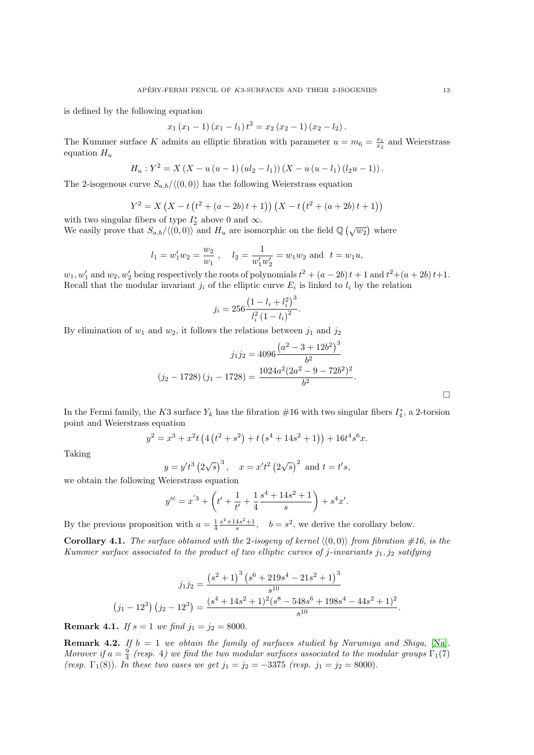is defined by the following equation

$$x_1(x_1-1)(x_1-l_1)t^2 = x_2(x_2-1)(x_2-l_2).$$

The Kummer surface $K$ admits an elliptic fibration with parameter $u = m_6 = \frac{x_1}{x_2}$ and Weierstrass equation $H_u$

$$H_u : Y^2 = X\left(X - u(u-1)(ul_2 - l_1)\right)\left(X - u(u-l_1)(l_2 u - 1)\right).$$

The 2-isogenous curve $S_{a,b}/\langle(0,0)\rangle$ has the following Weierstrass equation

$$Y^2 = X\left(X - t\left(t^2 + (a-2b)t + 1\right)\right)\left(X - t\left(t^2 + (a+2b)t + 1\right)\right)$$

with two singular fibers of type $I_2^*$ above 0 and $\infty$.
We easily prove that $S_{a,b}/\langle(0,0)\rangle$ and $H_u$ are isomorphic on the field $\mathbb{Q}\left(\sqrt{w_2}\right)$ where

$$l_1 = w_1' w_2 = \frac{w_2}{w_1}, \quad l_2 = \frac{1}{w_1' w_2'} = w_1 w_2 \text{ and } t = w_1 u,$$

$w_1, w_1'$ and $w_2, w_2'$ being respectively the roots of polynomials $t^2 + (a-2b)t + 1$ and $t^2 + (a+2b)t + 1$.
Recall that the modular invariant $j_i$ of the elliptic curve $E_i$ is linked to $l_i$ by the relation

$$j_i = 256 \frac{\left(1 - l_i + l_i^2\right)^3}{l_i^2 (1-l_i)^2}.$$

By elimination of $w_1$ and $w_2$, it follows the relations between $j_1$ and $j_2$

$$j_1 j_2 = 4096 \frac{\left(a^2 - 3 + 12b^2\right)^3}{b^2}$$

$$(j_2 - 1728)(j_1 - 1728) = \frac{1024 a^2 (2a^2 - 9 - 72b^2)^2}{b^2}.$$

□

In the Fermi family, the $K3$ surface $Y_k$ has the fibration #16 with two singular fibers $I_4^*$, a 2-torsion point and Weierstrass equation

$$y^2 = x^3 + x^2 t\left(4\left(t^2 + s^2\right) + t\left(s^4 + 14s^2 + 1\right)\right) + 16t^4 s^6 x.$$

Taking

$$y = y' t^3 \left(2\sqrt{s}\right)^3, \quad x = x' t^2 \left(2\sqrt{s}\right)^2 \text{ and } t = t' s,$$

we obtain the following Weierstrass equation

$$y'^{é} = x'^3 + \left(t' + \frac{1}{t'} + \frac{1}{4}\frac{s^4 + 14s^2 + 1}{s}\right) + s^4 x'.$$

By the previous proposition with $a = \frac{1}{4}\frac{s^4+14s^2+1}{s}, \quad b = s^2$, we derive the corollary below.

**Corollary 4.1.** *The surface obtained with the 2-isogeny of kernel $\langle(0,0)\rangle$ from fibration #16, is the Kummer surface associated to the product of two elliptic curves of j-invariants $j_1, j_2$ satisfying*

$$j_1 j_2 = \frac{\left(s^2+1\right)^3 \left(s^6 + 219s^4 - 21s^2 + 1\right)^3}{s^{10}}$$

$$\left(j_1 - 12^3\right)\left(j_2 - 12^3\right) = \frac{(s^4 + 14s^2 + 1)^2 (s^8 - 548s^6 + 198s^4 - 44s^2 + 1)^2}{s^{10}}.$$

**Remark 4.1.** *If $s = 1$ we find $j_1 = j_2 = 8000$.*

**Remark 4.2.** *If $b = 1$ we obtain the family of surfaces studied by Narumiya and Shiga, [Na]. Morover if $a = \frac{9}{4}$ (resp. 4) we find the two modular surfaces associated to the modular groups $\Gamma_1(7)$ (resp. $\Gamma_1(8)$). In these two cases we get $j_1 = j_2 = -3375$ (resp. $j_1 = j_2 = 8000$).*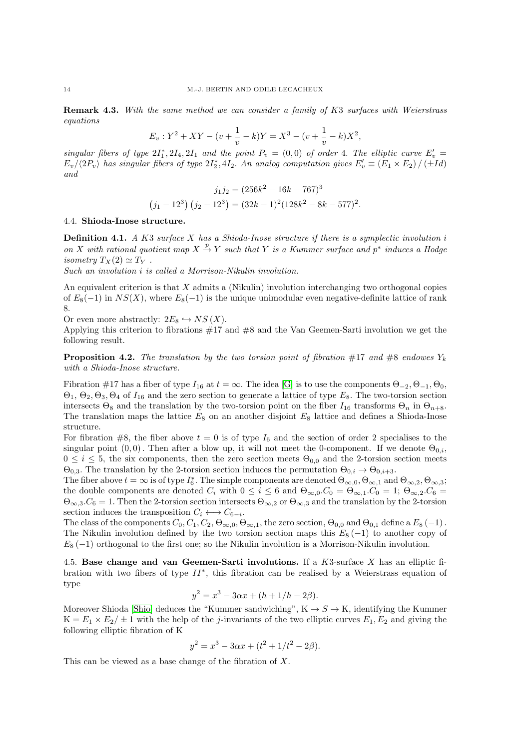**Remark 4.3.** *With the same method we can consider a family of K3 surfaces with Weierstrass equations*

$$E_v : Y^2 + XY - (v + \frac{1}{v} - k)Y = X^3 - (v + \frac{1}{v} - k)X^2,$$

*singular fibers of type $2I_1^*, 2I_4, 2I_1$ and the point $P_v = (0,0)$ of order 4. The elliptic curve $E_v' = E_v/\langle 2P_v \rangle$ has singular fibers of type $2I_2^*, 4I_2$. An analog computation gives $E_v' \equiv (E_1 \times E_2)/(\pm Id)$ and*

$$j_1 j_2 = (256k^2 - 16k - 767)^3$$

$$\left(j_1 - 12^3\right)\left(j_2 - 12^3\right) = (32k-1)^2(128k^2 - 8k - 577)^2.$$

### 4.4. Shioda-Inose structure.

**Definition 4.1.** *A K3 surface $X$ has a Shioda-Inose structure if there is a symplectic involution $i$ on $X$ with rational quotient map $X \overset{p}{\to} Y$ such that $Y$ is a Kummer surface and $p^*$ induces a Hodge isometry $T_X(2) \simeq T_Y$.*
*Such an involution $i$ is called a Morrison-Nikulin involution.*

An equivalent criterion is that $X$ admits a (Nikulin) involution interchanging two orthogonal copies of $E_8(-1)$ in $NS(X)$, where $E_8(-1)$ is the unique unimodular even negative-definite lattice of rank 8.
Or even more abstractly: $2E_8 \hookrightarrow NS(X)$.
Applying this criterion to fibrations #17 and #8 and the Van Geemen-Sarti involution we get the following result.

**Proposition 4.2.** *The translation by the two torsion point of fibration #17 and #8 endowes $Y_k$ with a Shioda-Inose structure.*

Fibration #17 has a fiber of type $I_{16}$ at $t = \infty$. The idea [G] is to use the components $\Theta_{-2}, \Theta_{-1}, \Theta_0$, $\Theta_1$, $\Theta_2, \Theta_3, \Theta_4$ of $I_{16}$ and the zero section to generate a lattice of type $E_8$. The two-torsion section intersects $\Theta_8$ and the translation by the two-torsion point on the fiber $I_{16}$ transforms $\Theta_n$ in $\Theta_{n+8}$. The translation maps the lattice $E_8$ on an another disjoint $E_8$ lattice and defines a Shioda-Inose structure.
For fibration #8, the fiber above $t = 0$ is of type $I_6$ and the section of order 2 specialises to the singular point $(0,0)$. Then after a blow up, it will not meet the 0-component. If we denote $\Theta_{0,i}$, $0 \leq i \leq 5$, the six components, then the zero section meets $\Theta_{0,0}$ and the 2-torsion section meets $\Theta_{0,3}$. The translation by the 2-torsion section induces the permutation $\Theta_{0,i} \to \Theta_{0,i+3}$.
The fiber above $t = \infty$ is of type $I_6^*$. The simple components are denoted $\Theta_{\infty,0}, \Theta_{\infty,1}$ and $\Theta_{\infty,2}, \Theta_{\infty,3}$; the double components are denoted $C_i$ with $0 \leq i \leq 6$ and $\Theta_{\infty,0}.C_0 = \Theta_{\infty,1}.C_0 = 1$; $\Theta_{\infty,2}.C_6 = \Theta_{\infty,3}.C_6 = 1$. Then the 2-torsion section intersects $\Theta_{\infty,2}$ or $\Theta_{\infty,3}$ and the translation by the 2-torsion section induces the transposition $C_i \longleftrightarrow C_{6-i}$.
The class of the components $C_0, C_1, C_2, \Theta_{\infty,0}, \Theta_{\infty,1}$, the zero section, $\Theta_{0,0}$ and $\Theta_{0,1}$ define a $E_8(-1)$. The Nikulin involution defined by the two torsion section maps this $E_8(-1)$ to another copy of $E_8(-1)$ orthogonal to the first one; so the Nikulin involution is a Morrison-Nikulin involution.

**4.5. Base change and van Geemen-Sarti involutions.** If a $K3$-surface $X$ has an elliptic fibration with two fibers of type $II^*$, this fibration can be realised by a Weierstrass equation of type

$$y^2 = x^3 - 3\alpha x + (h + 1/h - 2\beta).$$

Moreover Shioda [Shio] deduces the "Kummer sandwiching", $\mathrm{K} \to S \to \mathrm{K}$, identifying the Kummer $\mathrm{K} = E_1 \times E_2 / \pm 1$ with the help of the $j$-invariants of the two elliptic curves $E_1, E_2$ and giving the following elliptic fibration of K

$$y^2 = x^3 - 3\alpha x + (t^2 + 1/t^2 - 2\beta).$$

This can be viewed as a base change of the fibration of $X$.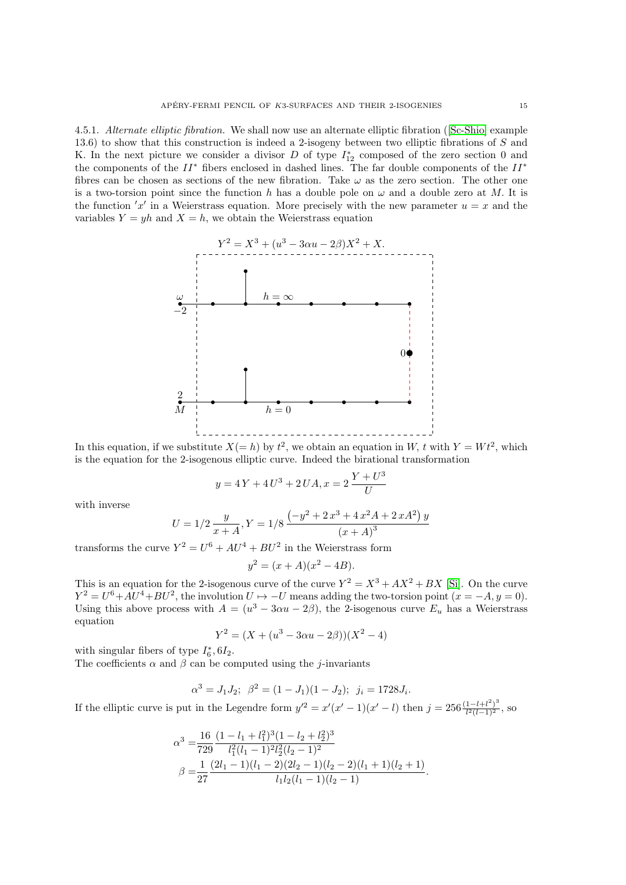4.5.1. *Alternate elliptic fibration.* We shall now use an alternate elliptic fibration ([Sc-Shio] example 13.6) to show that this construction is indeed a 2-isogeny between two elliptic fibrations of $S$ and K. In the next picture we consider a divisor $D$ of type $I_{12}^*$ composed of the zero section 0 and the components of the $II^*$ fibers enclosed in dashed lines. The far double components of the $II^*$ fibres can be chosen as sections of the new fibration. Take $\omega$ as the zero section. The other one is a two-torsion point since the function $h$ has a double pole on $\omega$ and a double zero at $M$. It is the function $'x'$ in a Weierstrass equation. More precisely with the new parameter $u = x$ and the variables $Y = yh$ and $X = h$, we obtain the Weierstrass equation

$$Y^2 = X^3 + (u^3 - 3\alpha u - 2\beta)X^2 + X.$$

$\omega$
$-2$
$h = \infty$
$0$
$2$
$M$
$h = 0$

In this equation, if we substitute $X(= h)$ by $t^2$, we obtain an equation in $W$, $t$ with $Y = Wt^2$, which is the equation for the 2-isogenous elliptic curve. Indeed the birational transformation

$$y = 4\,Y + 4\,U^3 + 2\,UA, x = 2\,\frac{Y + U^3}{U}$$

with inverse

$$U = 1/2\,\frac{y}{x + A}, Y = 1/8\,\frac{\left(-y^2 + 2\,x^3 + 4\,x^2A + 2\,xA^2\right)y}{(x + A)^3}$$

transforms the curve $Y^2 = U^6 + AU^4 + BU^2$ in the Weierstrass form

$$y^2 = (x + A)(x^2 - 4B).$$

This is an equation for the 2-isogenous curve of the curve $Y^2 = X^3 + AX^2 + BX$ [Si]. On the curve $Y^2 = U^6 + AU^4 + BU^2$, the involution $U \mapsto -U$ means adding the two-torsion point $(x = -A, y = 0)$. Using this above process with $A = (u^3 - 3\alpha u - 2\beta)$, the 2-isogenous curve $E_u$ has a Weierstrass equation

$$Y^2 = (X + (u^3 - 3\alpha u - 2\beta))(X^2 - 4)$$

with singular fibers of type $I_6^*, 6I_2$.
The coefficients $\alpha$ and $\beta$ can be computed using the $j$-invariants

$$\alpha^3 = J_1 J_2;\;\; \beta^2 = (1 - J_1)(1 - J_2);\;\; j_i = 1728 J_i.$$

If the elliptic curve is put in the Legendre form $y'^2 = x'(x' - 1)(x' - l)$ then $j = 256\frac{(1-l+l^2)^3}{l^2(l-1)^2}$, so

$$\alpha^3 = \frac{16}{729}\,\frac{(1 - l_1 + l_1^2)^3(1 - l_2 + l_2^2)^3}{l_1^2(l_1 - 1)^2 l_2^2(l_2 - 1)^2}$$

$$\beta = \frac{1}{27}\,\frac{(2l_1 - 1)(l_1 - 2)(2l_2 - 1)(l_2 - 2)(l_1 + 1)(l_2 + 1)}{l_1 l_2(l_1 - 1)(l_2 - 1)}.$$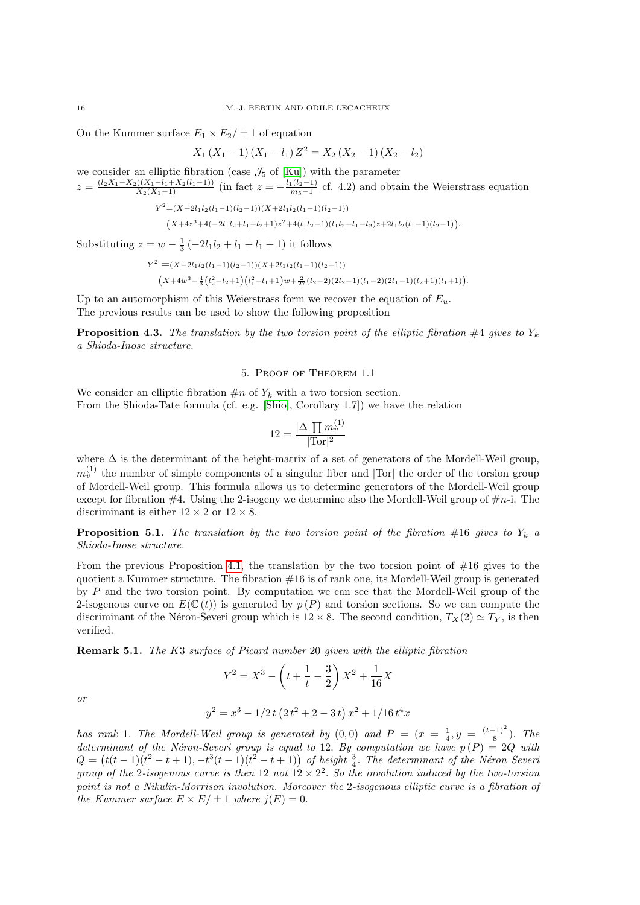On the Kummer surface $E_1 \times E_2 / \pm 1$ of equation

$$X_1 (X_1 - 1)(X_1 - l_1) Z^2 = X_2 (X_2 - 1)(X_2 - l_2)$$

we consider an elliptic fibration (case $\mathcal{J}_5$ of [Ku]) with the parameter $z = \frac{(l_2 X_1 - X_2)(X_1 - l_1 + X_2(l_1 - 1))}{X_2 (X_1 - 1)}$ (in fact $z = -\frac{l_1(l_2-1)}{m_5 - 1}$ cf. 4.2) and obtain the Weierstrass equation

$$Y^2 = (X - 2l_1 l_2 (l_1 - 1)(l_2 - 1))(X + 2l_1 l_2 (l_1 - 1)(l_2 - 1))$$
$$\left(X + 4z^3 + 4(-2l_1 l_2 + l_1 + l_2 + 1)z^2 + 4(l_1 l_2 - 1)(l_1 l_2 - l_1 - l_2)z + 2l_1 l_2 (l_1 - 1)(l_2 - 1)\right).$$

Substituting $z = w - \frac{1}{3}(-2l_1 l_2 + l_1 + l_1 + 1)$ it follows

$$Y^2 = (X - 2l_1 l_2 (l_1 - 1)(l_2 - 1))(X + 2l_1 l_2 (l_1 - 1)(l_2 - 1))$$
$$\left(X + 4w^3 - \tfrac{4}{3}\left(l_2^2 - l_2 + 1\right)\left(l_1^2 - l_1 + 1\right)w + \tfrac{2}{27}(l_2 - 2)(2l_2 - 1)(l_1 - 2)(2l_1 - 1)(l_2 + 1)(l_1 + 1)\right).$$

Up to an automorphism of this Weierstrass form we recover the equation of $E_u$.
The previous results can be used to show the following proposition

**Proposition 4.3.** *The translation by the two torsion point of the elliptic fibration #4 gives to $Y_k$ a Shioda-Inose structure.*

## 5. Proof of Theorem 1.1

We consider an elliptic fibration #$n$ of $Y_k$ with a two torsion section.
From the Shioda-Tate formula (cf. e.g. [Shio], Corollary 1.7]) we have the relation

$$12 = \frac{|\Delta| \prod m_v^{(1)}}{|\text{Tor}|^2}$$

where $\Delta$ is the determinant of the height-matrix of a set of generators of the Mordell-Weil group, $m_v^{(1)}$ the number of simple components of a singular fiber and $|\text{Tor}|$ the order of the torsion group of Mordell-Weil group. This formula allows us to determine generators of the Mordell-Weil group except for fibration #4. Using the 2-isogeny we determine also the Mordell-Weil group of #$n$-i. The discriminant is either $12 \times 2$ or $12 \times 8$.

**Proposition 5.1.** *The translation by the two torsion point of the fibration #16 gives to $Y_k$ a Shioda-Inose structure.*

From the previous Proposition 4.1, the translation by the two torsion point of #16 gives to the quotient a Kummer structure. The fibration #16 is of rank one, its Mordell-Weil group is generated by $P$ and the two torsion point. By computation we can see that the Mordell-Weil group of the 2-isogenous curve on $E(\mathbb{C}(t))$ is generated by $p(P)$ and torsion sections. So we can compute the discriminant of the Néron-Severi group which is $12 \times 8$. The second condition, $T_X(2) \simeq T_Y$, is then verified.

**Remark 5.1.** *The K3 surface of Picard number 20 given with the elliptic fibration*

$$Y^2 = X^3 - \left(t + \frac{1}{t} - \frac{3}{2}\right) X^2 + \frac{1}{16} X$$

*or*

$$y^2 = x^3 - 1/2\, t\left(2\,t^2 + 2 - 3\,t\right) x^2 + 1/16\, t^4 x$$

*has rank 1. The Mordell-Weil group is generated by $(0,0)$ and $P = (x = \frac{1}{4}, y = \frac{(t-1)^2}{8})$. The determinant of the Néron-Severi group is equal to 12. By computation we have $p(P) = 2Q$ with $Q = \left(t(t-1)(t^2 - t + 1), -t^3(t-1)(t^2 - t + 1)\right)$ of height $\frac{3}{4}$. The determinant of the Néron Severi group of the 2-isogenous curve is then 12 not $12 \times 2^2$. So the involution induced by the two-torsion point is not a Nikulin-Morrison involution. Moreover the 2-isogenous elliptic curve is a fibration of the Kummer surface $E \times E / \pm 1$ where $j(E) = 0$.*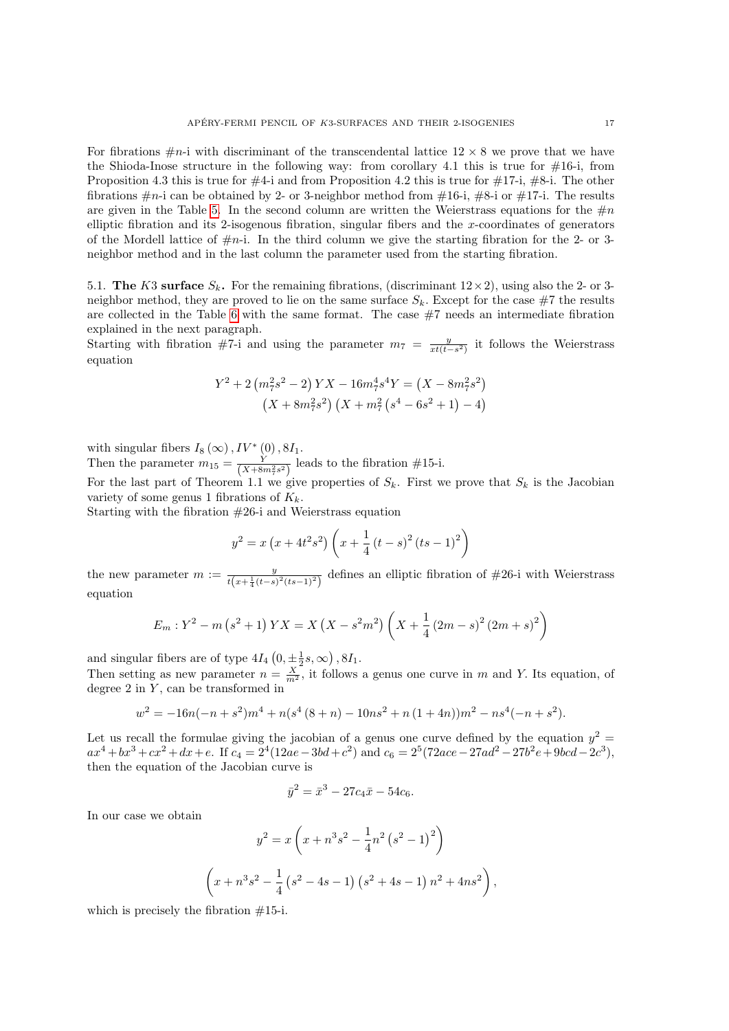For fibrations $\#n$-i with discriminant of the transcendental lattice $12 \times 8$ we prove that we have the Shioda-Inose structure in the following way: from corollary 4.1 this is true for #16-i, from Proposition 4.3 this is true for #4-i and from Proposition 4.2 this is true for #17-i, #8-i. The other fibrations $\#n$-i can be obtained by 2- or 3-neighbor method from #16-i, #8-i or #17-i. The results are given in the Table 5. In the second column are written the Weierstrass equations for the $\#n$ elliptic fibration and its 2-isogenous fibration, singular fibers and the $x$-coordinates of generators of the Mordell lattice of $\#n$-i. In the third column we give the starting fibration for the 2- or 3-neighbor method and in the last column the parameter used from the starting fibration.

5.1. **The $K3$ surface $S_k$.** For the remaining fibrations, (discriminant $12 \times 2$), using also the 2- or 3-neighbor method, they are proved to lie on the same surface $S_k$. Except for the case #7 the results are collected in the Table 6 with the same format. The case #7 needs an intermediate fibration explained in the next paragraph.

Starting with fibration #7-i and using the parameter $m_7 = \frac{y}{xt(t-s^2)}$ it follows the Weierstrass equation

$$Y^2 + 2\left(m_7^2 s^2 - 2\right) YX - 16 m_7^4 s^4 Y = \left(X - 8m_7^2 s^2\right)$$
$$\left(X + 8m_7^2 s^2\right)\left(X + m_7^2\left(s^4 - 6s^2 + 1\right) - 4\right)$$

with singular fibers $I_8(\infty), IV^*(0), 8I_1$.

Then the parameter $m_{15} = \frac{Y}{\left(X + 8m_7^2 s^2\right)}$ leads to the fibration #15-i.

For the last part of Theorem 1.1 we give properties of $S_k$. First we prove that $S_k$ is the Jacobian variety of some genus 1 fibrations of $K_k$.

Starting with the fibration #26-i and Weierstrass equation

$$y^2 = x\left(x + 4t^2 s^2\right)\left(x + \frac{1}{4}(t-s)^2 (ts-1)^2\right)$$

the new parameter $m := \frac{y}{t\left(x + \frac{1}{4}(t-s)^2(ts-1)^2\right)}$ defines an elliptic fibration of #26-i with Weierstrass equation

$$E_m : Y^2 - m\left(s^2+1\right) YX = X\left(X - s^2 m^2\right)\left(X + \frac{1}{4}(2m-s)^2 (2m+s)^2\right)$$

and singular fibers are of type $4I_4\left(0, \pm\frac{1}{2}s, \infty\right), 8I_1$.

Then setting as new parameter $n = \frac{X}{m^2}$, it follows a genus one curve in $m$ and $Y$. Its equation, of degree 2 in $Y$, can be transformed in

$$w^2 = -16n(-n+s^2)m^4 + n(s^4(8+n) - 10ns^2 + n(1+4n))m^2 - ns^4(-n+s^2).$$

Let us recall the formulae giving the jacobian of a genus one curve defined by the equation $y^2 = ax^4 + bx^3 + cx^2 + dx + e$. If $c_4 = 2^4(12ae - 3bd + c^2)$ and $c_6 = 2^5(72ace - 27ad^2 - 27b^2e + 9bcd - 2c^3)$, then the equation of the Jacobian curve is

$$\bar{y}^2 = \bar{x}^3 - 27c_4\bar{x} - 54c_6.$$

In our case we obtain

$$y^2 = x\left(x + n^3 s^2 - \frac{1}{4}n^2\left(s^2-1\right)^2\right)$$

$$\left(x + n^3 s^2 - \frac{1}{4}\left(s^2 - 4s - 1\right)\left(s^2 + 4s - 1\right)n^2 + 4ns^2\right),$$

which is precisely the fibration #15-i.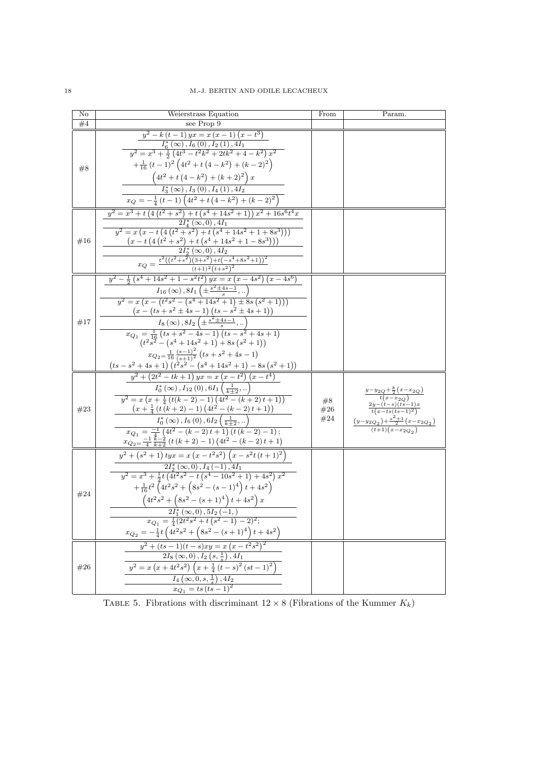| No | Weierstrass Equation | From | Param. |
|---|---|---|---|
| #4 | see Prop 9 | | |
| #8 | $y^2 - k(t-1)yx = x(x-1)(x-t^3)$ <br> $I_6^*(\infty), I_6(0), I_2(1), 4I_1$ <br> $y^2 = x^3 + \frac{1}{2}\left(4t^3 - t^2k^2 + 2tk^2 + 4 - k^2\right)x^2$ <br> $+\frac{1}{16}(t-1)^2\left(4t^2 + t\left(4-k^2\right) + (k-2)^2\right)$ <br> $\left(4t^2 + t\left(4-k^2\right) + (k+2)^2\right)x$ <br> $I_3^*(\infty), I_3(0), I_4(1), 4I_2$ <br> $x_Q = -\frac{1}{4}(t-1)\left(4t^2 + t\left(4-k^2\right) + (k-2)^2\right)$ | | |
| #16 | $y^2 = x^3 + t\left(4\left(t^2+s^2\right) + t\left(s^4 + 14s^2 + 1\right)\right)x^2 + 16s^6t^4x$ <br> $2I_4^*(\infty, 0), 4I_1$ <br> $y^2 = x\left(x - t\left(4\left(t^2+s^2\right) + t\left(s^4 + 14s^2 + 1 + 8s^3\right)\right)\right)$ <br> $\left(x - t\left(4\left(t^2+s^2\right) + t\left(s^4 + 14s^2 + 1 - 8s^3\right)\right)\right)$ <br> $2I_2^*(\infty, 0), 4I_2$ <br> $x_Q = \frac{t^2\left(\left(t^2+s^2\right)\left(3+s^2\right) + t\left(-s^4 + 8s^2 + 1\right)\right)^2}{(t+1)^2\left(t+s^2\right)^2}$ | | |
| #17 | $y^2 - \frac{1}{2}\left(s^4 + 14s^2 + 1 - s^2t^2\right)yx = x\left(x - 4s^2\right)\left(x - 4s^6\right)$ <br> $I_{16}(\infty), 8I_1\left(\pm\frac{s^2 \pm 4s - 1}{s}, ..\right)$ <br> $y^2 = x\left(x - \left(t^2s^2 - \left(s^4 + 14s^2 + 1\right) \pm 8s\left(s^2+1\right)\right)\right)$ <br> $\left(x - \left(ts + s^2 \pm 4s - 1\right)\left(ts - s^2 \pm 4s + 1\right)\right)$ <br> $I_8(\infty), 8I_2\left(\pm\frac{s^2 \pm 4s - 1}{s}, ..\right)$ <br> $x_{Q_1} = \frac{1}{16}\left(ts + s^2 - 4s - 1\right)\left(ts - s^2 + 4s + 1\right)$ <br> $\left(t^2s^2 - \left(s^4 + 14s^2 + 1\right) + 8s\left(s^2+1\right)\right)$ <br> $x_{Q_2} = \frac{1}{16}\frac{(s-1)^2}{(s+1)^2}\left(ts + s^2 + 4s - 1\right)$ <br> $\left(ts - s^2 + 4s + 1\right)\left(t^2s^2 - \left(s^4 + 14s^2 + 1\right) - 8s\left(s^2+1\right)\right)$ | | |
| #23 | $y^2 + \left(2t^2 - tk + 1\right)yx = x\left(x - t^2\right)\left(x - t^4\right)$ <br> $I_0^*(\infty), I_{12}(0), 6I_1\left(\frac{1}{k \pm 2}, ..\right)$ <br> $y^2 = x\left(x + \frac{1}{4}\left(t(k-2) - 1\right)\left(4t^2 - (k+2)t + 1\right)\right)$ <br> $\left(x + \frac{1}{4}\left(t(k+2) - 1\right)\left(4t^2 - (k-2)t + 1\right)\right)$ <br> $I_0^*(\infty), I_6(0), 6I_2\left(\frac{1}{k \pm 2}, ..\right)$ <br> $x_{Q_1} = \frac{-1}{4}\left(4t^2 - (k-2)t + 1\right)\left(t(k-2) - 1\right)$; <br> $x_{Q_2} = \frac{-1}{4}\frac{k-2}{k+2}\left(t(k+2) - 1\right)\left(4t^2 - (k-2)t + 1\right)$ | #8 <br> #26 <br> #24 | $\frac{y - y_{2Q} + \frac{k}{2}\left(x - x_{2Q}\right)}{t\left(x - x_{2Q}\right)}$ <br> $\frac{2y - (t-s)(ts-1)x}{t\left(x - ts(ts-1)^2\right)}$ <br> $\frac{\left(y - y_{2Q_2}\right) + \frac{s^2+1}{2}\left(x - x_{2Q_2}\right)}{(t+1)\left(x - x_{2Q_2}\right)}$ |
| #24 | $y^2 + \left(s^2+1\right)tyx = x\left(x - t^2s^2\right)\left(x - s^2t(t+1)^2\right)$ <br> $2I_2^*(\infty, 0), I_4(-1), 4I_1$ <br> $y^2 = x^3 + \frac{1}{2}t\left(4t^2s^2 - t\left(s^4 - 10s^2 + 1\right) + 4s^2\right)x^2$ <br> $+\frac{1}{16}t^2\left(4t^2s^2 + \left(8s^2 - (s-1)^4\right)t + 4s^2\right)$ <br> $\left(4t^2s^2 + \left(8s^2 - (s+1)^4\right)t + 4s^2\right)x$ <br> $2I_1^*(\infty, 0), 5I_2(-1,)$ <br> $x_{Q_1} = \frac{1}{4}\left(2t^2s^2 + t\left(s^2 - 1\right) - 2\right)^2$; <br> $x_{Q_2} = -\frac{1}{4}t\left(4t^2s^2 + \left(8s^2 - (s+1)^4\right)t + 4s^2\right)$ | | |
| #26 | $y^2 + (ts-1)(t-s)xy = x\left(x - t^2s^2\right)^2$ <br> $2I_8(\infty, 0), I_2\left(s, \frac{1}{s}\right), 4I_1$ <br> $y^2 = x\left(x + 4t^2s^2\right)\left(x + \frac{1}{4}(t-s)^2(st-1)^2\right)$ <br> $I_4\left(\infty, 0, s, \frac{1}{s}\right), 4I_2$ <br> $x_{Q_1} = ts(ts-1)^2$ | | |

TABLE 5. Fibrations with discriminant $12 \times 8$ (Fibrations of the Kummer $K_k$)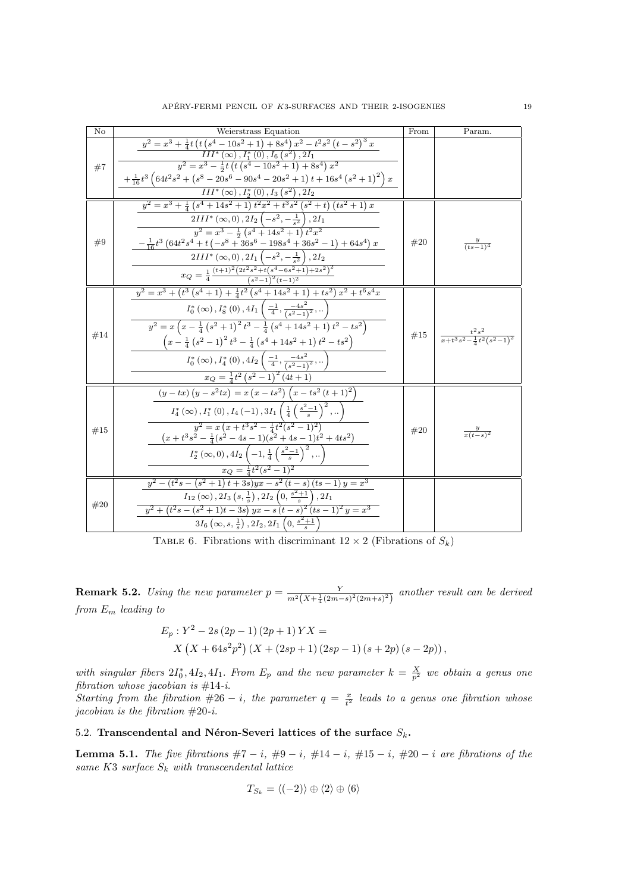| No | Weierstrass Equation | From | Param. |
|---|---|---|---|
| #7 | $y^2=x^3+\frac{1}{4}t\left(t\left(s^4-10s^2+1\right)+8s^4\right)x^2-t^2s^2\left(t-s^2\right)^3x$ <br> $III^*(\infty), I_1^*(0), I_6\left(s^2\right), 2I_1$ <br> $y^2=x^3-\frac{1}{2}t\left(t\left(s^4-10s^2+1\right)+8s^4\right)x^2$ $+\frac{1}{16}t^3\left(64t^2s^2+\left(s^8-20s^6-90s^4-20s^2+1\right)t+16s^4\left(s^2+1\right)^2\right)x$ <br> $III^*(\infty), I_2^*(0), I_3\left(s^2\right), 2I_2$ | | |
| #9 | $y^2=x^3+\frac{1}{4}\left(s^4+14s^2+1\right)t^2x^2+t^3s^2\left(s^2+t\right)\left(ts^2+1\right)x$ <br> $2III^*(\infty,0), 2I_2\left(-s^2,-\frac{1}{s^2}\right), 2I_1$ <br> $y^2=x^3-\frac{1}{2}\left(s^4+14s^2+1\right)t^2x^2$ $-\frac{1}{16}t^3\left(64t^2s^4+t\left(-s^8+36s^6-198s^4+36s^2-1\right)+64s^4\right)x$ <br> $2III^*(\infty,0), 2I_1\left(-s^2,-\frac{1}{s^2}\right), 2I_2$ <br> $x_Q=\frac{1}{4}\frac{(t+1)^2\left(2t^2s^2+t\left(s^4-6s^2+1\right)+2s^2\right)^2}{\left(s^2-1\right)^2(t-1)^2}$ | #20 | $\frac{y}{(ts-1)^4}$ |
| #14 | $y^2=x^3+\left(t^3\left(s^4+1\right)+\frac{1}{4}t^2\left(s^4+14s^2+1\right)+ts^2\right)x^2+t^6s^4x$ <br> $I_0^*(\infty), I_8^*(0), 4I_1\left(\frac{-1}{4},\frac{-4s^2}{\left(s^2-1\right)^2},..\right)$ <br> $y^2=x\left(x-\frac{1}{4}\left(s^2+1\right)^2t^3-\frac{1}{4}\left(s^4+14s^2+1\right)t^2-ts^2\right)$ $\left(x-\frac{1}{4}\left(s^2-1\right)^2t^3-\frac{1}{4}\left(s^4+14s^2+1\right)t^2-ts^2\right)$ <br> $I_0^*(\infty), I_4^*(0), 4I_2\left(\frac{-1}{4},\frac{-4s^2}{\left(s^2-1\right)^2},..\right)$ <br> $x_Q=\frac{1}{4}t^2\left(s^2-1\right)^2(4t+1)$ | #15 | $\frac{t^2s^2}{x+t^3s^2-\frac{1}{4}t^2\left(s^2-1\right)^2}$ |
| #15 | $(y-tx)\left(y-s^2tx\right)=x\left(x-ts^2\right)\left(x-ts^2(t+1)^2\right)$ <br> $I_4^*(\infty), I_1^*(0), I_4(-1), 3I_1\left(\frac{1}{4}\left(\frac{s^2-1}{s}\right)^2,..\right)$ <br> $y^2=x\left(x+t^3s^2-\frac{1}{4}t^2(s^2-1)^2\right)$ $\left(x+t^3s^2-\frac{1}{4}(s^2-4s-1)(s^2+4s-1)t^2+4ts^2\right)$ <br> $I_2^*(\infty,0), 4I_2\left(-1,\frac{1}{4}\left(\frac{s^2-1}{s}\right)^2,..\right)$ <br> $x_Q=\frac{1}{4}t^2(s^2-1)^2$ | #20 | $\frac{y}{x(t-s)^2}$ |
| #20 | $y^2-(t^2s-\left(s^2+1\right)t+3s)yx-s^2\left(t-s\right)\left(ts-1\right)y=x^3$ <br> $I_{12}(\infty), 2I_3\left(s,\frac{1}{s}\right), 2I_2\left(0,\frac{s^2+1}{s}\right), 2I_1$ <br> $y^2+(t^2s-(s^2+1)t-3s)\,yx-s\left(t-s\right)^2\left(ts-1\right)^2y=x^3$ <br> $3I_6\left(\infty,s,\frac{1}{s}\right), 2I_2, 2I_1\left(0,\frac{s^2+1}{s}\right)$ | | |

Table 6. Fibrations with discriminant $12\times 2$ (Fibrations of $S_k$)

**Remark 5.2.** *Using the new parameter* $p=\frac{Y}{m^2\left(X+\frac{1}{4}(2m-s)^2(2m+s)^2\right)}$ *another result can be derived from* $E_m$ *leading to*

$$\begin{aligned} E_p: Y^2-2s\left(2p-1\right)\left(2p+1\right)YX= \\ X\left(X+64s^2p^2\right)\left(X+\left(2sp+1\right)\left(2sp-1\right)\left(s+2p\right)\left(s-2p\right)\right), \end{aligned}$$

*with singular fibers* $2I_0^*, 4I_2, 4I_1$*. From* $E_p$ *and the new parameter* $k=\frac{X}{p^2}$ *we obtain a genus one fibration whose jacobian is #14-i.*
*Starting from the fibration #26 − i, the parameter* $q=\frac{x}{t^2}$ *leads to a genus one fibration whose jacobian is the fibration #20-i.*

### 5.2. Transcendental and Néron-Severi lattices of the surface $S_k$.

**Lemma 5.1.** *The five fibrations* $\#7-i$, $\#9-i$, $\#14-i$, $\#15-i$, $\#20-i$ *are fibrations of the same* $K3$ *surface* $S_k$ *with transcendental lattice*

$$T_{S_k}=\langle(-2)\rangle\oplus\langle 2\rangle\oplus\langle 6\rangle$$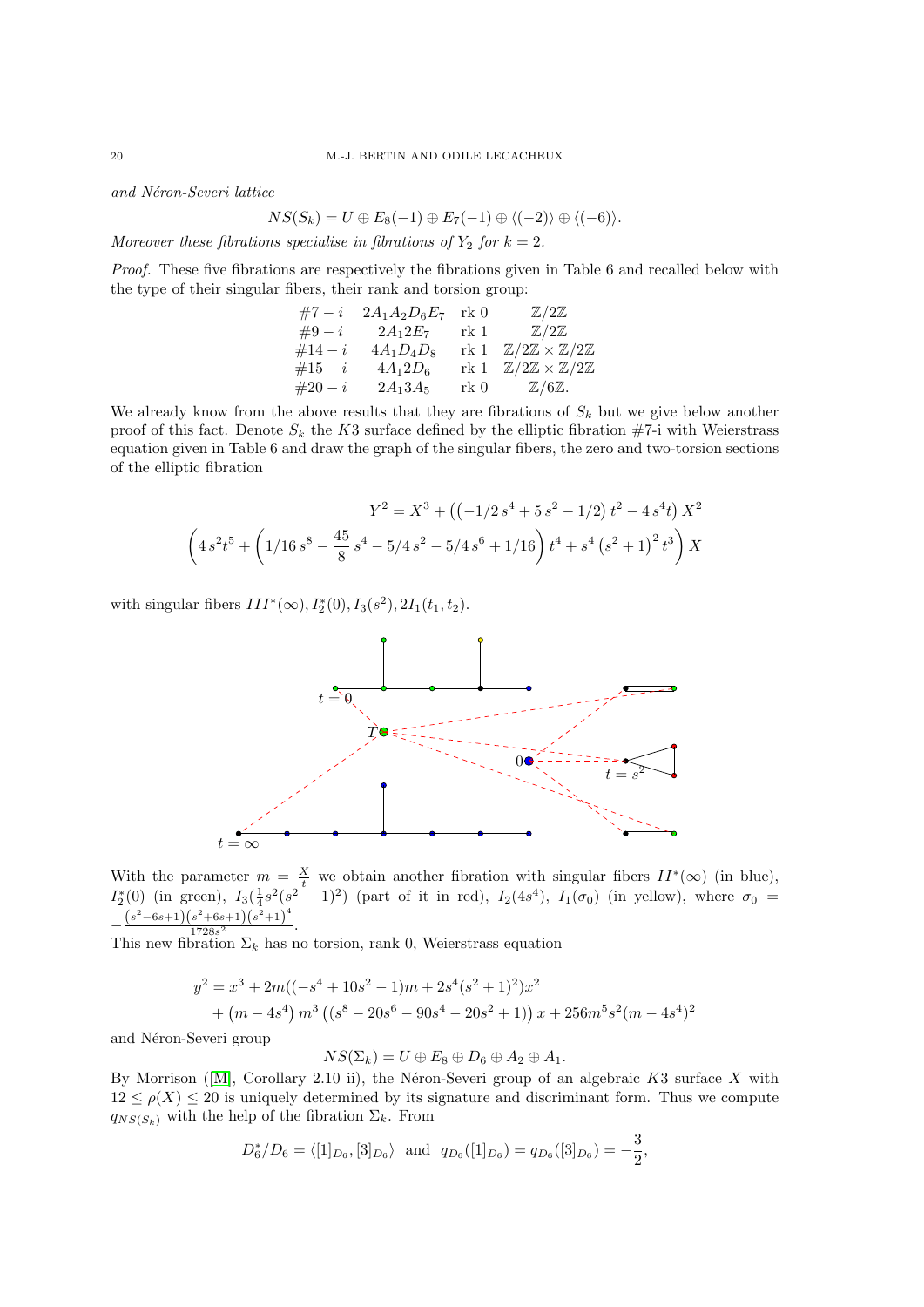*and Néron-Severi lattice*

$$NS(S_k) = U \oplus E_8(-1) \oplus E_7(-1) \oplus \langle(-2)\rangle \oplus \langle(-6)\rangle.$$

*Moreover these fibrations specialise in fibrations of $Y_2$ for $k = 2$.*

*Proof.* These five fibrations are respectively the fibrations given in Table 6 and recalled below with the type of their singular fibers, their rank and torsion group:

| | | | |
|---|---|---|---|
| $\#7-i$ | $2A_1A_2D_6E_7$ | rk 0 | $\mathbb{Z}/2\mathbb{Z}$ |
| $\#9-i$ | $2A_12E_7$ | rk 1 | $\mathbb{Z}/2\mathbb{Z}$ |
| $\#14-i$ | $4A_1D_4D_8$ | rk 1 | $\mathbb{Z}/2\mathbb{Z}\times\mathbb{Z}/2\mathbb{Z}$ |
| $\#15-i$ | $4A_12D_6$ | rk 1 | $\mathbb{Z}/2\mathbb{Z}\times\mathbb{Z}/2\mathbb{Z}$ |
| $\#20-i$ | $2A_13A_5$ | rk 0 | $\mathbb{Z}/6\mathbb{Z}$. |

We already know from the above results that they are fibrations of $S_k$ but we give below another proof of this fact. Denote $S_k$ the $K3$ surface defined by the elliptic fibration #7-i with Weierstrass equation given in Table 6 and draw the graph of the singular fibers, the zero and two-torsion sections of the elliptic fibration

$$Y^2 = X^3 + \left(\left(-1/2\,s^4 + 5\,s^2 - 1/2\right)t^2 - 4\,s^4 t\right)X^2$$
$$\left(4\,s^2t^5 + \left(1/16\,s^8 - \frac{45}{8}\,s^4 - 5/4\,s^2 - 5/4\,s^6 + 1/16\right)t^4 + s^4\left(s^2+1\right)^2 t^3\right)X$$

with singular fibers $III^*(\infty), I_2^*(0), I_3(s^2), 2I_1(t_1,t_2)$.

$t=0$

$T$

$0$

$t=s^2$

$t=\infty$

With the parameter $m = \frac{X}{t}$ we obtain another fibration with singular fibers $II^*(\infty)$ (in blue), $I_2^*(0)$ (in green), $I_3(\frac{1}{4}s^2(s^2-1)^2)$ (part of it in red), $I_2(4s^4)$, $I_1(\sigma_0)$ (in yellow), where $\sigma_0 = -\frac{(s^2-6s+1)(s^2+6s+1)(s^2+1)^4}{1728s^2}$.
This new fibration $\Sigma_k$ has no torsion, rank 0, Weierstrass equation

$$\begin{aligned} y^2 &= x^3 + 2m((-s^4+10s^2-1)m + 2s^4(s^2+1)^2)x^2 \\ &+ \left(m-4s^4\right)m^3\left((s^8-20s^6-90s^4-20s^2+1)\right)x + 256m^5s^2(m-4s^4)^2 \end{aligned}$$

and Néron-Severi group

$$NS(\Sigma_k) = U \oplus E_8 \oplus D_6 \oplus A_2 \oplus A_1.$$

By Morrison ([M], Corollary 2.10 ii), the Néron-Severi group of an algebraic $K3$ surface $X$ with $12 \leq \rho(X) \leq 20$ is uniquely determined by its signature and discriminant form. Thus we compute $q_{NS(S_k)}$ with the help of the fibration $\Sigma_k$. From

$$D_6^*/D_6 = \langle [1]_{D_6}, [3]_{D_6}\rangle \ \text{ and } \ q_{D_6}([1]_{D_6}) = q_{D_6}([3]_{D_6}) = -\frac{3}{2},$$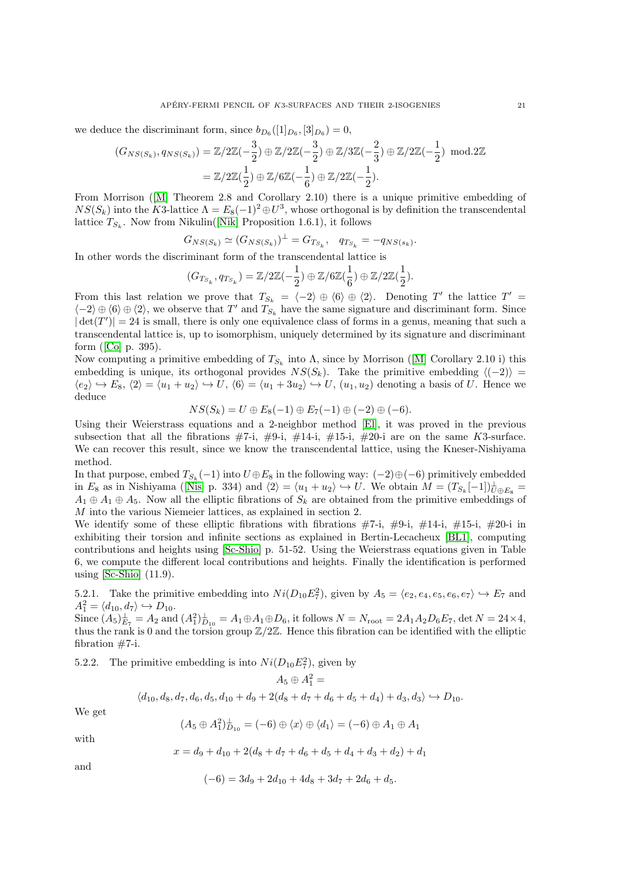we deduce the discriminant form, since $b_{D_6}([1]_{D_6},[3]_{D_6})=0$,

$$(G_{NS(S_k)},q_{NS(S_k)}) = \mathbb{Z}/2\mathbb{Z}(-\frac{3}{2})\oplus\mathbb{Z}/2\mathbb{Z}(-\frac{3}{2})\oplus\mathbb{Z}/3\mathbb{Z}(-\frac{2}{3})\oplus\mathbb{Z}/2\mathbb{Z}(-\frac{1}{2}) \mod 2\mathbb{Z}$$
$$= \mathbb{Z}/2\mathbb{Z}(\frac{1}{2})\oplus\mathbb{Z}/6\mathbb{Z}(-\frac{1}{6})\oplus\mathbb{Z}/2\mathbb{Z}(-\frac{1}{2}).$$

From Morrison ([M] Theorem 2.8 and Corollary 2.10) there is a unique primitive embedding of $NS(S_k)$ into the $K3$-lattice $\Lambda = E_8(-1)^2\oplus U^3$, whose orthogonal is by definition the transcendental lattice $T_{S_k}$. Now from Nikulin([Nik] Proposition 1.6.1), it follows

$$G_{NS(S_k)} \simeq (G_{NS(S_k)})^{\perp} = G_{T_{S_k}}, \quad q_{T_{S_k}} = -q_{NS(s_k)}.$$

In other words the discriminant form of the transcendental lattice is

$$(G_{T_{S_k}},q_{T_{S_k}}) = \mathbb{Z}/2\mathbb{Z}(-\frac{1}{2})\oplus\mathbb{Z}/6\mathbb{Z}(\frac{1}{6})\oplus\mathbb{Z}/2\mathbb{Z}(\frac{1}{2}).$$

From this last relation we prove that $T_{S_k} = \langle -2\rangle\oplus\langle 6\rangle\oplus\langle 2\rangle$. Denoting $T'$ the lattice $T' = \langle -2\rangle\oplus\langle 6\rangle\oplus\langle 2\rangle$, we observe that $T'$ and $T_{S_k}$ have the same signature and discriminant form. Since $|\det(T')| = 24$ is small, there is only one equivalence class of forms in a genus, meaning that such a transcendental lattice is, up to isomorphism, uniquely determined by its signature and discriminant form ([Co] p. 395).

Now computing a primitive embedding of $T_{S_k}$ into $\Lambda$, since by Morrison ([M] Corollary 2.10 i) this embedding is unique, its orthogonal provides $NS(S_k)$. Take the primitive embedding $\langle(-2)\rangle = \langle e_2\rangle \hookrightarrow E_8$, $\langle 2\rangle = \langle u_1+u_2\rangle \hookrightarrow U$, $\langle 6\rangle = \langle u_1+3u_2\rangle \hookrightarrow U$, $(u_1,u_2)$ denoting a basis of $U$. Hence we deduce

$$NS(S_k) = U\oplus E_8(-1)\oplus E_7(-1)\oplus(-2)\oplus(-6).$$

Using their Weierstrass equations and a 2-neighbor method [El], it was proved in the previous subsection that all the fibrations #7-i, #9-i, #14-i, #15-i, #20-i are on the same $K3$-surface. We can recover this result, since we know the transcendental lattice, using the Kneser-Nishiyama method.

In that purpose, embed $T_{S_k}(-1)$ into $U\oplus E_8$ in the following way: $(-2)\oplus(-6)$ primitively embedded in $E_8$ as in Nishiyama ([Nis] p. 334) and $\langle 2\rangle = \langle u_1+u_2\rangle \hookrightarrow U$. We obtain $M = (T_{S_k}[-1])^{\perp}_{U\oplus E_8} = A_1\oplus A_1\oplus A_5$. Now all the elliptic fibrations of $S_k$ are obtained from the primitive embeddings of $M$ into the various Niemeier lattices, as explained in section 2.

We identify some of these elliptic fibrations with fibrations #7-i, #9-i, #14-i, #15-i, #20-i in exhibiting their torsion and infinite sections as explained in Bertin-Lecacheux [BL1], computing contributions and heights using [Sc-Shio] p. 51-52. Using the Weierstrass equations given in Table 6, we compute the different local contributions and heights. Finally the identification is performed using [Sc-Shio] (11.9).

5.2.1. Take the primitive embedding into $Ni(D_{10}E_7^2)$, given by $A_5 = \langle e_2,e_4,e_5,e_6,e_7\rangle \hookrightarrow E_7$ and $A_1^2 = \langle d_{10},d_7\rangle \hookrightarrow D_{10}$.

Since $(A_5)^{\perp}_{E_7} = A_2$ and $(A_1^2)^{\perp}_{D_{10}} = A_1\oplus A_1\oplus D_6$, it follows $N = N_{\text{root}} = 2A_1A_2D_6E_7$, $\det N = 24\times 4$, thus the rank is 0 and the torsion group $\mathbb{Z}/2\mathbb{Z}$. Hence this fibration can be identified with the elliptic fibration #7-i.

5.2.2. The primitive embedding is into $Ni(D_{10}E_7^2)$, given by

$$A_5\oplus A_1^2 =$$
$$\langle d_{10},d_8,d_7,d_6,d_5,d_{10}+d_9+2(d_8+d_7+d_6+d_5+d_4)+d_3,d_3\rangle \hookrightarrow D_{10}.$$

We get

$$(A_5\oplus A_1^2)^{\perp}_{D_{10}} = (-6)\oplus\langle x\rangle\oplus\langle d_1\rangle = (-6)\oplus A_1\oplus A_1$$

with

$$x = d_9+d_{10}+2(d_8+d_7+d_6+d_5+d_4+d_3+d_2)+d_1$$

and

$$(-6) = 3d_9+2d_{10}+4d_8+3d_7+2d_6+d_5.$$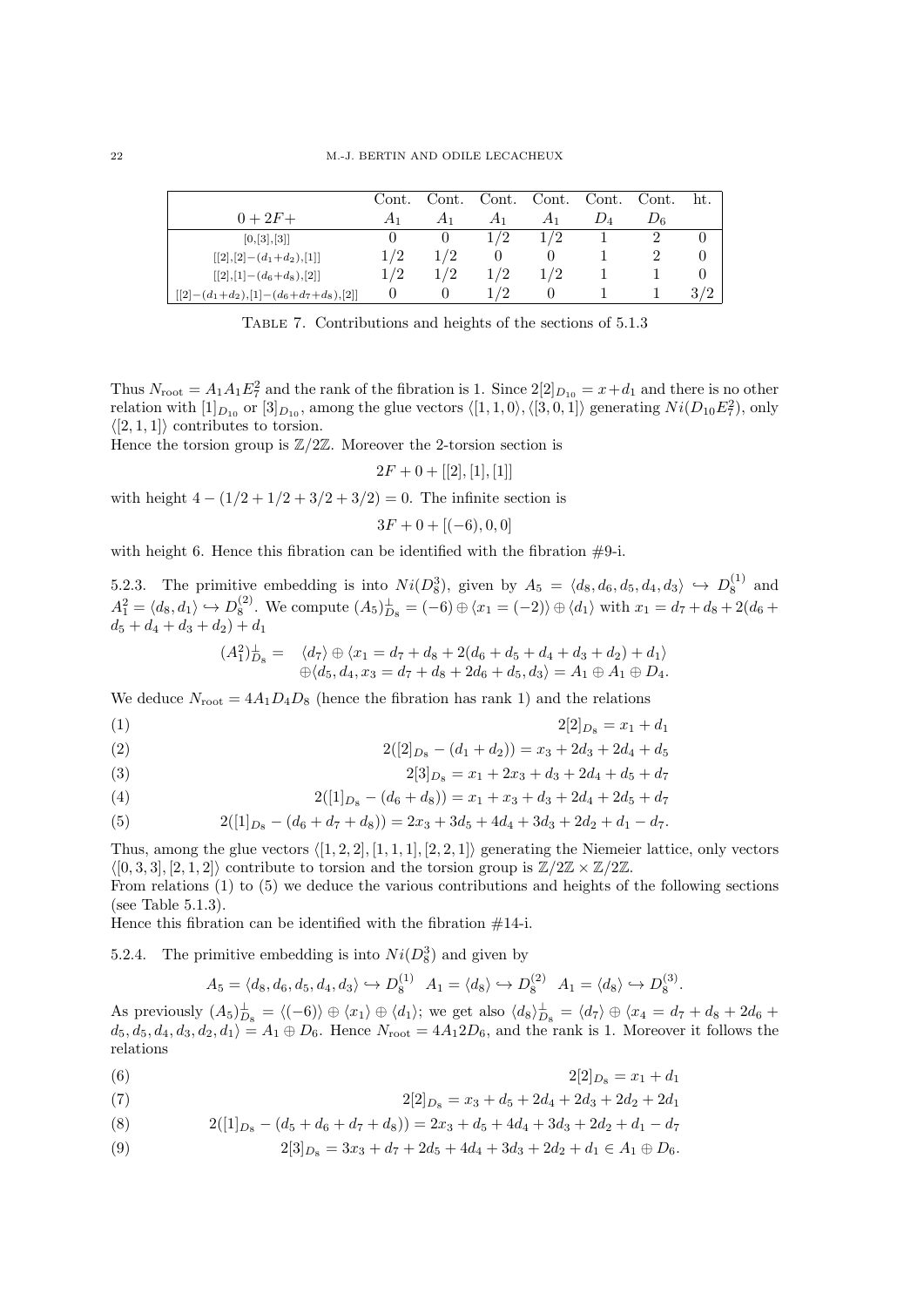| $0+2F+$ | Cont. $A_1$ | Cont. $A_1$ | Cont. $A_1$ | Cont. $A_1$ | Cont. $D_4$ | Cont. $D_6$ | ht. |
|---|---|---|---|---|---|---|---|
| $[0,[3],[3]]$ | $0$ | $0$ | $1/2$ | $1/2$ | $1$ | $2$ | $0$ |
| $[[2],[2]-(d_1+d_2),[1]]$ | $1/2$ | $1/2$ | $0$ | $0$ | $1$ | $2$ | $0$ |
| $[[2],[1]-(d_6+d_8),[2]]$ | $1/2$ | $1/2$ | $1/2$ | $1/2$ | $1$ | $1$ | $0$ |
| $[[2]-(d_1+d_2),[1]-(d_6+d_7+d_8),[2]]$ | $0$ | $0$ | $1/2$ | $0$ | $1$ | $1$ | $3/2$ |

Table 7. Contributions and heights of the sections of 5.1.3

Thus $N_{\text{root}} = A_1A_1E_7^2$ and the rank of the fibration is 1. Since $2[2]_{D_{10}} = x+d_1$ and there is no other relation with $[1]_{D_{10}}$ or $[3]_{D_{10}}$, among the glue vectors $\langle [1,1,0\rangle, \langle [3,0,1]\rangle$ generating $Ni(D_{10}E_7^2)$, only $\langle [2,1,1]\rangle$ contributes to torsion.
Hence the torsion group is $\mathbb{Z}/2\mathbb{Z}$. Moreover the 2-torsion section is

$$2F+0+[[2],[1],[1]]$$

with height $4-(1/2+1/2+3/2+3/2)=0$. The infinite section is

$$3F+0+[(-6),0,0]$$

with height 6. Hence this fibration can be identified with the fibration #9-i.

5.2.3. The primitive embedding is into $Ni(D_8^3)$, given by $A_5 = \langle d_8, d_6, d_5, d_4, d_3\rangle \hookrightarrow D_8^{(1)}$ and $A_1^2 = \langle d_8, d_1\rangle \hookrightarrow D_8^{(2)}$. We compute $(A_5)^{\perp}_{D_8} = (-6) \oplus \langle x_1 = (-2)\rangle \oplus \langle d_1\rangle$ with $x_1 = d_7 + d_8 + 2(d_6 + d_5 + d_4 + d_3 + d_2) + d_1$

$$\begin{aligned}(A_1^2)^{\perp}_{D_8} = \quad & \langle d_7\rangle \oplus \langle x_1 = d_7 + d_8 + 2(d_6+d_5+d_4+d_3+d_2)+d_1\rangle \\ & \oplus \langle d_5, d_4, x_3 = d_7+d_8+2d_6+d_5, d_3\rangle = A_1\oplus A_1 \oplus D_4.\end{aligned}$$

We deduce $N_{\text{root}} = 4A_1D_4D_8$ (hence the fibration has rank 1) and the relations

$$2[2]_{D_8} = x_1 + d_1 \tag{1}$$

$$2([2]_{D_8} - (d_1+d_2)) = x_3 + 2d_3 + 2d_4 + d_5 \tag{2}$$

$$2[3]_{D_8} = x_1 + 2x_3 + d_3 + 2d_4 + d_5 + d_7 \tag{3}$$

$$2([1]_{D_8} - (d_6+d_8)) = x_1 + x_3 + d_3 + 2d_4 + 2d_5 + d_7 \tag{4}$$

$$2([1]_{D_8} - (d_6+d_7+d_8)) = 2x_3 + 3d_5 + 4d_4 + 3d_3 + 2d_2 + d_1 - d_7. \tag{5}$$

Thus, among the glue vectors $\langle [1,2,2],[1,1,1],[2,2,1]\rangle$ generating the Niemeier lattice, only vectors $\langle [0,3,3],[2,1,2]\rangle$ contribute to torsion and the torsion group is $\mathbb{Z}/2\mathbb{Z}\times\mathbb{Z}/2\mathbb{Z}$.
From relations (1) to (5) we deduce the various contributions and heights of the following sections (see Table 5.1.3).
Hence this fibration can be identified with the fibration #14-i.

5.2.4. The primitive embedding is into $Ni(D_8^3)$ and given by

$$A_5 = \langle d_8, d_6, d_5, d_4, d_3\rangle \hookrightarrow D_8^{(1)} \quad A_1 = \langle d_8\rangle \hookrightarrow D_8^{(2)} \quad A_1 = \langle d_8\rangle \hookrightarrow D_8^{(3)}.$$

As previously $(A_5)^{\perp}_{D_8} = \langle(-6)\rangle \oplus \langle x_1\rangle \oplus \langle d_1\rangle$; we get also $\langle d_8\rangle^{\perp}_{D_8} = \langle d_7\rangle \oplus \langle x_4 = d_7 + d_8 + 2d_6 + d_5, d_5, d_4, d_3, d_2, d_1\rangle = A_1 \oplus D_6$. Hence $N_{\text{root}} = 4A_12D_6$, and the rank is 1. Moreover it follows the relations

$$2[2]_{D_8} = x_1 + d_1 \tag{6}$$

$$2[2]_{D_8} = x_3 + d_5 + 2d_4 + 2d_3 + 2d_2 + 2d_1 \tag{7}$$

$$2([1]_{D_8} - (d_5+d_6+d_7+d_8)) = 2x_3 + d_5 + 4d_4 + 3d_3 + 2d_2 + d_1 - d_7 \tag{8}$$

$$2[3]_{D_8} = 3x_3 + d_7 + 2d_5 + 4d_4 + 3d_3 + 2d_2 + d_1 \in A_1 \oplus D_6. \tag{9}$$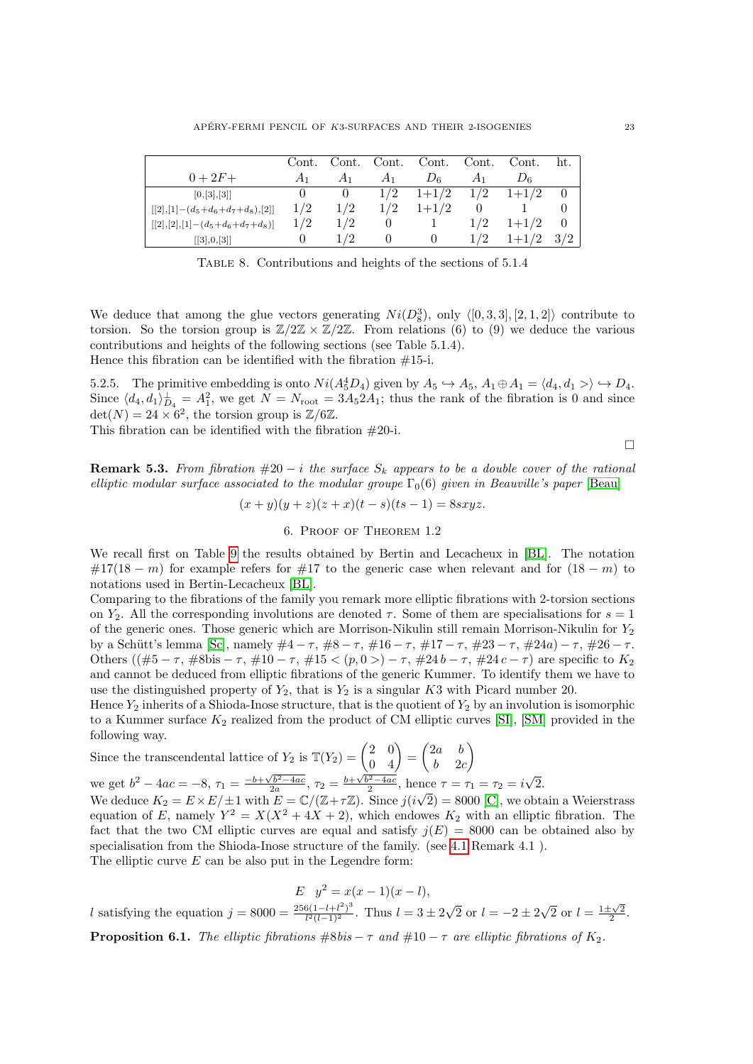| $0+2F+$ | Cont. $A_1$ | Cont. $A_1$ | Cont. $A_1$ | Cont. $D_6$ | Cont. $A_1$ | Cont. $D_6$ | ht. |
|---|---|---|---|---|---|---|---|
| $[0,[3],[3]]$ | 0 | 0 | 1/2 | 1+1/2 | 1/2 | 1+1/2 | 0 |
| $[[2],[1]-(d_5+d_6+d_7+d_8),[2]]$ | 1/2 | 1/2 | 1/2 | 1+1/2 | 0 | 1 | 0 |
| $[[2],[2],[1]-(d_5+d_6+d_7+d_8)]$ | 1/2 | 1/2 | 0 | 1 | 1/2 | 1+1/2 | 0 |
| $[[3],0,[3]]$ | 0 | 1/2 | 0 | 0 | 1/2 | 1+1/2 | 3/2 |

TABLE 8. Contributions and heights of the sections of 5.1.4

We deduce that among the glue vectors generating $Ni(D_8^3)$, only $\langle[0,3,3],[2,1,2]\rangle$ contribute to torsion. So the torsion group is $\mathbb{Z}/2\mathbb{Z}\times\mathbb{Z}/2\mathbb{Z}$. From relations (6) to (9) we deduce the various contributions and heights of the following sections (see Table 5.1.4).
Hence this fibration can be identified with the fibration #15-i.

5.2.5. The primitive embedding is onto $Ni(A_5^4D_4)$ given by $A_5 \hookrightarrow A_5$, $A_1\oplus A_1 = \langle d_4, d_1 >\rangle \hookrightarrow D_4$. Since $\langle d_4,d_1\rangle^{\perp}_{D_4} = A_1^2$, we get $N = N_{\text{root}} = 3A_5 2A_1$; thus the rank of the fibration is 0 and since $\det(N) = 24\times 6^2$, the torsion group is $\mathbb{Z}/6\mathbb{Z}$.
This fibration can be identified with the fibration #20-i.

□

**Remark 5.3.** *From fibration $\#20-i$ the surface $S_k$ appears to be a double cover of the rational elliptic modular surface associated to the modular groupe $\Gamma_0(6)$ given in Beauville's paper* [Beau]

$$(x+y)(y+z)(z+x)(t-s)(ts-1) = 8sxyz.$$

## 6. Proof of Theorem 1.2

We recall first on Table 9 the results obtained by Bertin and Lecacheux in [BL]. The notation $\#17(18-m)$ for example refers for #17 to the generic case when relevant and for $(18-m)$ to notations used in Bertin-Lecacheux [BL].

Comparing to the fibrations of the family you remark more elliptic fibrations with 2-torsion sections on $Y_2$. All the corresponding involutions are denoted $\tau$. Some of them are specialisations for $s=1$ of the generic ones. Those generic which are Morrison-Nikulin still remain Morrison-Nikulin for $Y_2$ by a Schütt's lemma [Sc], namely $\#4-\tau$, $\#8-\tau$, $\#16-\tau$, $\#17-\tau$, $\#23-\tau$, $\#24a)-\tau$, $\#26-\tau$. Others ($(\#5-\tau$, $\#8\text{bis}-\tau$, $\#10-\tau$, $\#15<(p,0>)-\tau$, $\#24\,b-\tau$, $\#24\,c-\tau)$ are specific to $K_2$ and cannot be deduced from elliptic fibrations of the generic Kummer. To identify them we have to use the distinguished property of $Y_2$, that is $Y_2$ is a singular $K3$ with Picard number 20.
Hence $Y_2$ inherits of a Shioda-Inose structure, that is the quotient of $Y_2$ by an involution is isomorphic to a Kummer surface $K_2$ realized from the product of CM elliptic curves [SI], [SM] provided in the following way.

Since the transcendental lattice of $Y_2$ is $\mathbb{T}(Y_2) = \begin{pmatrix} 2 & 0 \\ 0 & 4\end{pmatrix} = \begin{pmatrix} 2a & b \\ b & 2c\end{pmatrix}$
we get $b^2-4ac=-8$, $\tau_1 = \frac{-b+\sqrt{b^2-4ac}}{2a}$, $\tau_2 = \frac{b+\sqrt{b^2-4ac}}{2}$, hence $\tau=\tau_1=\tau_2 = i\sqrt{2}$.
We deduce $K_2 = E\times E/\pm 1$ with $E = \mathbb{C}/(\mathbb{Z}+\tau\mathbb{Z})$. Since $j(i\sqrt{2}) = 8000$ [C], we obtain a Weierstrass equation of $E$, namely $Y^2 = X(X^2+4X+2)$, which endowes $K_2$ with an elliptic fibration. The fact that the two CM elliptic curves are equal and satisfy $j(E)=8000$ can be obtained also by specialisation from the Shioda-Inose structure of the family. (see 4.1 Remark 4.1 ).
The elliptic curve $E$ can be also put in the Legendre form:

$$E \quad y^2 = x(x-1)(x-l),$$

$l$ satisfying the equation $j = 8000 = \frac{256(1-l+l^2)^3}{l^2(l-1)^2}$. Thus $l = 3\pm 2\sqrt{2}$ or $l = -2\pm 2\sqrt{2}$ or $l = \frac{1\pm\sqrt{2}}{2}$.

**Proposition 6.1.** *The elliptic fibrations $\#8bis-\tau$ and $\#10-\tau$ are elliptic fibrations of $K_2$.*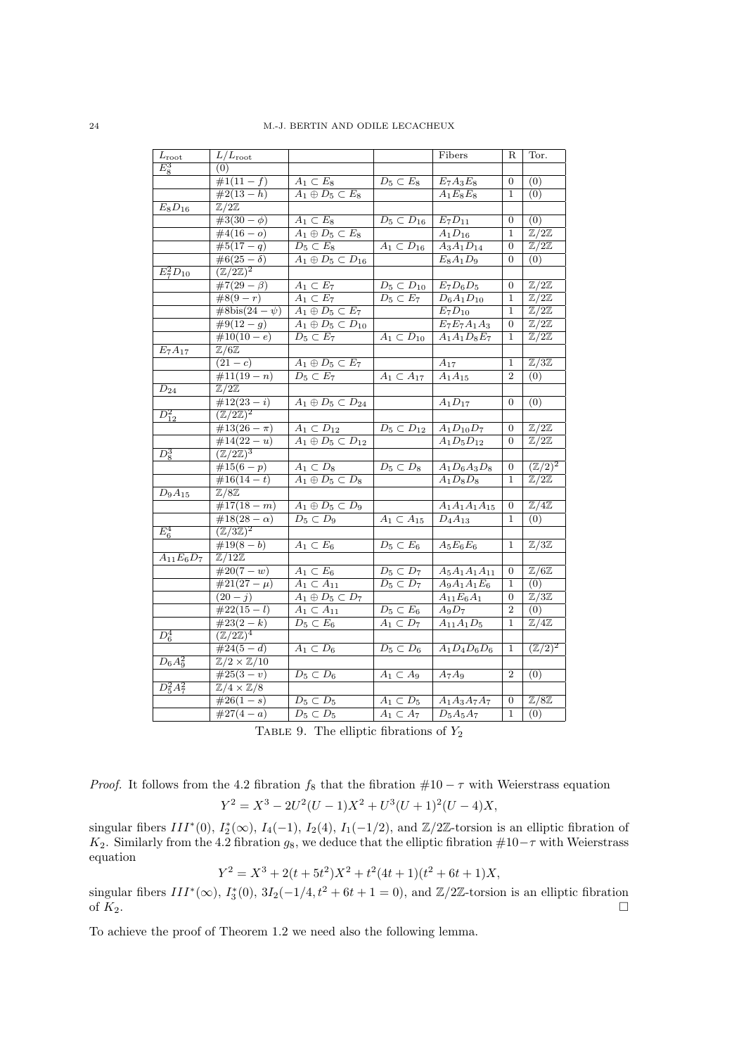| $L_{\text{root}}$ | $L/L_{\text{root}}$ | | | Fibers | R | Tor. |
|---|---|---|---|---|---|---|
| $E_8^3$ | (0) | | | | | |
| | $\#1(11-f)$ | $A_1 \subset E_8$ | $D_5 \subset E_8$ | $E_7A_3E_8$ | 0 | (0) |
| | $\#2(13-h)$ | $A_1 \oplus D_5 \subset E_8$ | | $A_1E_8E_8$ | 1 | (0) |
| $E_8D_{16}$ | $\mathbb{Z}/2\mathbb{Z}$ | | | | | |
| | $\#3(30-\phi)$ | $A_1 \subset E_8$ | $D_5 \subset D_{16}$ | $E_7D_{11}$ | 0 | (0) |
| | $\#4(16-o)$ | $A_1 \oplus D_5 \subset E_8$ | | $A_1D_{16}$ | 1 | $\mathbb{Z}/2\mathbb{Z}$ |
| | $\#5(17-q)$ | $D_5 \subset E_8$ | $A_1 \subset D_{16}$ | $A_3A_1D_{14}$ | 0 | $\mathbb{Z}/2\mathbb{Z}$ |
| | $\#6(25-\delta)$ | $A_1 \oplus D_5 \subset D_{16}$ | | $E_8A_1D_9$ | 0 | (0) |
| $E_7^2D_{10}$ | $(\mathbb{Z}/2\mathbb{Z})^2$ | | | | | |
| | $\#7(29-\beta)$ | $A_1 \subset E_7$ | $D_5 \subset D_{10}$ | $E_7D_6D_5$ | 0 | $\mathbb{Z}/2\mathbb{Z}$ |
| | $\#8(9-r)$ | $A_1 \subset E_7$ | $D_5 \subset E_7$ | $D_6A_1D_{10}$ | 1 | $\mathbb{Z}/2\mathbb{Z}$ |
| | $\#8\text{bis}(24-\psi)$ | $A_1 \oplus D_5 \subset E_7$ | | $E_7D_{10}$ | 1 | $\mathbb{Z}/2\mathbb{Z}$ |
| | $\#9(12-g)$ | $A_1 \oplus D_5 \subset D_{10}$ | | $E_7E_7A_1A_3$ | 0 | $\mathbb{Z}/2\mathbb{Z}$ |
| | $\#10(10-e)$ | $D_5 \subset E_7$ | $A_1 \subset D_{10}$ | $A_1A_1D_8E_7$ | 1 | $\mathbb{Z}/2\mathbb{Z}$ |
| $E_7A_{17}$ | $\mathbb{Z}/6\mathbb{Z}$ | | | | | |
| | $(21-c)$ | $A_1 \oplus D_5 \subset E_7$ | | $A_{17}$ | 1 | $\mathbb{Z}/3\mathbb{Z}$ |
| | $\#11(19-n)$ | $D_5 \subset E_7$ | $A_1 \subset A_{17}$ | $A_1A_{15}$ | 2 | (0) |
| $D_{24}$ | $\mathbb{Z}/2\mathbb{Z}$ | | | | | |
| | $\#12(23-i)$ | $A_1 \oplus D_5 \subset D_{24}$ | | $A_1D_{17}$ | 0 | (0) |
| $D_{12}^2$ | $(\mathbb{Z}/2\mathbb{Z})^2$ | | | | | |
| | $\#13(26-\pi)$ | $A_1 \subset D_{12}$ | $D_5 \subset D_{12}$ | $A_1D_{10}D_7$ | 0 | $\mathbb{Z}/2\mathbb{Z}$ |
| | $\#14(22-u)$ | $A_1 \oplus D_5 \subset D_{12}$ | | $A_1D_5D_{12}$ | 0 | $\mathbb{Z}/2\mathbb{Z}$ |
| $D_8^3$ | $(\mathbb{Z}/2\mathbb{Z})^3$ | | | | | |
| | $\#15(6-p)$ | $A_1 \subset D_8$ | $D_5 \subset D_8$ | $A_1D_6A_3D_8$ | 0 | $(\mathbb{Z}/2)^2$ |
| | $\#16(14-t)$ | $A_1 \oplus D_5 \subset D_8$ | | $A_1D_8D_8$ | 1 | $\mathbb{Z}/2\mathbb{Z}$ |
| $D_9A_{15}$ | $\mathbb{Z}/8\mathbb{Z}$ | | | | | |
| | $\#17(18-m)$ | $A_1 \oplus D_5 \subset D_9$ | | $A_1A_1A_1A_{15}$ | 0 | $\mathbb{Z}/4\mathbb{Z}$ |
| | $\#18(28-\alpha)$ | $D_5 \subset D_9$ | $A_1 \subset A_{15}$ | $D_4A_{13}$ | 1 | (0) |
| $E_6^4$ | $(\mathbb{Z}/3\mathbb{Z})^2$ | | | | | |
| | $\#19(8-b)$ | $A_1 \subset E_6$ | $D_5 \subset E_6$ | $A_5E_6E_6$ | 1 | $\mathbb{Z}/3\mathbb{Z}$ |
| $A_{11}E_6D_7$ | $\mathbb{Z}/12\mathbb{Z}$ | | | | | |
| | $\#20(7-w)$ | $A_1 \subset E_6$ | $D_5 \subset D_7$ | $A_5A_1A_1A_{11}$ | 0 | $\mathbb{Z}/6\mathbb{Z}$ |
| | $\#21(27-\mu)$ | $A_1 \subset A_{11}$ | $D_5 \subset D_7$ | $A_9A_1A_1E_6$ | 1 | (0) |
| | $(20-j)$ | $A_1 \oplus D_5 \subset D_7$ | | $A_{11}E_6A_1$ | 0 | $\mathbb{Z}/3\mathbb{Z}$ |
| | $\#22(15-l)$ | $A_1 \subset A_{11}$ | $D_5 \subset E_6$ | $A_9D_7$ | 2 | (0) |
| | $\#23(2-k)$ | $D_5 \subset E_6$ | $A_1 \subset D_7$ | $A_{11}A_1D_5$ | 1 | $\mathbb{Z}/4\mathbb{Z}$ |
| $D_6^4$ | $(\mathbb{Z}/2\mathbb{Z})^4$ | | | | | |
| | $\#24(5-d)$ | $A_1 \subset D_6$ | $D_5 \subset D_6$ | $A_1D_4D_6D_6$ | 1 | $(\mathbb{Z}/2)^2$ |
| $D_6A_9^2$ | $\mathbb{Z}/2 \times \mathbb{Z}/10$ | | | | | |
| | $\#25(3-v)$ | $D_5 \subset D_6$ | $A_1 \subset A_9$ | $A_7A_9$ | 2 | (0) |
| $D_5^2A_7^2$ | $\mathbb{Z}/4 \times \mathbb{Z}/8$ | | | | | |
| | $\#26(1-s)$ | $D_5 \subset D_5$ | $A_1 \subset D_5$ | $A_1A_3A_7A_7$ | 0 | $\mathbb{Z}/8\mathbb{Z}$ |
| | $\#27(4-a)$ | $D_5 \subset D_5$ | $A_1 \subset A_7$ | $D_5A_5A_7$ | 1 | (0) |

TABLE 9. The elliptic fibrations of $Y_2$

*Proof.* It follows from the 4.2 fibration $f_8$ that the fibration $\#10-\tau$ with Weierstrass equation

$$Y^2 = X^3 - 2U^2(U-1)X^2 + U^3(U+1)^2(U-4)X,$$

singular fibers $III^*(0)$, $I_2^*(\infty)$, $I_4(-1)$, $I_2(4)$, $I_1(-1/2)$, and $\mathbb{Z}/2\mathbb{Z}$-torsion is an elliptic fibration of $K_2$. Similarly from the 4.2 fibration $g_8$, we deduce that the elliptic fibration $\#10-\tau$ with Weierstrass equation

$$Y^2 = X^3 + 2(t+5t^2)X^2 + t^2(4t+1)(t^2+6t+1)X,$$

singular fibers $III^*(\infty)$, $I_3^*(0)$, $3I_2(-1/4, t^2+6t+1=0)$, and $\mathbb{Z}/2\mathbb{Z}$-torsion is an elliptic fibration of $K_2$. □

To achieve the proof of Theorem 1.2 we need also the following lemma.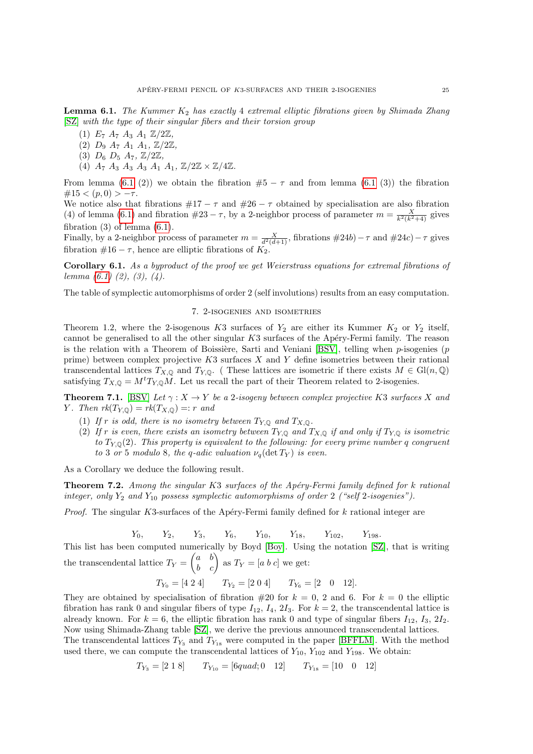**Lemma 6.1.** *The Kummer $K_2$ has exactly 4 extremal elliptic fibrations given by Shimada Zhang [SZ] with the type of their singular fibers and their torsion group*

1. $E_7$ $A_7$ $A_3$ $A_1$ $\mathbb{Z}/2\mathbb{Z}$,
2. $D_9$ $A_7$ $A_1$ $A_1$, $\mathbb{Z}/2\mathbb{Z}$,
3. $D_6$ $D_5$ $A_7$, $\mathbb{Z}/2\mathbb{Z}$,
4. $A_7$ $A_3$ $A_3$ $A_3$ $A_1$ $A_1$, $\mathbb{Z}/2\mathbb{Z} \times \mathbb{Z}/4\mathbb{Z}$.

From lemma (6.1 (2)) we obtain the fibration $\#5 - \tau$ and from lemma (6.1 (3)) the fibration $\#15 < (p, 0) > -\tau$.
We notice also that fibrations $\#17 - \tau$ and $\#26 - \tau$ obtained by specialisation are also fibration (4) of lemma (6.1) and fibration $\#23 - \tau$, by a 2-neighbor process of parameter $m = \frac{X}{k^2(k^2+4)}$ gives fibration (3) of lemma (6.1).
Finally, by a 2-neighbor process of parameter $m = \frac{X}{d^2(d+1)}$, fibrations $\#24b) - \tau$ and $\#24c) - \tau$ gives fibration $\#16 - \tau$, hence are elliptic fibrations of $K_2$.

**Corollary 6.1.** *As a byproduct of the proof we get Weierstrass equations for extremal fibrations of lemma (6.1) (2), (3), (4).*

The table of symplectic automorphisms of order 2 (self involutions) results from an easy computation.

## 7. 2-isogenies and isometries

Theorem 1.2, where the 2-isogenous $K3$ surfaces of $Y_2$ are either its Kummer $K_2$ or $Y_2$ itself, cannot be generalised to all the other singular $K3$ surfaces of the Apéry-Fermi family. The reason is the relation with a Theorem of Boissière, Sarti and Veniani [BSV], telling when $p$-isogenies ($p$ prime) between complex projective $K3$ surfaces $X$ and $Y$ define isometries between their rational transcendental lattices $T_{X,\mathbb{Q}}$ and $T_{Y,\mathbb{Q}}$. ( These lattices are isometric if there exists $M \in \mathrm{Gl}(n, \mathbb{Q})$ satisfying $T_{X,\mathbb{Q}} = M^t T_{Y,\mathbb{Q}} M$. Let us recall the part of their Theorem related to 2-isogenies.

**Theorem 7.1.** [BSV] *Let $\gamma : X \to Y$ be a 2-isogeny between complex projective $K3$ surfaces $X$ and $Y$. Then $rk(T_{Y,\mathbb{Q}}) = rk(T_{X,\mathbb{Q}}) =: r$ and*

1. *If $r$ is odd, there is no isometry between $T_{Y,\mathbb{Q}}$ and $T_{X,\mathbb{Q}}$.*
2. *If $r$ is even, there exists an isometry between $T_{Y,\mathbb{Q}}$ and $T_{X,\mathbb{Q}}$ if and only if $T_{Y,\mathbb{Q}}$ is isometric to $T_{Y,\mathbb{Q}}(2)$. This property is equivalent to the following: for every prime number $q$ congruent to 3 or 5 modulo 8, the $q$-adic valuation $\nu_q(\det T_Y)$ is even.*

As a Corollary we deduce the following result.

**Theorem 7.2.** *Among the singular $K3$ surfaces of the Apéry-Fermi family defined for $k$ rational integer, only $Y_2$ and $Y_{10}$ possess symplectic automorphisms of order 2 ("self 2-isogenies").*

*Proof.* The singular $K3$-surfaces of the Apéry-Fermi family defined for $k$ rational integer are

$$Y_0, \quad Y_2, \quad Y_3, \quad Y_6, \quad Y_{10}, \quad Y_{18}, \quad Y_{102}, \quad Y_{198}.$$

This list has been computed numerically by Boyd [Boy]. Using the notation [SZ], that is writing the transcendental lattice $T_Y = \begin{pmatrix} a & b \\ b & c \end{pmatrix}$ as $T_Y = [a\ b\ c]$ we get:

$$T_{Y_0} = [4\ 2\ 4] \qquad T_{Y_2} = [2\ 0\ 4] \qquad T_{Y_6} = [2 \quad 0 \quad 12].$$

They are obtained by specialisation of fibration #20 for $k = 0$, 2 and 6. For $k = 0$ the elliptic fibration has rank 0 and singular fibers of type $I_{12}$, $I_4$, $2I_3$. For $k = 2$, the transcendental lattice is already known. For $k = 6$, the elliptic fibration has rank 0 and type of singular fibers $I_{12}$, $I_3$, $2I_2$. Now using Shimada-Zhang table [SZ], we derive the previous announced transcendental lattices.
The transcendental lattices $T_{Y_3}$ and $T_{Y_{18}}$ were computed in the paper [BFFLM]. With the method used there, we can compute the transcendental lattices of $Y_{10}$, $Y_{102}$ and $Y_{198}$. We obtain:

$$T_{Y_3} = [2\ 1\ 8] \qquad T_{Y_{10}} = [6quad; 0 \quad 12] \qquad T_{Y_{18}} = [10 \quad 0 \quad 12]$$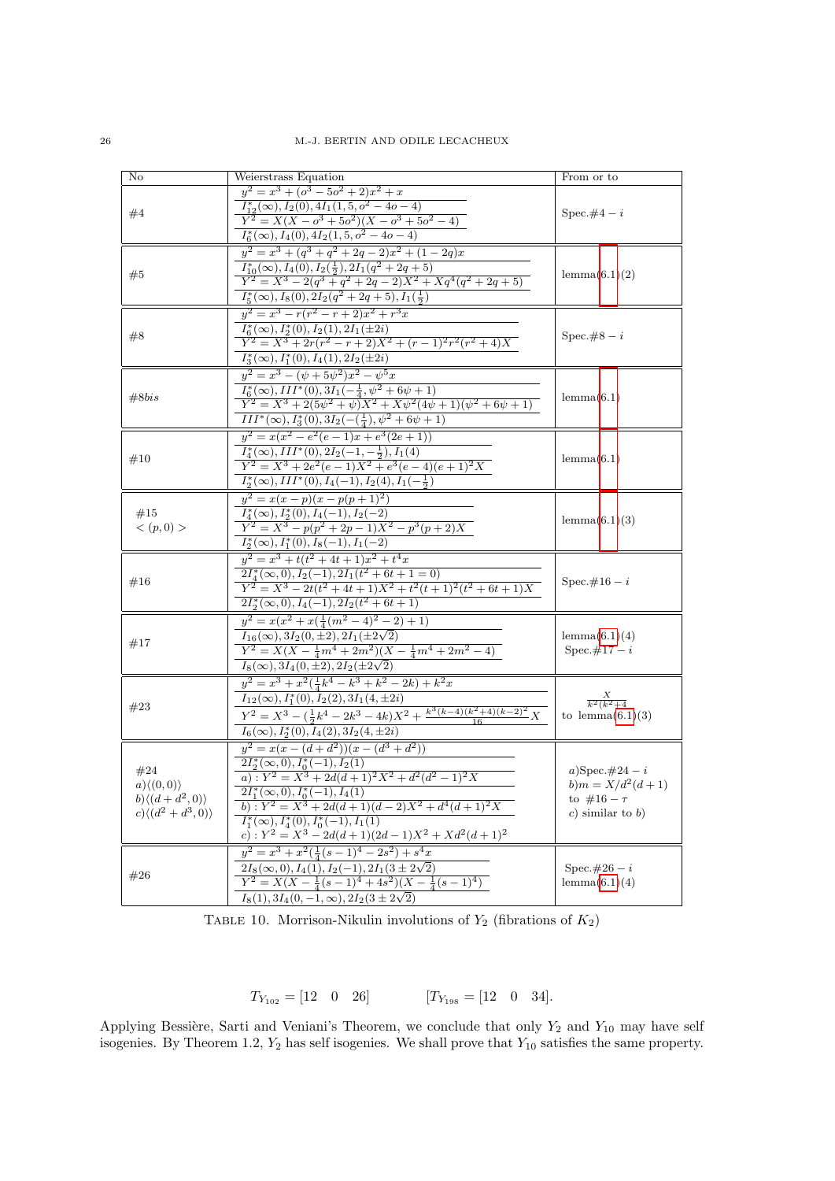| No | Weierstrass Equation | From or to |
|---|---|---|
| #4 | $y^2 = x^3 + (o^3 - 5o^2 + 2)x^2 + x$<br>$I_{12}^*(\infty), I_2(0), 4I_1(1, 5, o^2 - 4o - 4)$<br>$Y^2 = X(X - o^3 + 5o^2)(X - o^3 + 5o^2 - 4)$<br>$I_6^*(\infty), I_4(0), 4I_2(1, 5, o^2 - 4o - 4)$ | Spec.$\#4 - i$ |
| #5 | $y^2 = x^3 + (q^3 + q^2 + 2q - 2)x^2 + (1 - 2q)x$<br>$I_{10}^*(\infty), I_4(0), I_2(\frac{1}{2}), 2I_1(q^2 + 2q + 5)$<br>$Y^2 = X^3 - 2(q^3 + q^2 + 2q - 2)X^2 + Xq^4(q^2 + 2q + 5)$<br>$I_5^*(\infty), I_8(0), 2I_2(q^2 + 2q + 5), I_1(\frac{1}{2})$ | lemma(6.1)(2) |
| #8 | $y^2 = x^3 - r(r^2 - r + 2)x^2 + r^3x$<br>$I_6^*(\infty), I_2^*(0), I_2(1), 2I_1(\pm 2i)$<br>$Y^2 = X^3 + 2r(r^2 - r + 2)X^2 + (r - 1)^2r^2(r^2 + 4)X$<br>$I_3^*(\infty), I_1^*(0), I_4(1), 2I_2(\pm 2i)$ | Spec.$\#8 - i$ |
| $\#8bis$ | $y^2 = x^3 - (\psi + 5\psi^2)x^2 - \psi^5x$<br>$I_6^*(\infty), III^*(0), 3I_1(-\frac{1}{4}, \psi^2 + 6\psi + 1)$<br>$Y^2 = X^3 + 2(5\psi^2 + \psi)X^2 + X\psi^2(4\psi + 1)(\psi^2 + 6\psi + 1)$<br>$III^*(\infty), I_3^*(0), 3I_2(-(\frac{1}{4}), \psi^2 + 6\psi + 1)$ | lemma(6.1) |
| #10 | $y^2 = x(x^2 - e^2(e - 1)x + e^3(2e + 1))$<br>$I_4^*(\infty), III^*(0), 2I_2(-1, -\frac{1}{2}), I_1(4)$<br>$Y^2 = X^3 + 2e^2(e - 1)X^2 + e^3(e - 4)(e + 1)^2X$<br>$I_2^*(\infty), III^*(0), I_4(-1), I_2(4), I_1(-\frac{1}{2})$ | lemma(6.1) |
| #15<br>$<(p, 0)>$ | $y^2 = x(x - p)(x - p(p + 1)^2)$<br>$I_4^*(\infty), I_2^*(0), I_4(-1), I_2(-2)$<br>$Y^2 = X^3 - p(p^2 + 2p - 1)X^2 - p^3(p + 2)X$<br>$I_2^*(\infty), I_1^*(0), I_8(-1), I_1(-2)$ | lemma(6.1)(3) |
| #16 | $y^2 = x^3 + t(t^2 + 4t + 1)x^2 + t^4x$<br>$2I_4^*(\infty, 0), I_2(-1), 2I_1(t^2 + 6t + 1 = 0)$<br>$Y^2 = X^3 - 2t(t^2 + 4t + 1)X^2 + t^2(t + 1)^2(t^2 + 6t + 1)X$<br>$2I_2^*(\infty, 0), I_4(-1), 2I_2(t^2 + 6t + 1)$ | Spec.$\#16 - i$ |
| #17 | $y^2 = x(x^2 + x(\frac{1}{4}(m^2 - 4)^2 - 2) + 1)$<br>$I_{16}(\infty), 3I_2(0, \pm 2), 2I_1(\pm 2\sqrt{2})$<br>$Y^2 = X(X - \frac{1}{4}m^4 + 2m^2)(X - \frac{1}{4}m^4 + 2m^2 - 4)$<br>$I_8(\infty), 3I_4(0, \pm 2), 2I_2(\pm 2\sqrt{2})$ | lemma(6.1)(4)<br>Spec.$\#17 - i$ |
| #23 | $y^2 = x^3 + x^2(\frac{1}{4}k^4 - k^3 + k^2 - 2k) + k^2x$<br>$I_{12}(\infty), I_1^*(0), I_2(2), 3I_1(4, \pm 2i)$<br>$Y^2 = X^3 - (\frac{1}{2}k^4 - 2k^3 - 4k)X^2 + \frac{k^3(k-4)(k^2+4)(k-2)^2}{16}X$<br>$I_6(\infty), I_2^*(0), I_4(2), 3I_2(4, \pm 2i)$ | $\frac{X}{k^2(k^2+4}$<br>to lemma(6.1)(3) |
| #24<br>$a)\langle(0, 0)\rangle$<br>$b)\langle(d + d^2, 0)\rangle$<br>$c)\langle(d^2 + d^3, 0)\rangle$ | $y^2 = x(x - (d + d^2))(x - (d^3 + d^2))$<br>$2I_2^*(\infty, 0), I_0^*(-1), I_2(1)$<br>$a) : Y^2 = X^3 + 2d(d + 1)^2X^2 + d^2(d^2 - 1)^2X$<br>$2I_1^*(\infty, 0), I_0^*(-1), I_4(1)$<br>$b) : Y^2 = X^3 + 2d(d + 1)(d - 2)X^2 + d^4(d + 1)^2X$<br>$I_1^*(\infty), I_4^*(0), I_0^*(-1), I_1(1)$<br>$c) : Y^2 = X^3 - 2d(d + 1)(2d - 1)X^2 + Xd^2(d + 1)^2$ | $a)$Spec.$\#24 - i$<br>$b)m = X/d^2(d + 1)$<br>to $\#16 - \tau$<br>$c)$ similar to $b)$ |
| #26 | $y^2 = x^3 + x^2(\frac{1}{4}(s - 1)^4 - 2s^2) + s^4x$<br>$2I_8(\infty, 0), I_4(1), I_2(-1), 2I_1(3 \pm 2\sqrt{2})$<br>$Y^2 = X(X - \frac{1}{4}(s - 1)^4 + 4s^2)(X - \frac{1}{4}(s - 1)^4)$<br>$I_8(1), 3I_4(0, -1, \infty), 2I_2(3 \pm 2\sqrt{2})$ | Spec.$\#26 - i$<br>lemma(6.1)(4) |

TABLE 10. Morrison-Nikulin involutions of $Y_2$ (fibrations of $K_2$)

$$T_{Y_{102}} = [12 \quad 0 \quad 26] \qquad\qquad [T_{Y_{198}} = [12 \quad 0 \quad 34].$$

Applying Bessière, Sarti and Veniani's Theorem, we conclude that only $Y_2$ and $Y_{10}$ may have self isogenies. By Theorem 1.2, $Y_2$ has self isogenies. We shall prove that $Y_{10}$ satisfies the same property.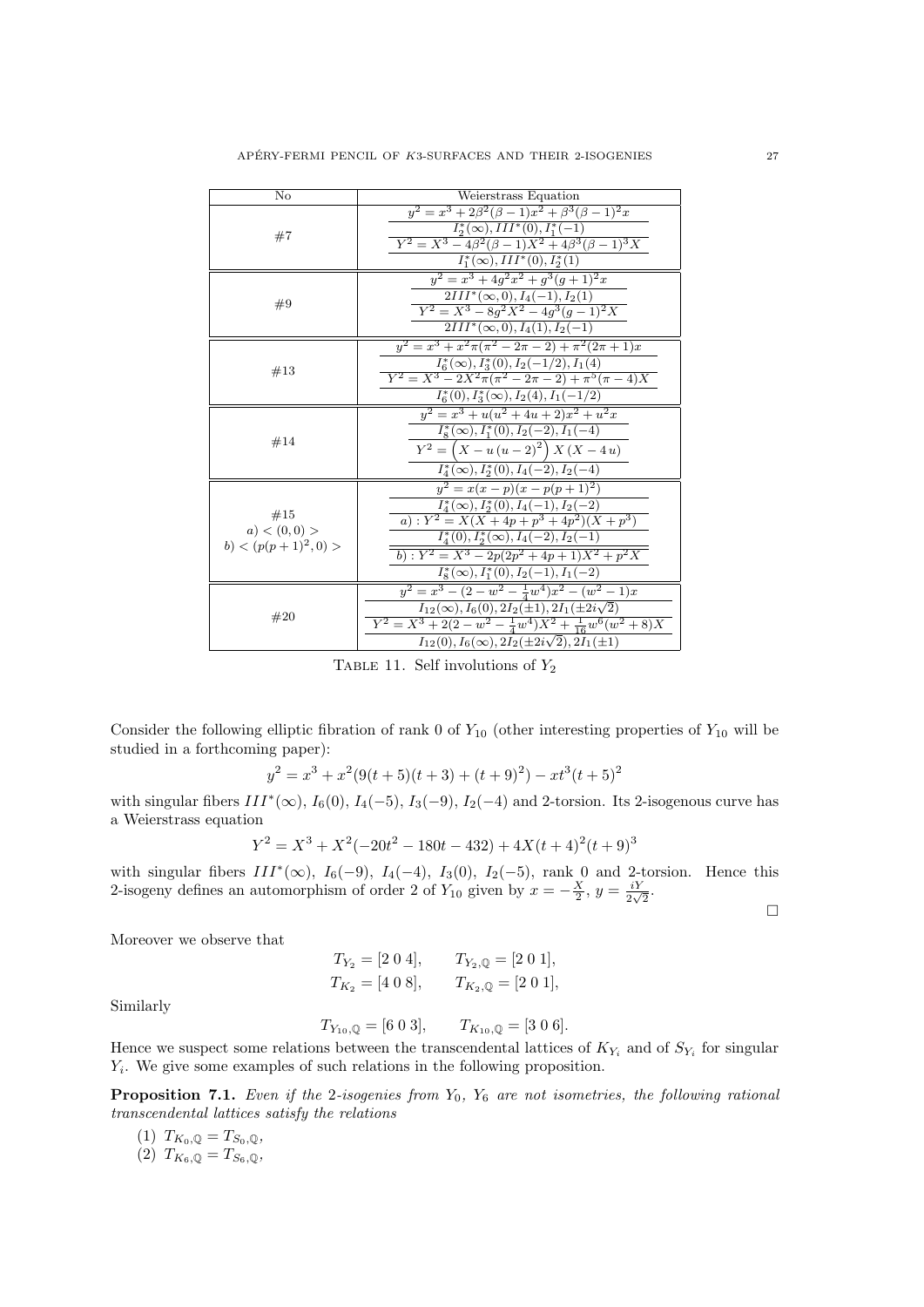| No | Weierstrass Equation |
| --- | --- |
| #7 | $y^2 = x^3 + 2\beta^2(\beta-1)x^2 + \beta^3(\beta-1)^2 x$ |
| | $I_2^*(\infty), III^*(0), I_1^*(-1)$ |
| | $Y^2 = X^3 - 4\beta^2(\beta-1)X^2 + 4\beta^3(\beta-1)^3 X$ |
| | $I_1^*(\infty), III^*(0), I_2^*(1)$ |
| #9 | $y^2 = x^3 + 4g^2x^2 + g^3(g+1)^2 x$ |
| | $2III^*(\infty, 0), I_4(-1), I_2(1)$ |
| | $Y^2 = X^3 - 8g^2X^2 - 4g^3(g-1)^2 X$ |
| | $2III^*(\infty, 0), I_4(1), I_2(-1)$ |
| #13 | $y^2 = x^3 + x^2\pi(\pi^2 - 2\pi - 2) + \pi^2(2\pi+1)x$ |
| | $I_6^*(\infty), I_3^*(0), I_2(-1/2), I_1(4)$ |
| | $Y^2 = X^3 - 2X^2\pi(\pi^2 - 2\pi - 2) + \pi^5(\pi - 4)X$ |
| | $I_6^*(0), I_3^*(\infty), I_2(4), I_1(-1/2)$ |
| #14 | $y^2 = x^3 + u(u^2 + 4u + 2)x^2 + u^2 x$ |
| | $I_8^*(\infty), I_1^*(0), I_2(-2), I_1(-4)$ |
| | $Y^2 = \left(X - u\,(u-2)^2\right) X\,(X - 4\,u)$ |
| | $I_4^*(\infty), I_2^*(0), I_4(-2), I_2(-4)$ |
| #15<br>$a) < (0,0) >$<br>$b) < (p(p+1)^2, 0) >$ | $y^2 = x(x-p)(x - p(p+1)^2)$ |
| | $I_4^*(\infty), I_2^*(0), I_4(-1), I_2(-2)$ |
| | $a): Y^2 = X(X + 4p + p^3 + 4p^2)(X + p^3)$ |
| | $I_4^*(0), I_2^*(\infty), I_4(-2), I_2(-1)$ |
| | $b): Y^2 = X^3 - 2p(2p^2 + 4p + 1)X^2 + p^2 X$ |
| | $I_8^*(\infty), I_1^*(0), I_2(-1), I_1(-2)$ |
| #20 | $y^2 = x^3 - (2 - w^2 - \frac{1}{4}w^4)x^2 - (w^2 - 1)x$ |
| | $I_{12}(\infty), I_6(0), 2I_2(\pm 1), 2I_1(\pm 2i\sqrt{2})$ |
| | $Y^2 = X^3 + 2(2 - w^2 - \frac{1}{4}w^4)X^2 + \frac{1}{16}w^6(w^2+8)X$ |
| | $I_{12}(0), I_6(\infty), 2I_2(\pm 2i\sqrt{2}), 2I_1(\pm 1)$ |

Table 11. Self involutions of $Y_2$

Consider the following elliptic fibration of rank 0 of $Y_{10}$ (other interesting properties of $Y_{10}$ will be studied in a forthcoming paper):

$$y^2 = x^3 + x^2(9(t+5)(t+3) + (t+9)^2) - xt^3(t+5)^2$$

with singular fibers $III^*(\infty)$, $I_6(0)$, $I_4(-5)$, $I_3(-9)$, $I_2(-4)$ and 2-torsion. Its 2-isogenous curve has a Weierstrass equation

$$Y^2 = X^3 + X^2(-20t^2 - 180t - 432) + 4X(t+4)^2(t+9)^3$$

with singular fibers $III^*(\infty)$, $I_6(-9)$, $I_4(-4)$, $I_3(0)$, $I_2(-5)$, rank 0 and 2-torsion. Hence this 2-isogeny defines an automorphism of order 2 of $Y_{10}$ given by $x = -\frac{X}{2}$, $y = \frac{iY}{2\sqrt{2}}$.

□

Moreover we observe that

$$T_{Y_2} = [2\ 0\ 4], \qquad T_{Y_2,\mathbb{Q}} = [2\ 0\ 1],$$
$$T_{K_2} = [4\ 0\ 8], \qquad T_{K_2,\mathbb{Q}} = [2\ 0\ 1],$$

Similarly

$$T_{Y_{10},\mathbb{Q}} = [6\ 0\ 3], \qquad T_{K_{10},\mathbb{Q}} = [3\ 0\ 6].$$

Hence we suspect some relations between the transcendental lattices of $K_{Y_i}$ and of $S_{Y_i}$ for singular $Y_i$. We give some examples of such relations in the following proposition.

**Proposition 7.1.** *Even if the 2-isogenies from $Y_0$, $Y_6$ are not isometries, the following rational transcendental lattices satisfy the relations*

(1) $T_{K_0,\mathbb{Q}} = T_{S_0,\mathbb{Q}}$,
(2) $T_{K_6,\mathbb{Q}} = T_{S_6,\mathbb{Q}}$,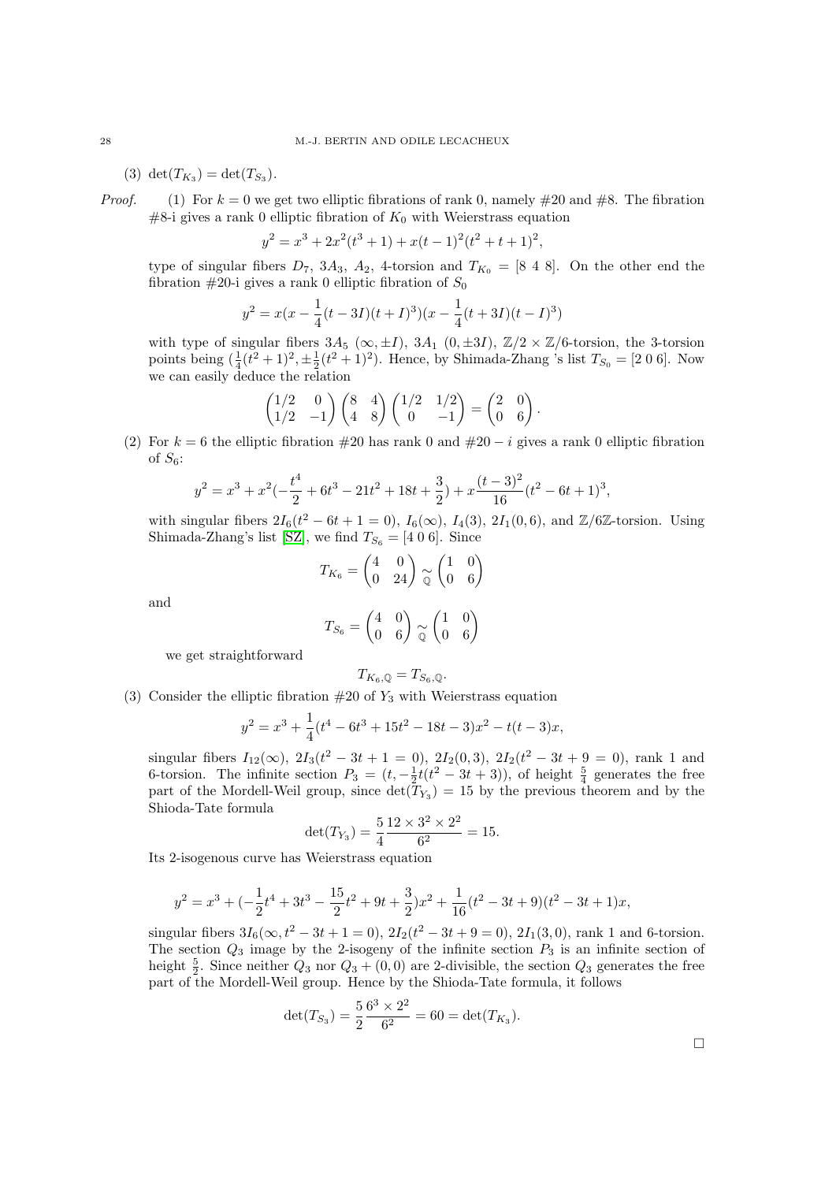(3) $\det(T_{K_3}) = \det(T_{S_3})$.

*Proof.* (1) For $k = 0$ we get two elliptic fibrations of rank 0, namely #20 and #8. The fibration #8-i gives a rank 0 elliptic fibration of $K_0$ with Weierstrass equation

$$y^2 = x^3 + 2x^2(t^3 + 1) + x(t-1)^2(t^2 + t + 1)^2,$$

type of singular fibers $D_7$, $3A_3$, $A_2$, 4-torsion and $T_{K_0} = [8\ 4\ 8]$. On the other end the fibration #20-i gives a rank 0 elliptic fibration of $S_0$

$$y^2 = x(x - \frac{1}{4}(t - 3I)(t + I)^3)(x - \frac{1}{4}(t + 3I)(t - I)^3)$$

with type of singular fibers $3A_5$ $(\infty, \pm I)$, $3A_1$ $(0, \pm 3I)$, $\mathbb{Z}/2 \times \mathbb{Z}/6$-torsion, the 3-torsion points being $(\frac{1}{4}(t^2+1)^2, \pm\frac{1}{2}(t^2+1)^2)$. Hence, by Shimada-Zhang 's list $T_{S_0} = [2\ 0\ 6]$. Now we can easily deduce the relation

$$\begin{pmatrix} 1/2 & 0 \\ 1/2 & -1 \end{pmatrix} \begin{pmatrix} 8 & 4 \\ 4 & 8 \end{pmatrix} \begin{pmatrix} 1/2 & 1/2 \\ 0 & -1 \end{pmatrix} = \begin{pmatrix} 2 & 0 \\ 0 & 6 \end{pmatrix}.$$

(2) For $k = 6$ the elliptic fibration #20 has rank 0 and $\#20 - i$ gives a rank 0 elliptic fibration of $S_6$:

$$y^2 = x^3 + x^2(-\frac{t^4}{2} + 6t^3 - 21t^2 + 18t + \frac{3}{2}) + x\frac{(t-3)^2}{16}(t^2 - 6t + 1)^3,$$

with singular fibers $2I_6(t^2 - 6t + 1 = 0)$, $I_6(\infty)$, $I_4(3)$, $2I_1(0, 6)$, and $\mathbb{Z}/6\mathbb{Z}$-torsion. Using Shimada-Zhang's list [SZ], we find $T_{S_6} = [4\ 0\ 6]$. Since

$$T_{K_6} = \begin{pmatrix} 4 & 0 \\ 0 & 24 \end{pmatrix} \underset{\mathbb{Q}}{\sim} \begin{pmatrix} 1 & 0 \\ 0 & 6 \end{pmatrix}$$

and

$$T_{S_6} = \begin{pmatrix} 4 & 0 \\ 0 & 6 \end{pmatrix} \underset{\mathbb{Q}}{\sim} \begin{pmatrix} 1 & 0 \\ 0 & 6 \end{pmatrix}$$

we get straightforward

$$T_{K_6,\mathbb{Q}} = T_{S_6,\mathbb{Q}}.$$

(3) Consider the elliptic fibration #20 of $Y_3$ with Weierstrass equation

$$y^2 = x^3 + \frac{1}{4}(t^4 - 6t^3 + 15t^2 - 18t - 3)x^2 - t(t-3)x,$$

singular fibers $I_{12}(\infty)$, $2I_3(t^2 - 3t + 1 = 0)$, $2I_2(0, 3)$, $2I_2(t^2 - 3t + 9 = 0)$, rank 1 and 6-torsion. The infinite section $P_3 = (t, -\frac{1}{2}t(t^2 - 3t + 3))$, of height $\frac{5}{4}$ generates the free part of the Mordell-Weil group, since $\det(T_{Y_3}) = 15$ by the previous theorem and by the Shioda-Tate formula

$$\det(T_{Y_3}) = \frac{5}{4}\frac{12 \times 3^2 \times 2^2}{6^2} = 15.$$

Its 2-isogenous curve has Weierstrass equation

$$y^2 = x^3 + (-\frac{1}{2}t^4 + 3t^3 - \frac{15}{2}t^2 + 9t + \frac{3}{2})x^2 + \frac{1}{16}(t^2 - 3t + 9)(t^2 - 3t + 1)x,$$

singular fibers $3I_6(\infty, t^2 - 3t + 1 = 0)$, $2I_2(t^2 - 3t + 9 = 0)$, $2I_1(3, 0)$, rank 1 and 6-torsion. The section $Q_3$ image by the 2-isogeny of the infinite section $P_3$ is an infinite section of height $\frac{5}{2}$. Since neither $Q_3$ nor $Q_3 + (0, 0)$ are 2-divisible, the section $Q_3$ generates the free part of the Mordell-Weil group. Hence by the Shioda-Tate formula, it follows

$$\det(T_{S_3}) = \frac{5}{2}\frac{6^3 \times 2^2}{6^2} = 60 = \det(T_{K_3}).$$

$\square$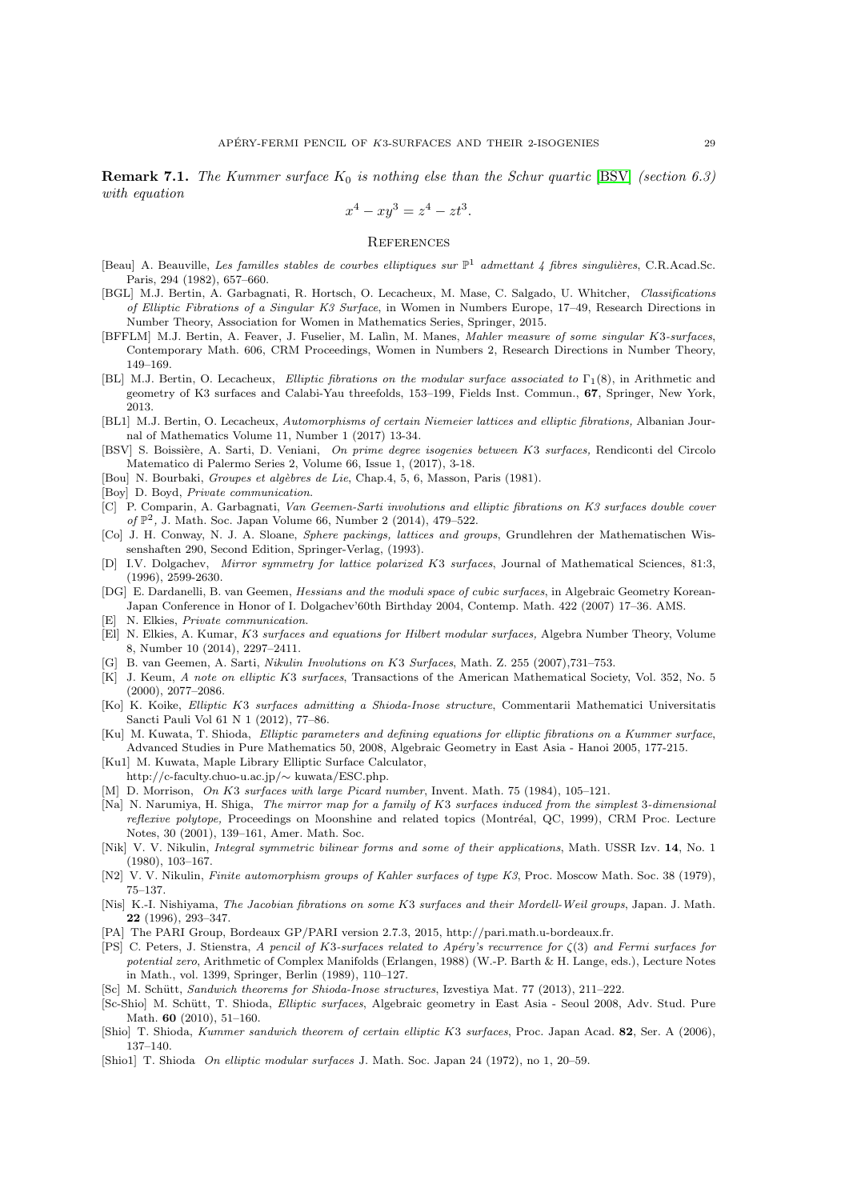**Remark 7.1.** *The Kummer surface $K_0$ is nothing else than the Schur quartic* [BSV] *(section 6.3) with equation*

$$x^4 - xy^3 = z^4 - zt^3.$$

## References

[Beau] A. Beauville, *Les familles stables de courbes elliptiques sur $\mathbb{P}^1$ admettant 4 fibres singulières*, C.R.Acad.Sc. Paris, 294 (1982), 657–660.

[BGL] M.J. Bertin, A. Garbagnati, R. Hortsch, O. Lecacheux, M. Mase, C. Salgado, U. Whitcher, *Classifications of Elliptic Fibrations of a Singular K3 Surface*, in Women in Numbers Europe, 17–49, Research Directions in Number Theory, Association for Women in Mathematics Series, Springer, 2015.

[BFFLM] M.J. Bertin, A. Feaver, J. Fuselier, M. Lalìn, M. Manes, *Mahler measure of some singular K3-surfaces*, Contemporary Math. 606, CRM Proceedings, Women in Numbers 2, Research Directions in Number Theory, 149–169.

[BL] M.J. Bertin, O. Lecacheux, *Elliptic fibrations on the modular surface associated to $\Gamma_1(8)$*, in Arithmetic and geometry of K3 surfaces and Calabi-Yau threefolds, 153–199, Fields Inst. Commun., **67**, Springer, New York, 2013.

[BL1] M.J. Bertin, O. Lecacheux, *Automorphisms of certain Niemeier lattices and elliptic fibrations,* Albanian Journal of Mathematics Volume 11, Number 1 (2017) 13-34.

[BSV] S. Boissière, A. Sarti, D. Veniani, *On prime degree isogenies between K3 surfaces,* Rendiconti del Circolo Matematico di Palermo Series 2, Volume 66, Issue 1, (2017), 3-18.

[Bou] N. Bourbaki, *Groupes et algèbres de Lie*, Chap.4, 5, 6, Masson, Paris (1981).

[Boy] D. Boyd, *Private communication.*

[C] P. Comparin, A. Garbagnati, *Van Geemen-Sarti involutions and elliptic fibrations on K3 surfaces double cover of $\mathbb{P}^2$,* J. Math. Soc. Japan Volume 66, Number 2 (2014), 479–522.

[Co] J. H. Conway, N. J. A. Sloane, *Sphere packings, lattices and groups*, Grundlehren der Mathematischen Wissenshaften 290, Second Edition, Springer-Verlag, (1993).

[D] I.V. Dolgachev, *Mirror symmetry for lattice polarized K3 surfaces*, Journal of Mathematical Sciences, 81:3, (1996), 2599-2630.

[DG] E. Dardanelli, B. van Geemen, *Hessians and the moduli space of cubic surfaces*, in Algebraic Geometry Korean-Japan Conference in Honor of I. Dolgachev'60th Birthday 2004, Contemp. Math. 422 (2007) 17–36. AMS.

[E] N. Elkies, *Private communication.*

[El] N. Elkies, A. Kumar, *K3 surfaces and equations for Hilbert modular surfaces,* Algebra Number Theory, Volume 8, Number 10 (2014), 2297–2411.

[G] B. van Geemen, A. Sarti, *Nikulin Involutions on K3 Surfaces*, Math. Z. 255 (2007),731–753.

[K] J. Keum, *A note on elliptic K3 surfaces*, Transactions of the American Mathematical Society, Vol. 352, No. 5 (2000), 2077–2086.

[Ko] K. Koike, *Elliptic K3 surfaces admitting a Shioda-Inose structure*, Commentarii Mathematici Universitatis Sancti Pauli Vol 61 N 1 (2012), 77–86.

[Ku] M. Kuwata, T. Shioda, *Elliptic parameters and defining equations for elliptic fibrations on a Kummer surface*, Advanced Studies in Pure Mathematics 50, 2008, Algebraic Geometry in East Asia - Hanoi 2005, 177-215.

[Ku1] M. Kuwata, Maple Library Elliptic Surface Calculator, http://c-faculty.chuo-u.ac.jp/∼ kuwata/ESC.php.

[M] D. Morrison, *On K3 surfaces with large Picard number*, Invent. Math. 75 (1984), 105–121.

[Na] N. Narumiya, H. Shiga, *The mirror map for a family of K3 surfaces induced from the simplest 3-dimensional reflexive polytope,* Proceedings on Moonshine and related topics (Montréal, QC, 1999), CRM Proc. Lecture Notes, 30 (2001), 139–161, Amer. Math. Soc.

[Nik] V. V. Nikulin, *Integral symmetric bilinear forms and some of their applications*, Math. USSR Izv. **14**, No. 1 (1980), 103–167.

[N2] V. V. Nikulin, *Finite automorphism groups of Kahler surfaces of type K3*, Proc. Moscow Math. Soc. 38 (1979), 75–137.

[Nis] K.-I. Nishiyama, *The Jacobian fibrations on some K3 surfaces and their Mordell-Weil groups*, Japan. J. Math. **22** (1996), 293–347.

[PA] The PARI Group, Bordeaux GP/PARI version 2.7.3, 2015, http://pari.math.u-bordeaux.fr.

[PS] C. Peters, J. Stienstra, *A pencil of K3-surfaces related to Apéry's recurrence for $\zeta(3)$ and Fermi surfaces for potential zero*, Arithmetic of Complex Manifolds (Erlangen, 1988) (W.-P. Barth & H. Lange, eds.), Lecture Notes in Math., vol. 1399, Springer, Berlin (1989), 110–127.

[Sc] M. Schütt, *Sandwich theorems for Shioda-Inose structures*, Izvestiya Mat. 77 (2013), 211–222.

[Sc-Shio] M. Schütt, T. Shioda, *Elliptic surfaces*, Algebraic geometry in East Asia - Seoul 2008, Adv. Stud. Pure Math. **60** (2010), 51–160.

[Shio] T. Shioda, *Kummer sandwich theorem of certain elliptic K3 surfaces*, Proc. Japan Acad. **82**, Ser. A (2006), 137–140.

[Shio1] T. Shioda *On elliptic modular surfaces* J. Math. Soc. Japan 24 (1972), no 1, 20–59.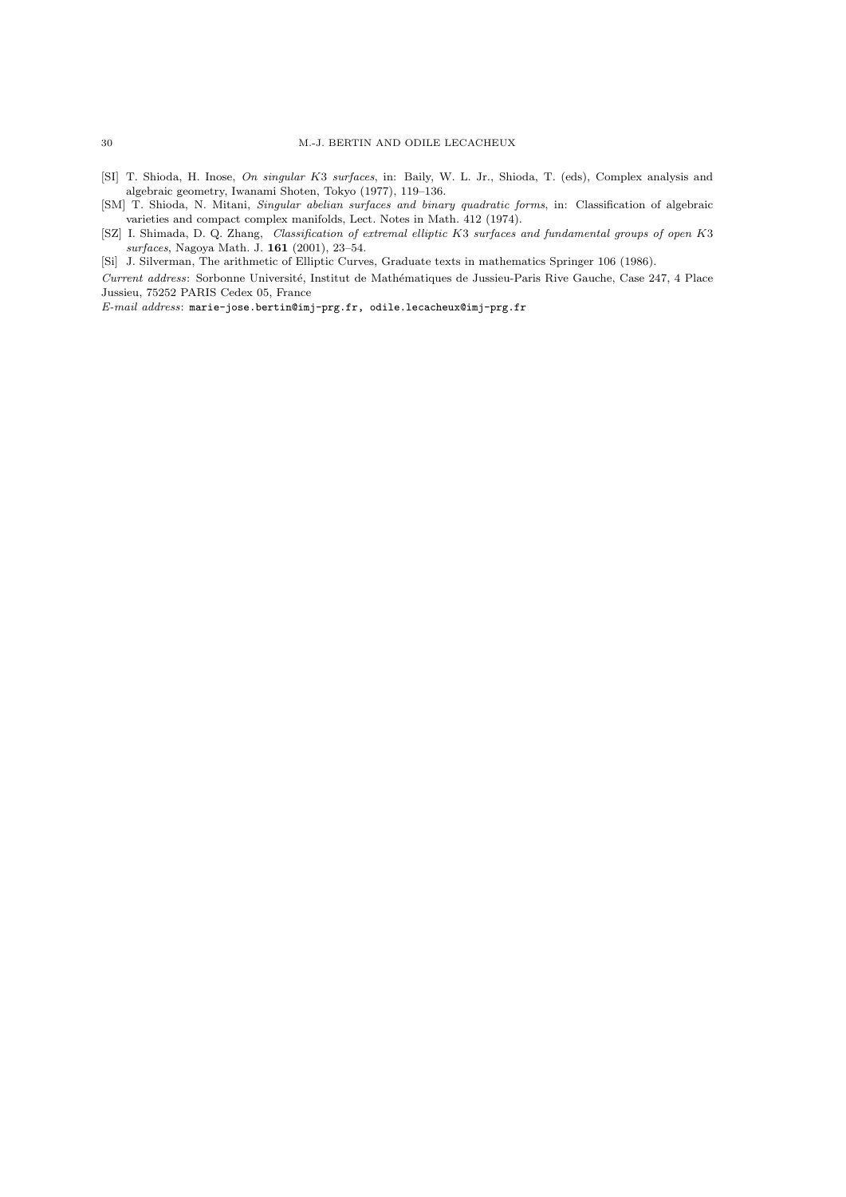- [SI] T. Shioda, H. Inose, *On singular K3 surfaces*, in: Baily, W. L. Jr., Shioda, T. (eds), Complex analysis and algebraic geometry, Iwanami Shoten, Tokyo (1977), 119–136.
- [SM] T. Shioda, N. Mitani, *Singular abelian surfaces and binary quadratic forms*, in: Classification of algebraic varieties and compact complex manifolds, Lect. Notes in Math. 412 (1974).
- [SZ] I. Shimada, D. Q. Zhang, *Classification of extremal elliptic K3 surfaces and fundamental groups of open K3 surfaces*, Nagoya Math. J. **161** (2001), 23–54.
- [Si] J. Silverman, The arithmetic of Elliptic Curves, Graduate texts in mathematics Springer 106 (1986).

*Current address*: Sorbonne Université, Institut de Mathématiques de Jussieu-Paris Rive Gauche, Case 247, 4 Place Jussieu, 75252 PARIS Cedex 05, France

*E-mail address*: `marie-jose.bertin@imj-prg.fr, odile.lecacheux@imj-prg.fr`